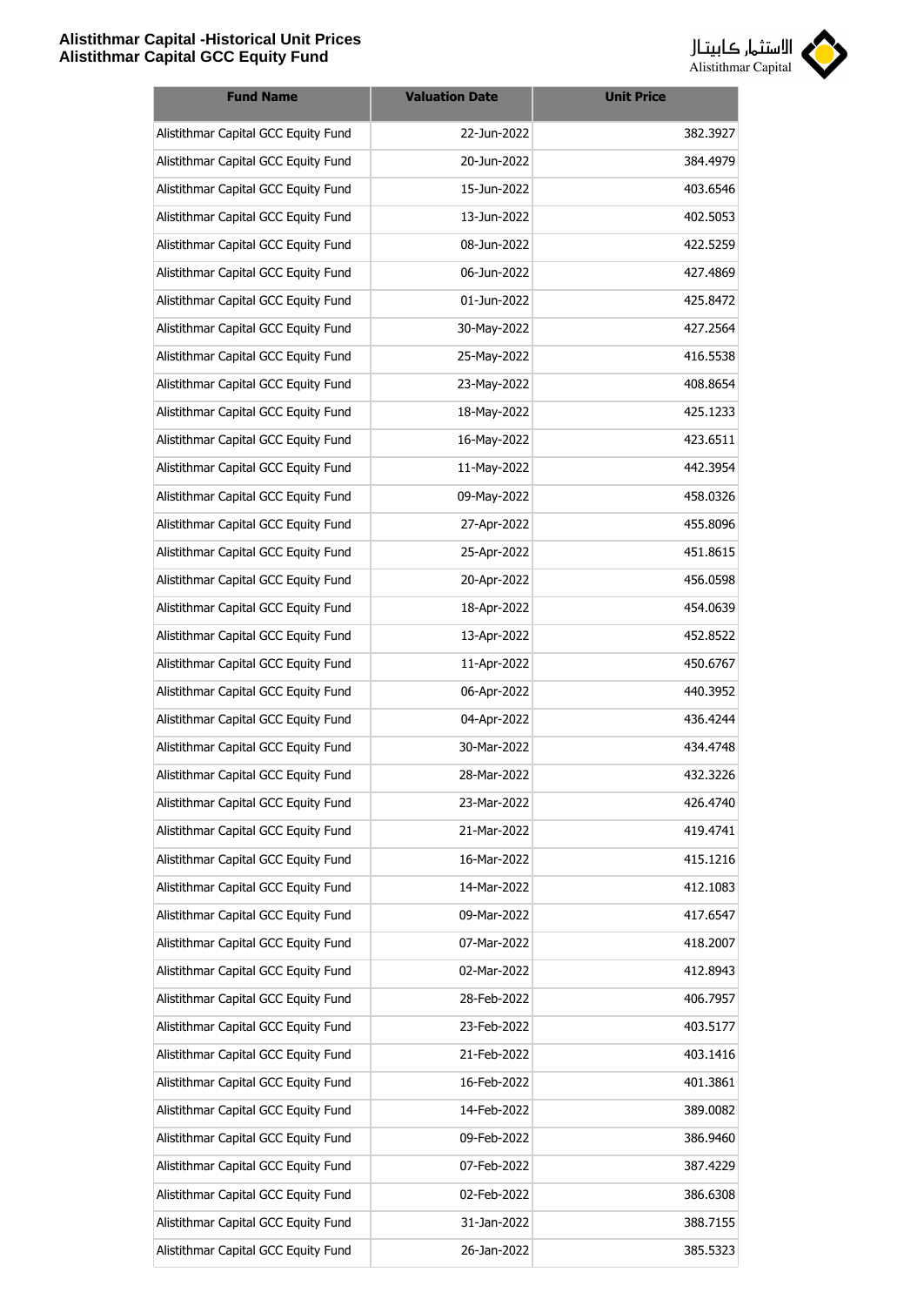# Alistithmar Capital -Historical Unit Prices
## Alistithmar Capital GCC Equity Fund

| Fund Name | Valuation Date | Unit Price |
|---|---|---|
| Alistithmar Capital GCC Equity Fund | 22-Jun-2022 | 382.3927 |
| Alistithmar Capital GCC Equity Fund | 20-Jun-2022 | 384.4979 |
| Alistithmar Capital GCC Equity Fund | 15-Jun-2022 | 403.6546 |
| Alistithmar Capital GCC Equity Fund | 13-Jun-2022 | 402.5053 |
| Alistithmar Capital GCC Equity Fund | 08-Jun-2022 | 422.5259 |
| Alistithmar Capital GCC Equity Fund | 06-Jun-2022 | 427.4869 |
| Alistithmar Capital GCC Equity Fund | 01-Jun-2022 | 425.8472 |
| Alistithmar Capital GCC Equity Fund | 30-May-2022 | 427.2564 |
| Alistithmar Capital GCC Equity Fund | 25-May-2022 | 416.5538 |
| Alistithmar Capital GCC Equity Fund | 23-May-2022 | 408.8654 |
| Alistithmar Capital GCC Equity Fund | 18-May-2022 | 425.1233 |
| Alistithmar Capital GCC Equity Fund | 16-May-2022 | 423.6511 |
| Alistithmar Capital GCC Equity Fund | 11-May-2022 | 442.3954 |
| Alistithmar Capital GCC Equity Fund | 09-May-2022 | 458.0326 |
| Alistithmar Capital GCC Equity Fund | 27-Apr-2022 | 455.8096 |
| Alistithmar Capital GCC Equity Fund | 25-Apr-2022 | 451.8615 |
| Alistithmar Capital GCC Equity Fund | 20-Apr-2022 | 456.0598 |
| Alistithmar Capital GCC Equity Fund | 18-Apr-2022 | 454.0639 |
| Alistithmar Capital GCC Equity Fund | 13-Apr-2022 | 452.8522 |
| Alistithmar Capital GCC Equity Fund | 11-Apr-2022 | 450.6767 |
| Alistithmar Capital GCC Equity Fund | 06-Apr-2022 | 440.3952 |
| Alistithmar Capital GCC Equity Fund | 04-Apr-2022 | 436.4244 |
| Alistithmar Capital GCC Equity Fund | 30-Mar-2022 | 434.4748 |
| Alistithmar Capital GCC Equity Fund | 28-Mar-2022 | 432.3226 |
| Alistithmar Capital GCC Equity Fund | 23-Mar-2022 | 426.4740 |
| Alistithmar Capital GCC Equity Fund | 21-Mar-2022 | 419.4741 |
| Alistithmar Capital GCC Equity Fund | 16-Mar-2022 | 415.1216 |
| Alistithmar Capital GCC Equity Fund | 14-Mar-2022 | 412.1083 |
| Alistithmar Capital GCC Equity Fund | 09-Mar-2022 | 417.6547 |
| Alistithmar Capital GCC Equity Fund | 07-Mar-2022 | 418.2007 |
| Alistithmar Capital GCC Equity Fund | 02-Mar-2022 | 412.8943 |
| Alistithmar Capital GCC Equity Fund | 28-Feb-2022 | 406.7957 |
| Alistithmar Capital GCC Equity Fund | 23-Feb-2022 | 403.5177 |
| Alistithmar Capital GCC Equity Fund | 21-Feb-2022 | 403.1416 |
| Alistithmar Capital GCC Equity Fund | 16-Feb-2022 | 401.3861 |
| Alistithmar Capital GCC Equity Fund | 14-Feb-2022 | 389.0082 |
| Alistithmar Capital GCC Equity Fund | 09-Feb-2022 | 386.9460 |
| Alistithmar Capital GCC Equity Fund | 07-Feb-2022 | 387.4229 |
| Alistithmar Capital GCC Equity Fund | 02-Feb-2022 | 386.6308 |
| Alistithmar Capital GCC Equity Fund | 31-Jan-2022 | 388.7155 |
| Alistithmar Capital GCC Equity Fund | 26-Jan-2022 | 385.5323 |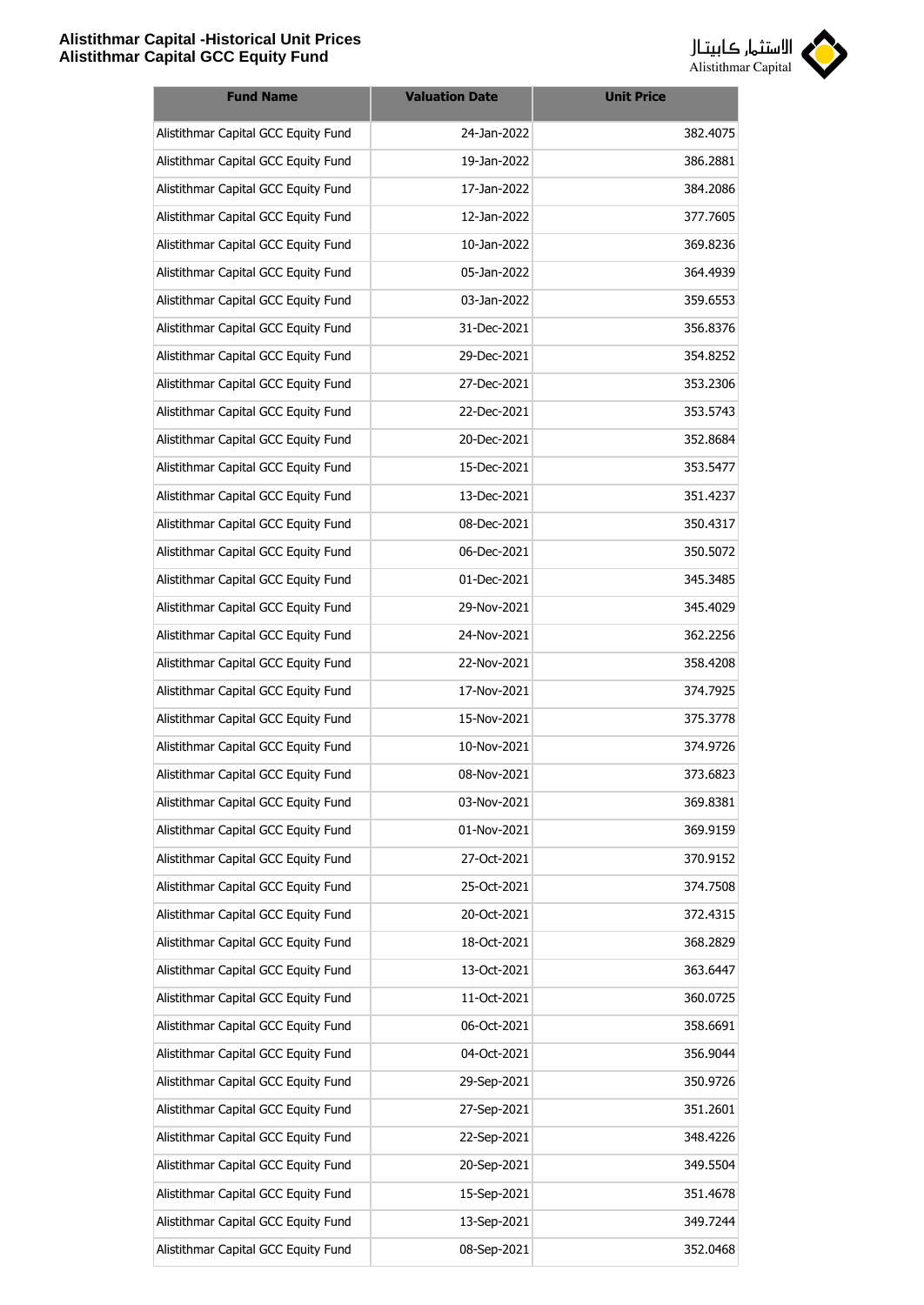| Fund Name | Valuation Date | Unit Price |
|---|---|---|
| Alistithmar Capital GCC Equity Fund | 24-Jan-2022 | 382.4075 |
| Alistithmar Capital GCC Equity Fund | 19-Jan-2022 | 386.2881 |
| Alistithmar Capital GCC Equity Fund | 17-Jan-2022 | 384.2086 |
| Alistithmar Capital GCC Equity Fund | 12-Jan-2022 | 377.7605 |
| Alistithmar Capital GCC Equity Fund | 10-Jan-2022 | 369.8236 |
| Alistithmar Capital GCC Equity Fund | 05-Jan-2022 | 364.4939 |
| Alistithmar Capital GCC Equity Fund | 03-Jan-2022 | 359.6553 |
| Alistithmar Capital GCC Equity Fund | 31-Dec-2021 | 356.8376 |
| Alistithmar Capital GCC Equity Fund | 29-Dec-2021 | 354.8252 |
| Alistithmar Capital GCC Equity Fund | 27-Dec-2021 | 353.2306 |
| Alistithmar Capital GCC Equity Fund | 22-Dec-2021 | 353.5743 |
| Alistithmar Capital GCC Equity Fund | 20-Dec-2021 | 352.8684 |
| Alistithmar Capital GCC Equity Fund | 15-Dec-2021 | 353.5477 |
| Alistithmar Capital GCC Equity Fund | 13-Dec-2021 | 351.4237 |
| Alistithmar Capital GCC Equity Fund | 08-Dec-2021 | 350.4317 |
| Alistithmar Capital GCC Equity Fund | 06-Dec-2021 | 350.5072 |
| Alistithmar Capital GCC Equity Fund | 01-Dec-2021 | 345.3485 |
| Alistithmar Capital GCC Equity Fund | 29-Nov-2021 | 345.4029 |
| Alistithmar Capital GCC Equity Fund | 24-Nov-2021 | 362.2256 |
| Alistithmar Capital GCC Equity Fund | 22-Nov-2021 | 358.4208 |
| Alistithmar Capital GCC Equity Fund | 17-Nov-2021 | 374.7925 |
| Alistithmar Capital GCC Equity Fund | 15-Nov-2021 | 375.3778 |
| Alistithmar Capital GCC Equity Fund | 10-Nov-2021 | 374.9726 |
| Alistithmar Capital GCC Equity Fund | 08-Nov-2021 | 373.6823 |
| Alistithmar Capital GCC Equity Fund | 03-Nov-2021 | 369.8381 |
| Alistithmar Capital GCC Equity Fund | 01-Nov-2021 | 369.9159 |
| Alistithmar Capital GCC Equity Fund | 27-Oct-2021 | 370.9152 |
| Alistithmar Capital GCC Equity Fund | 25-Oct-2021 | 374.7508 |
| Alistithmar Capital GCC Equity Fund | 20-Oct-2021 | 372.4315 |
| Alistithmar Capital GCC Equity Fund | 18-Oct-2021 | 368.2829 |
| Alistithmar Capital GCC Equity Fund | 13-Oct-2021 | 363.6447 |
| Alistithmar Capital GCC Equity Fund | 11-Oct-2021 | 360.0725 |
| Alistithmar Capital GCC Equity Fund | 06-Oct-2021 | 358.6691 |
| Alistithmar Capital GCC Equity Fund | 04-Oct-2021 | 356.9044 |
| Alistithmar Capital GCC Equity Fund | 29-Sep-2021 | 350.9726 |
| Alistithmar Capital GCC Equity Fund | 27-Sep-2021 | 351.2601 |
| Alistithmar Capital GCC Equity Fund | 22-Sep-2021 | 348.4226 |
| Alistithmar Capital GCC Equity Fund | 20-Sep-2021 | 349.5504 |
| Alistithmar Capital GCC Equity Fund | 15-Sep-2021 | 351.4678 |
| Alistithmar Capital GCC Equity Fund | 13-Sep-2021 | 349.7244 |
| Alistithmar Capital GCC Equity Fund | 08-Sep-2021 | 352.0468 |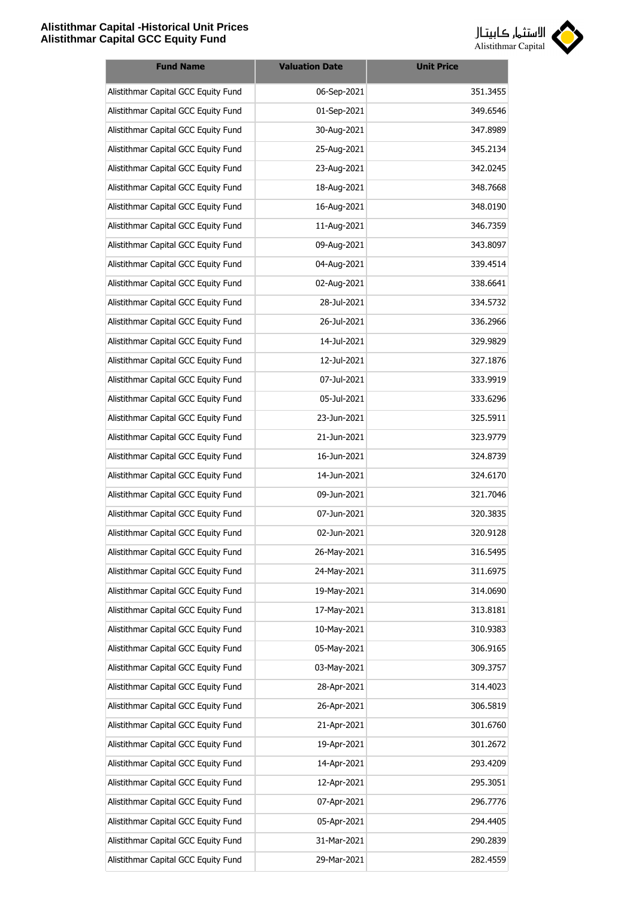| Fund Name | Valuation Date | Unit Price |
| --- | --- | --- |
| Alistithmar Capital GCC Equity Fund | 06-Sep-2021 | 351.3455 |
| Alistithmar Capital GCC Equity Fund | 01-Sep-2021 | 349.6546 |
| Alistithmar Capital GCC Equity Fund | 30-Aug-2021 | 347.8989 |
| Alistithmar Capital GCC Equity Fund | 25-Aug-2021 | 345.2134 |
| Alistithmar Capital GCC Equity Fund | 23-Aug-2021 | 342.0245 |
| Alistithmar Capital GCC Equity Fund | 18-Aug-2021 | 348.7668 |
| Alistithmar Capital GCC Equity Fund | 16-Aug-2021 | 348.0190 |
| Alistithmar Capital GCC Equity Fund | 11-Aug-2021 | 346.7359 |
| Alistithmar Capital GCC Equity Fund | 09-Aug-2021 | 343.8097 |
| Alistithmar Capital GCC Equity Fund | 04-Aug-2021 | 339.4514 |
| Alistithmar Capital GCC Equity Fund | 02-Aug-2021 | 338.6641 |
| Alistithmar Capital GCC Equity Fund | 28-Jul-2021 | 334.5732 |
| Alistithmar Capital GCC Equity Fund | 26-Jul-2021 | 336.2966 |
| Alistithmar Capital GCC Equity Fund | 14-Jul-2021 | 329.9829 |
| Alistithmar Capital GCC Equity Fund | 12-Jul-2021 | 327.1876 |
| Alistithmar Capital GCC Equity Fund | 07-Jul-2021 | 333.9919 |
| Alistithmar Capital GCC Equity Fund | 05-Jul-2021 | 333.6296 |
| Alistithmar Capital GCC Equity Fund | 23-Jun-2021 | 325.5911 |
| Alistithmar Capital GCC Equity Fund | 21-Jun-2021 | 323.9779 |
| Alistithmar Capital GCC Equity Fund | 16-Jun-2021 | 324.8739 |
| Alistithmar Capital GCC Equity Fund | 14-Jun-2021 | 324.6170 |
| Alistithmar Capital GCC Equity Fund | 09-Jun-2021 | 321.7046 |
| Alistithmar Capital GCC Equity Fund | 07-Jun-2021 | 320.3835 |
| Alistithmar Capital GCC Equity Fund | 02-Jun-2021 | 320.9128 |
| Alistithmar Capital GCC Equity Fund | 26-May-2021 | 316.5495 |
| Alistithmar Capital GCC Equity Fund | 24-May-2021 | 311.6975 |
| Alistithmar Capital GCC Equity Fund | 19-May-2021 | 314.0690 |
| Alistithmar Capital GCC Equity Fund | 17-May-2021 | 313.8181 |
| Alistithmar Capital GCC Equity Fund | 10-May-2021 | 310.9383 |
| Alistithmar Capital GCC Equity Fund | 05-May-2021 | 306.9165 |
| Alistithmar Capital GCC Equity Fund | 03-May-2021 | 309.3757 |
| Alistithmar Capital GCC Equity Fund | 28-Apr-2021 | 314.4023 |
| Alistithmar Capital GCC Equity Fund | 26-Apr-2021 | 306.5819 |
| Alistithmar Capital GCC Equity Fund | 21-Apr-2021 | 301.6760 |
| Alistithmar Capital GCC Equity Fund | 19-Apr-2021 | 301.2672 |
| Alistithmar Capital GCC Equity Fund | 14-Apr-2021 | 293.4209 |
| Alistithmar Capital GCC Equity Fund | 12-Apr-2021 | 295.3051 |
| Alistithmar Capital GCC Equity Fund | 07-Apr-2021 | 296.7776 |
| Alistithmar Capital GCC Equity Fund | 05-Apr-2021 | 294.4405 |
| Alistithmar Capital GCC Equity Fund | 31-Mar-2021 | 290.2839 |
| Alistithmar Capital GCC Equity Fund | 29-Mar-2021 | 282.4559 |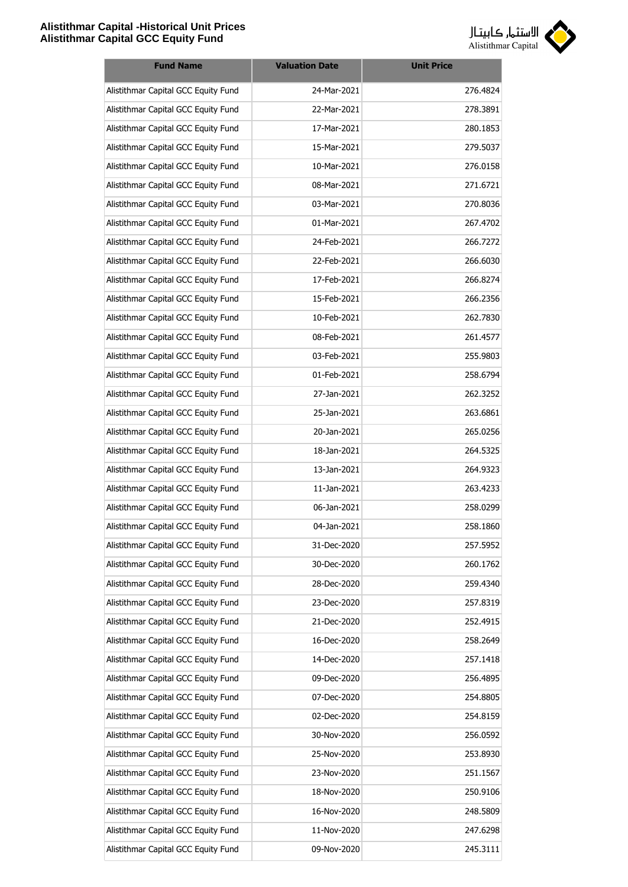| Fund Name | Valuation Date | Unit Price |
|---|---|---|
| Alistithmar Capital GCC Equity Fund | 24-Mar-2021 | 276.4824 |
| Alistithmar Capital GCC Equity Fund | 22-Mar-2021 | 278.3891 |
| Alistithmar Capital GCC Equity Fund | 17-Mar-2021 | 280.1853 |
| Alistithmar Capital GCC Equity Fund | 15-Mar-2021 | 279.5037 |
| Alistithmar Capital GCC Equity Fund | 10-Mar-2021 | 276.0158 |
| Alistithmar Capital GCC Equity Fund | 08-Mar-2021 | 271.6721 |
| Alistithmar Capital GCC Equity Fund | 03-Mar-2021 | 270.8036 |
| Alistithmar Capital GCC Equity Fund | 01-Mar-2021 | 267.4702 |
| Alistithmar Capital GCC Equity Fund | 24-Feb-2021 | 266.7272 |
| Alistithmar Capital GCC Equity Fund | 22-Feb-2021 | 266.6030 |
| Alistithmar Capital GCC Equity Fund | 17-Feb-2021 | 266.8274 |
| Alistithmar Capital GCC Equity Fund | 15-Feb-2021 | 266.2356 |
| Alistithmar Capital GCC Equity Fund | 10-Feb-2021 | 262.7830 |
| Alistithmar Capital GCC Equity Fund | 08-Feb-2021 | 261.4577 |
| Alistithmar Capital GCC Equity Fund | 03-Feb-2021 | 255.9803 |
| Alistithmar Capital GCC Equity Fund | 01-Feb-2021 | 258.6794 |
| Alistithmar Capital GCC Equity Fund | 27-Jan-2021 | 262.3252 |
| Alistithmar Capital GCC Equity Fund | 25-Jan-2021 | 263.6861 |
| Alistithmar Capital GCC Equity Fund | 20-Jan-2021 | 265.0256 |
| Alistithmar Capital GCC Equity Fund | 18-Jan-2021 | 264.5325 |
| Alistithmar Capital GCC Equity Fund | 13-Jan-2021 | 264.9323 |
| Alistithmar Capital GCC Equity Fund | 11-Jan-2021 | 263.4233 |
| Alistithmar Capital GCC Equity Fund | 06-Jan-2021 | 258.0299 |
| Alistithmar Capital GCC Equity Fund | 04-Jan-2021 | 258.1860 |
| Alistithmar Capital GCC Equity Fund | 31-Dec-2020 | 257.5952 |
| Alistithmar Capital GCC Equity Fund | 30-Dec-2020 | 260.1762 |
| Alistithmar Capital GCC Equity Fund | 28-Dec-2020 | 259.4340 |
| Alistithmar Capital GCC Equity Fund | 23-Dec-2020 | 257.8319 |
| Alistithmar Capital GCC Equity Fund | 21-Dec-2020 | 252.4915 |
| Alistithmar Capital GCC Equity Fund | 16-Dec-2020 | 258.2649 |
| Alistithmar Capital GCC Equity Fund | 14-Dec-2020 | 257.1418 |
| Alistithmar Capital GCC Equity Fund | 09-Dec-2020 | 256.4895 |
| Alistithmar Capital GCC Equity Fund | 07-Dec-2020 | 254.8805 |
| Alistithmar Capital GCC Equity Fund | 02-Dec-2020 | 254.8159 |
| Alistithmar Capital GCC Equity Fund | 30-Nov-2020 | 256.0592 |
| Alistithmar Capital GCC Equity Fund | 25-Nov-2020 | 253.8930 |
| Alistithmar Capital GCC Equity Fund | 23-Nov-2020 | 251.1567 |
| Alistithmar Capital GCC Equity Fund | 18-Nov-2020 | 250.9106 |
| Alistithmar Capital GCC Equity Fund | 16-Nov-2020 | 248.5809 |
| Alistithmar Capital GCC Equity Fund | 11-Nov-2020 | 247.6298 |
| Alistithmar Capital GCC Equity Fund | 09-Nov-2020 | 245.3111 |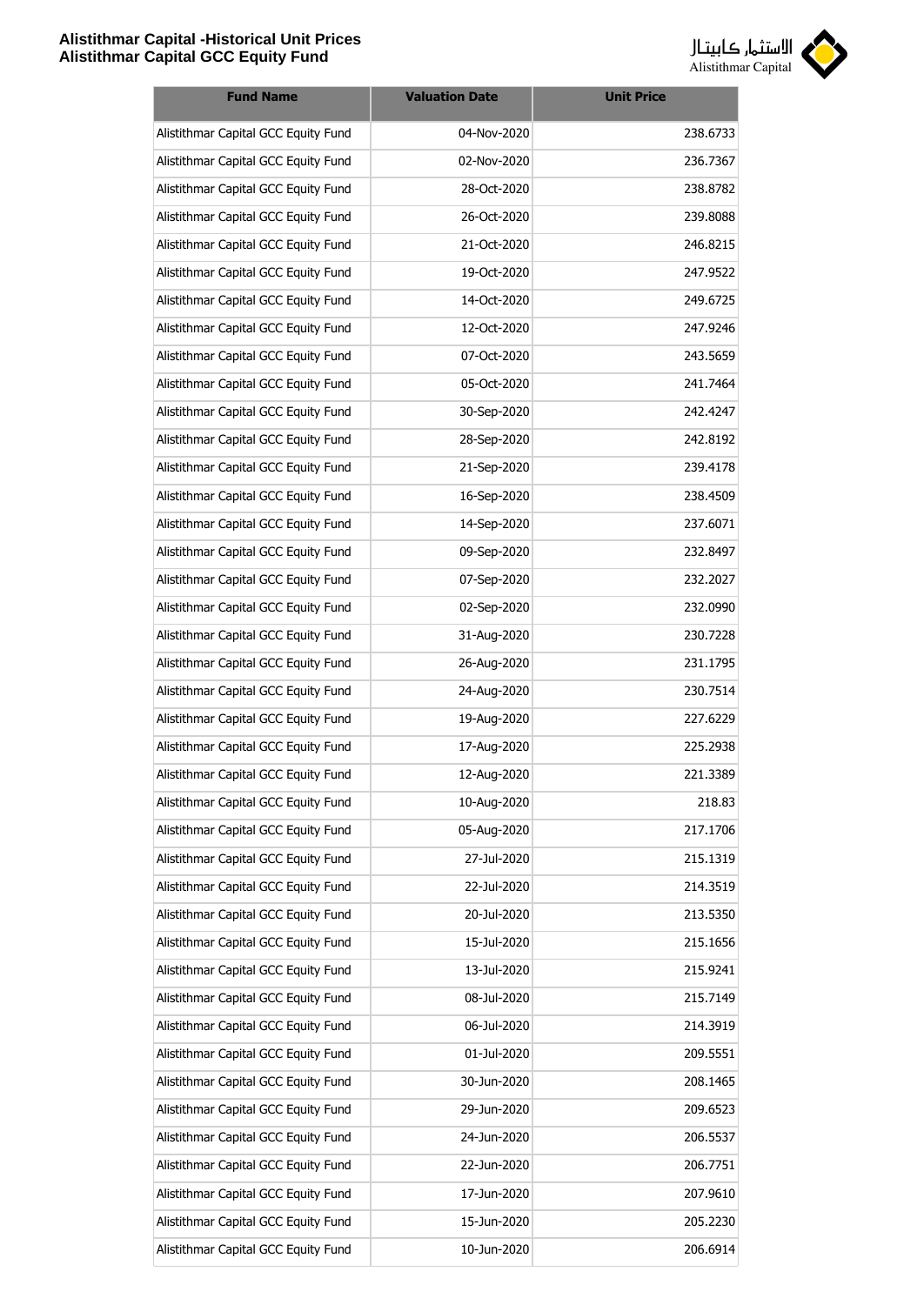| Fund Name | Valuation Date | Unit Price |
|---|---|---|
| Alistithmar Capital GCC Equity Fund | 04-Nov-2020 | 238.6733 |
| Alistithmar Capital GCC Equity Fund | 02-Nov-2020 | 236.7367 |
| Alistithmar Capital GCC Equity Fund | 28-Oct-2020 | 238.8782 |
| Alistithmar Capital GCC Equity Fund | 26-Oct-2020 | 239.8088 |
| Alistithmar Capital GCC Equity Fund | 21-Oct-2020 | 246.8215 |
| Alistithmar Capital GCC Equity Fund | 19-Oct-2020 | 247.9522 |
| Alistithmar Capital GCC Equity Fund | 14-Oct-2020 | 249.6725 |
| Alistithmar Capital GCC Equity Fund | 12-Oct-2020 | 247.9246 |
| Alistithmar Capital GCC Equity Fund | 07-Oct-2020 | 243.5659 |
| Alistithmar Capital GCC Equity Fund | 05-Oct-2020 | 241.7464 |
| Alistithmar Capital GCC Equity Fund | 30-Sep-2020 | 242.4247 |
| Alistithmar Capital GCC Equity Fund | 28-Sep-2020 | 242.8192 |
| Alistithmar Capital GCC Equity Fund | 21-Sep-2020 | 239.4178 |
| Alistithmar Capital GCC Equity Fund | 16-Sep-2020 | 238.4509 |
| Alistithmar Capital GCC Equity Fund | 14-Sep-2020 | 237.6071 |
| Alistithmar Capital GCC Equity Fund | 09-Sep-2020 | 232.8497 |
| Alistithmar Capital GCC Equity Fund | 07-Sep-2020 | 232.2027 |
| Alistithmar Capital GCC Equity Fund | 02-Sep-2020 | 232.0990 |
| Alistithmar Capital GCC Equity Fund | 31-Aug-2020 | 230.7228 |
| Alistithmar Capital GCC Equity Fund | 26-Aug-2020 | 231.1795 |
| Alistithmar Capital GCC Equity Fund | 24-Aug-2020 | 230.7514 |
| Alistithmar Capital GCC Equity Fund | 19-Aug-2020 | 227.6229 |
| Alistithmar Capital GCC Equity Fund | 17-Aug-2020 | 225.2938 |
| Alistithmar Capital GCC Equity Fund | 12-Aug-2020 | 221.3389 |
| Alistithmar Capital GCC Equity Fund | 10-Aug-2020 | 218.83 |
| Alistithmar Capital GCC Equity Fund | 05-Aug-2020 | 217.1706 |
| Alistithmar Capital GCC Equity Fund | 27-Jul-2020 | 215.1319 |
| Alistithmar Capital GCC Equity Fund | 22-Jul-2020 | 214.3519 |
| Alistithmar Capital GCC Equity Fund | 20-Jul-2020 | 213.5350 |
| Alistithmar Capital GCC Equity Fund | 15-Jul-2020 | 215.1656 |
| Alistithmar Capital GCC Equity Fund | 13-Jul-2020 | 215.9241 |
| Alistithmar Capital GCC Equity Fund | 08-Jul-2020 | 215.7149 |
| Alistithmar Capital GCC Equity Fund | 06-Jul-2020 | 214.3919 |
| Alistithmar Capital GCC Equity Fund | 01-Jul-2020 | 209.5551 |
| Alistithmar Capital GCC Equity Fund | 30-Jun-2020 | 208.1465 |
| Alistithmar Capital GCC Equity Fund | 29-Jun-2020 | 209.6523 |
| Alistithmar Capital GCC Equity Fund | 24-Jun-2020 | 206.5537 |
| Alistithmar Capital GCC Equity Fund | 22-Jun-2020 | 206.7751 |
| Alistithmar Capital GCC Equity Fund | 17-Jun-2020 | 207.9610 |
| Alistithmar Capital GCC Equity Fund | 15-Jun-2020 | 205.2230 |
| Alistithmar Capital GCC Equity Fund | 10-Jun-2020 | 206.6914 |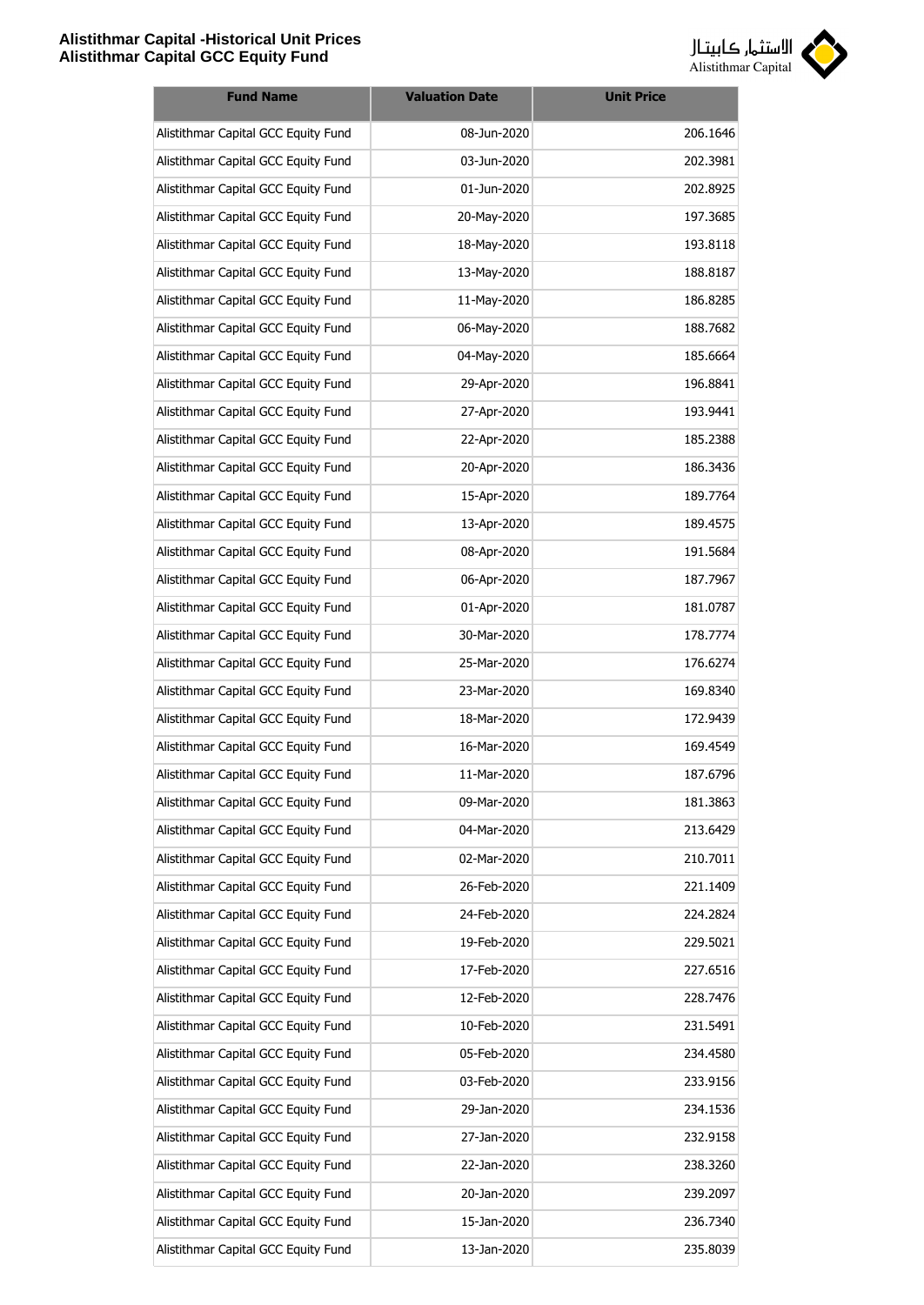| Fund Name | Valuation Date | Unit Price |
|---|---|---|
| Alistithmar Capital GCC Equity Fund | 08-Jun-2020 | 206.1646 |
| Alistithmar Capital GCC Equity Fund | 03-Jun-2020 | 202.3981 |
| Alistithmar Capital GCC Equity Fund | 01-Jun-2020 | 202.8925 |
| Alistithmar Capital GCC Equity Fund | 20-May-2020 | 197.3685 |
| Alistithmar Capital GCC Equity Fund | 18-May-2020 | 193.8118 |
| Alistithmar Capital GCC Equity Fund | 13-May-2020 | 188.8187 |
| Alistithmar Capital GCC Equity Fund | 11-May-2020 | 186.8285 |
| Alistithmar Capital GCC Equity Fund | 06-May-2020 | 188.7682 |
| Alistithmar Capital GCC Equity Fund | 04-May-2020 | 185.6664 |
| Alistithmar Capital GCC Equity Fund | 29-Apr-2020 | 196.8841 |
| Alistithmar Capital GCC Equity Fund | 27-Apr-2020 | 193.9441 |
| Alistithmar Capital GCC Equity Fund | 22-Apr-2020 | 185.2388 |
| Alistithmar Capital GCC Equity Fund | 20-Apr-2020 | 186.3436 |
| Alistithmar Capital GCC Equity Fund | 15-Apr-2020 | 189.7764 |
| Alistithmar Capital GCC Equity Fund | 13-Apr-2020 | 189.4575 |
| Alistithmar Capital GCC Equity Fund | 08-Apr-2020 | 191.5684 |
| Alistithmar Capital GCC Equity Fund | 06-Apr-2020 | 187.7967 |
| Alistithmar Capital GCC Equity Fund | 01-Apr-2020 | 181.0787 |
| Alistithmar Capital GCC Equity Fund | 30-Mar-2020 | 178.7774 |
| Alistithmar Capital GCC Equity Fund | 25-Mar-2020 | 176.6274 |
| Alistithmar Capital GCC Equity Fund | 23-Mar-2020 | 169.8340 |
| Alistithmar Capital GCC Equity Fund | 18-Mar-2020 | 172.9439 |
| Alistithmar Capital GCC Equity Fund | 16-Mar-2020 | 169.4549 |
| Alistithmar Capital GCC Equity Fund | 11-Mar-2020 | 187.6796 |
| Alistithmar Capital GCC Equity Fund | 09-Mar-2020 | 181.3863 |
| Alistithmar Capital GCC Equity Fund | 04-Mar-2020 | 213.6429 |
| Alistithmar Capital GCC Equity Fund | 02-Mar-2020 | 210.7011 |
| Alistithmar Capital GCC Equity Fund | 26-Feb-2020 | 221.1409 |
| Alistithmar Capital GCC Equity Fund | 24-Feb-2020 | 224.2824 |
| Alistithmar Capital GCC Equity Fund | 19-Feb-2020 | 229.5021 |
| Alistithmar Capital GCC Equity Fund | 17-Feb-2020 | 227.6516 |
| Alistithmar Capital GCC Equity Fund | 12-Feb-2020 | 228.7476 |
| Alistithmar Capital GCC Equity Fund | 10-Feb-2020 | 231.5491 |
| Alistithmar Capital GCC Equity Fund | 05-Feb-2020 | 234.4580 |
| Alistithmar Capital GCC Equity Fund | 03-Feb-2020 | 233.9156 |
| Alistithmar Capital GCC Equity Fund | 29-Jan-2020 | 234.1536 |
| Alistithmar Capital GCC Equity Fund | 27-Jan-2020 | 232.9158 |
| Alistithmar Capital GCC Equity Fund | 22-Jan-2020 | 238.3260 |
| Alistithmar Capital GCC Equity Fund | 20-Jan-2020 | 239.2097 |
| Alistithmar Capital GCC Equity Fund | 15-Jan-2020 | 236.7340 |
| Alistithmar Capital GCC Equity Fund | 13-Jan-2020 | 235.8039 |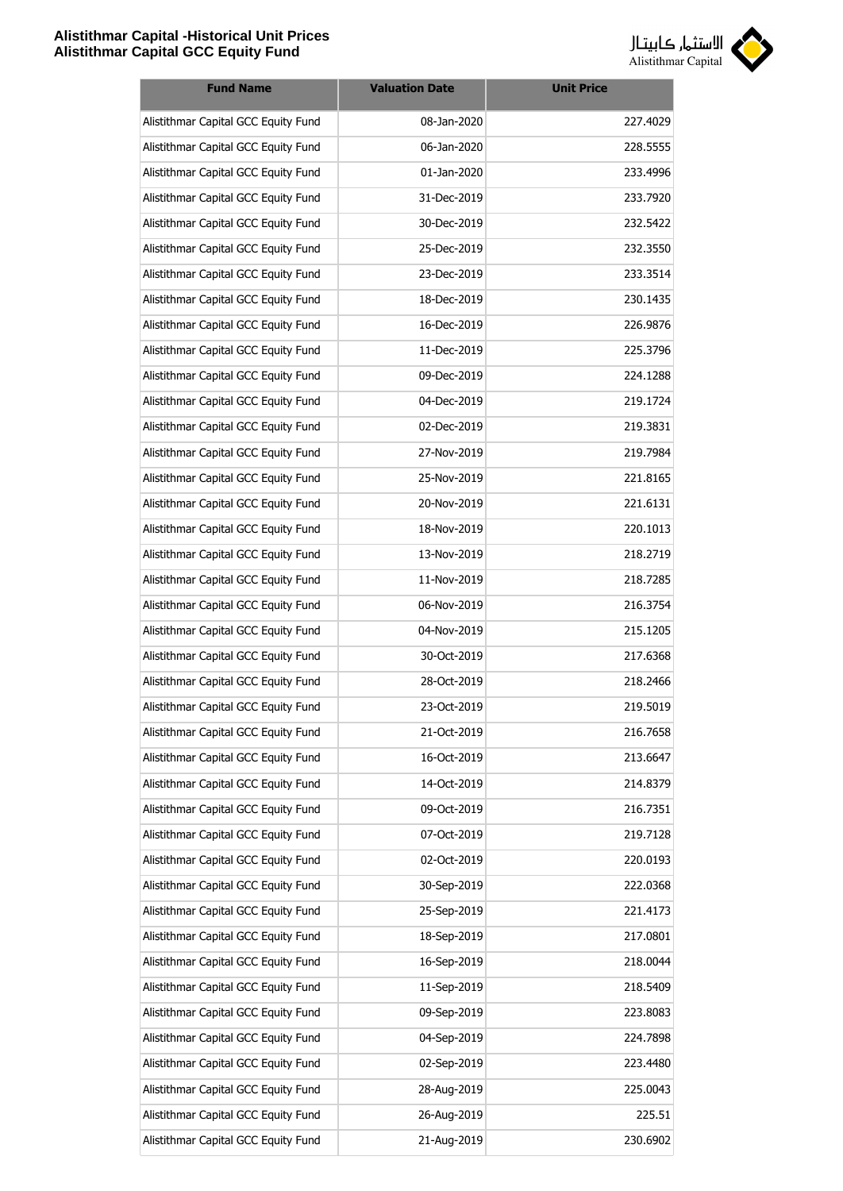| Fund Name | Valuation Date | Unit Price |
| --- | --- | --- |
| Alistithmar Capital GCC Equity Fund | 08-Jan-2020 | 227.4029 |
| Alistithmar Capital GCC Equity Fund | 06-Jan-2020 | 228.5555 |
| Alistithmar Capital GCC Equity Fund | 01-Jan-2020 | 233.4996 |
| Alistithmar Capital GCC Equity Fund | 31-Dec-2019 | 233.7920 |
| Alistithmar Capital GCC Equity Fund | 30-Dec-2019 | 232.5422 |
| Alistithmar Capital GCC Equity Fund | 25-Dec-2019 | 232.3550 |
| Alistithmar Capital GCC Equity Fund | 23-Dec-2019 | 233.3514 |
| Alistithmar Capital GCC Equity Fund | 18-Dec-2019 | 230.1435 |
| Alistithmar Capital GCC Equity Fund | 16-Dec-2019 | 226.9876 |
| Alistithmar Capital GCC Equity Fund | 11-Dec-2019 | 225.3796 |
| Alistithmar Capital GCC Equity Fund | 09-Dec-2019 | 224.1288 |
| Alistithmar Capital GCC Equity Fund | 04-Dec-2019 | 219.1724 |
| Alistithmar Capital GCC Equity Fund | 02-Dec-2019 | 219.3831 |
| Alistithmar Capital GCC Equity Fund | 27-Nov-2019 | 219.7984 |
| Alistithmar Capital GCC Equity Fund | 25-Nov-2019 | 221.8165 |
| Alistithmar Capital GCC Equity Fund | 20-Nov-2019 | 221.6131 |
| Alistithmar Capital GCC Equity Fund | 18-Nov-2019 | 220.1013 |
| Alistithmar Capital GCC Equity Fund | 13-Nov-2019 | 218.2719 |
| Alistithmar Capital GCC Equity Fund | 11-Nov-2019 | 218.7285 |
| Alistithmar Capital GCC Equity Fund | 06-Nov-2019 | 216.3754 |
| Alistithmar Capital GCC Equity Fund | 04-Nov-2019 | 215.1205 |
| Alistithmar Capital GCC Equity Fund | 30-Oct-2019 | 217.6368 |
| Alistithmar Capital GCC Equity Fund | 28-Oct-2019 | 218.2466 |
| Alistithmar Capital GCC Equity Fund | 23-Oct-2019 | 219.5019 |
| Alistithmar Capital GCC Equity Fund | 21-Oct-2019 | 216.7658 |
| Alistithmar Capital GCC Equity Fund | 16-Oct-2019 | 213.6647 |
| Alistithmar Capital GCC Equity Fund | 14-Oct-2019 | 214.8379 |
| Alistithmar Capital GCC Equity Fund | 09-Oct-2019 | 216.7351 |
| Alistithmar Capital GCC Equity Fund | 07-Oct-2019 | 219.7128 |
| Alistithmar Capital GCC Equity Fund | 02-Oct-2019 | 220.0193 |
| Alistithmar Capital GCC Equity Fund | 30-Sep-2019 | 222.0368 |
| Alistithmar Capital GCC Equity Fund | 25-Sep-2019 | 221.4173 |
| Alistithmar Capital GCC Equity Fund | 18-Sep-2019 | 217.0801 |
| Alistithmar Capital GCC Equity Fund | 16-Sep-2019 | 218.0044 |
| Alistithmar Capital GCC Equity Fund | 11-Sep-2019 | 218.5409 |
| Alistithmar Capital GCC Equity Fund | 09-Sep-2019 | 223.8083 |
| Alistithmar Capital GCC Equity Fund | 04-Sep-2019 | 224.7898 |
| Alistithmar Capital GCC Equity Fund | 02-Sep-2019 | 223.4480 |
| Alistithmar Capital GCC Equity Fund | 28-Aug-2019 | 225.0043 |
| Alistithmar Capital GCC Equity Fund | 26-Aug-2019 | 225.51 |
| Alistithmar Capital GCC Equity Fund | 21-Aug-2019 | 230.6902 |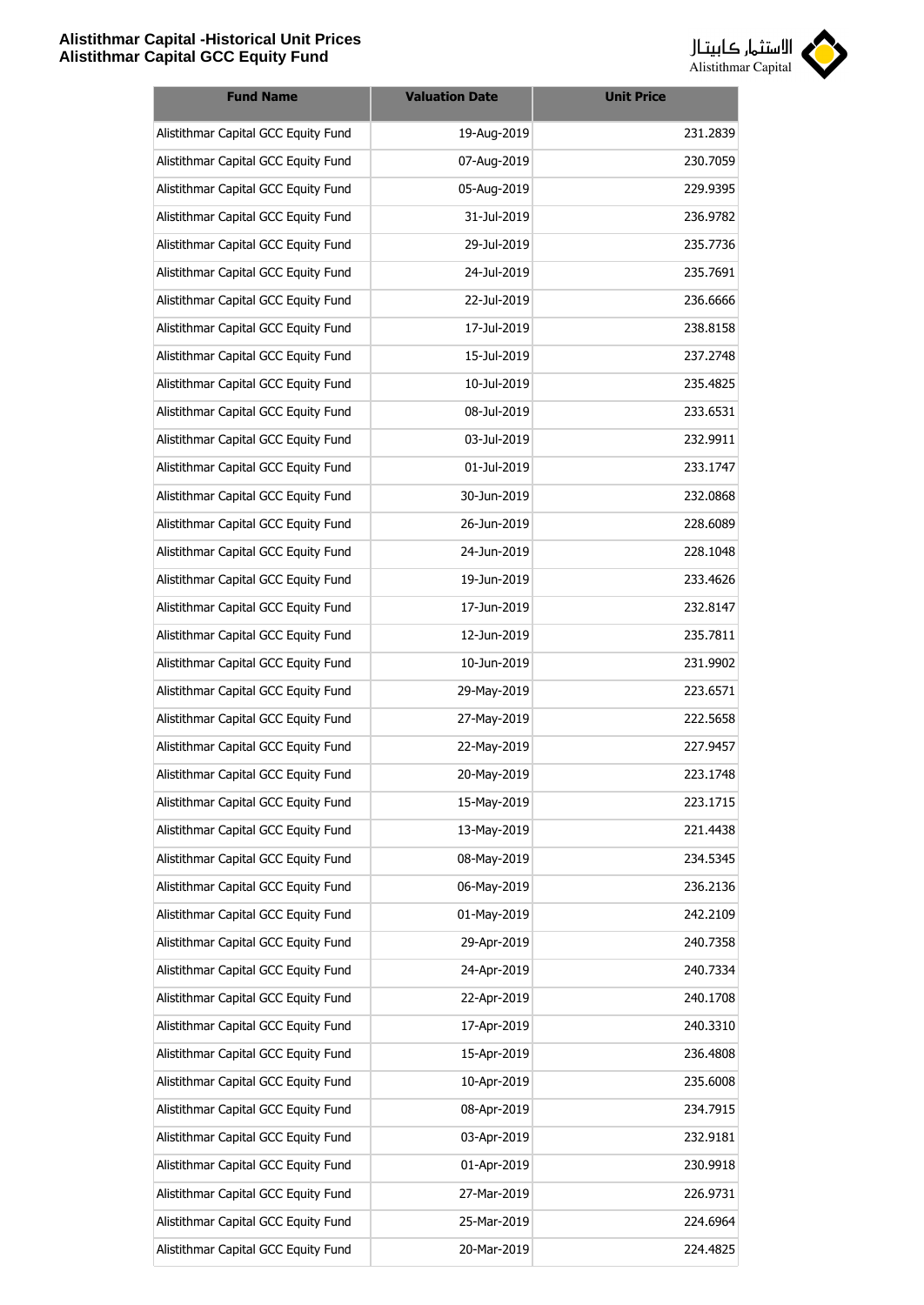| Fund Name | Valuation Date | Unit Price |
|---|---|---|
| Alistithmar Capital GCC Equity Fund | 19-Aug-2019 | 231.2839 |
| Alistithmar Capital GCC Equity Fund | 07-Aug-2019 | 230.7059 |
| Alistithmar Capital GCC Equity Fund | 05-Aug-2019 | 229.9395 |
| Alistithmar Capital GCC Equity Fund | 31-Jul-2019 | 236.9782 |
| Alistithmar Capital GCC Equity Fund | 29-Jul-2019 | 235.7736 |
| Alistithmar Capital GCC Equity Fund | 24-Jul-2019 | 235.7691 |
| Alistithmar Capital GCC Equity Fund | 22-Jul-2019 | 236.6666 |
| Alistithmar Capital GCC Equity Fund | 17-Jul-2019 | 238.8158 |
| Alistithmar Capital GCC Equity Fund | 15-Jul-2019 | 237.2748 |
| Alistithmar Capital GCC Equity Fund | 10-Jul-2019 | 235.4825 |
| Alistithmar Capital GCC Equity Fund | 08-Jul-2019 | 233.6531 |
| Alistithmar Capital GCC Equity Fund | 03-Jul-2019 | 232.9911 |
| Alistithmar Capital GCC Equity Fund | 01-Jul-2019 | 233.1747 |
| Alistithmar Capital GCC Equity Fund | 30-Jun-2019 | 232.0868 |
| Alistithmar Capital GCC Equity Fund | 26-Jun-2019 | 228.6089 |
| Alistithmar Capital GCC Equity Fund | 24-Jun-2019 | 228.1048 |
| Alistithmar Capital GCC Equity Fund | 19-Jun-2019 | 233.4626 |
| Alistithmar Capital GCC Equity Fund | 17-Jun-2019 | 232.8147 |
| Alistithmar Capital GCC Equity Fund | 12-Jun-2019 | 235.7811 |
| Alistithmar Capital GCC Equity Fund | 10-Jun-2019 | 231.9902 |
| Alistithmar Capital GCC Equity Fund | 29-May-2019 | 223.6571 |
| Alistithmar Capital GCC Equity Fund | 27-May-2019 | 222.5658 |
| Alistithmar Capital GCC Equity Fund | 22-May-2019 | 227.9457 |
| Alistithmar Capital GCC Equity Fund | 20-May-2019 | 223.1748 |
| Alistithmar Capital GCC Equity Fund | 15-May-2019 | 223.1715 |
| Alistithmar Capital GCC Equity Fund | 13-May-2019 | 221.4438 |
| Alistithmar Capital GCC Equity Fund | 08-May-2019 | 234.5345 |
| Alistithmar Capital GCC Equity Fund | 06-May-2019 | 236.2136 |
| Alistithmar Capital GCC Equity Fund | 01-May-2019 | 242.2109 |
| Alistithmar Capital GCC Equity Fund | 29-Apr-2019 | 240.7358 |
| Alistithmar Capital GCC Equity Fund | 24-Apr-2019 | 240.7334 |
| Alistithmar Capital GCC Equity Fund | 22-Apr-2019 | 240.1708 |
| Alistithmar Capital GCC Equity Fund | 17-Apr-2019 | 240.3310 |
| Alistithmar Capital GCC Equity Fund | 15-Apr-2019 | 236.4808 |
| Alistithmar Capital GCC Equity Fund | 10-Apr-2019 | 235.6008 |
| Alistithmar Capital GCC Equity Fund | 08-Apr-2019 | 234.7915 |
| Alistithmar Capital GCC Equity Fund | 03-Apr-2019 | 232.9181 |
| Alistithmar Capital GCC Equity Fund | 01-Apr-2019 | 230.9918 |
| Alistithmar Capital GCC Equity Fund | 27-Mar-2019 | 226.9731 |
| Alistithmar Capital GCC Equity Fund | 25-Mar-2019 | 224.6964 |
| Alistithmar Capital GCC Equity Fund | 20-Mar-2019 | 224.4825 |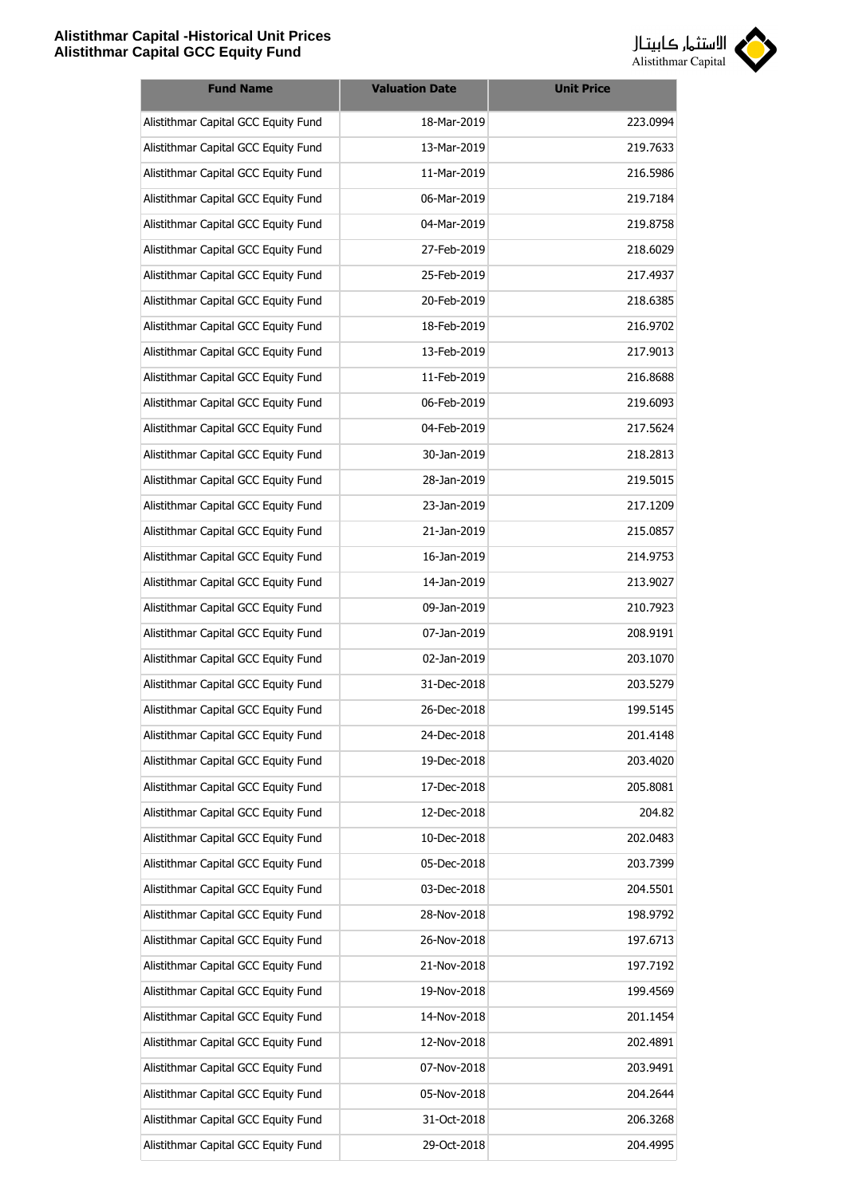| Fund Name | Valuation Date | Unit Price |
|---|---|---|
| Alistithmar Capital GCC Equity Fund | 18-Mar-2019 | 223.0994 |
| Alistithmar Capital GCC Equity Fund | 13-Mar-2019 | 219.7633 |
| Alistithmar Capital GCC Equity Fund | 11-Mar-2019 | 216.5986 |
| Alistithmar Capital GCC Equity Fund | 06-Mar-2019 | 219.7184 |
| Alistithmar Capital GCC Equity Fund | 04-Mar-2019 | 219.8758 |
| Alistithmar Capital GCC Equity Fund | 27-Feb-2019 | 218.6029 |
| Alistithmar Capital GCC Equity Fund | 25-Feb-2019 | 217.4937 |
| Alistithmar Capital GCC Equity Fund | 20-Feb-2019 | 218.6385 |
| Alistithmar Capital GCC Equity Fund | 18-Feb-2019 | 216.9702 |
| Alistithmar Capital GCC Equity Fund | 13-Feb-2019 | 217.9013 |
| Alistithmar Capital GCC Equity Fund | 11-Feb-2019 | 216.8688 |
| Alistithmar Capital GCC Equity Fund | 06-Feb-2019 | 219.6093 |
| Alistithmar Capital GCC Equity Fund | 04-Feb-2019 | 217.5624 |
| Alistithmar Capital GCC Equity Fund | 30-Jan-2019 | 218.2813 |
| Alistithmar Capital GCC Equity Fund | 28-Jan-2019 | 219.5015 |
| Alistithmar Capital GCC Equity Fund | 23-Jan-2019 | 217.1209 |
| Alistithmar Capital GCC Equity Fund | 21-Jan-2019 | 215.0857 |
| Alistithmar Capital GCC Equity Fund | 16-Jan-2019 | 214.9753 |
| Alistithmar Capital GCC Equity Fund | 14-Jan-2019 | 213.9027 |
| Alistithmar Capital GCC Equity Fund | 09-Jan-2019 | 210.7923 |
| Alistithmar Capital GCC Equity Fund | 07-Jan-2019 | 208.9191 |
| Alistithmar Capital GCC Equity Fund | 02-Jan-2019 | 203.1070 |
| Alistithmar Capital GCC Equity Fund | 31-Dec-2018 | 203.5279 |
| Alistithmar Capital GCC Equity Fund | 26-Dec-2018 | 199.5145 |
| Alistithmar Capital GCC Equity Fund | 24-Dec-2018 | 201.4148 |
| Alistithmar Capital GCC Equity Fund | 19-Dec-2018 | 203.4020 |
| Alistithmar Capital GCC Equity Fund | 17-Dec-2018 | 205.8081 |
| Alistithmar Capital GCC Equity Fund | 12-Dec-2018 | 204.82 |
| Alistithmar Capital GCC Equity Fund | 10-Dec-2018 | 202.0483 |
| Alistithmar Capital GCC Equity Fund | 05-Dec-2018 | 203.7399 |
| Alistithmar Capital GCC Equity Fund | 03-Dec-2018 | 204.5501 |
| Alistithmar Capital GCC Equity Fund | 28-Nov-2018 | 198.9792 |
| Alistithmar Capital GCC Equity Fund | 26-Nov-2018 | 197.6713 |
| Alistithmar Capital GCC Equity Fund | 21-Nov-2018 | 197.7192 |
| Alistithmar Capital GCC Equity Fund | 19-Nov-2018 | 199.4569 |
| Alistithmar Capital GCC Equity Fund | 14-Nov-2018 | 201.1454 |
| Alistithmar Capital GCC Equity Fund | 12-Nov-2018 | 202.4891 |
| Alistithmar Capital GCC Equity Fund | 07-Nov-2018 | 203.9491 |
| Alistithmar Capital GCC Equity Fund | 05-Nov-2018 | 204.2644 |
| Alistithmar Capital GCC Equity Fund | 31-Oct-2018 | 206.3268 |
| Alistithmar Capital GCC Equity Fund | 29-Oct-2018 | 204.4995 |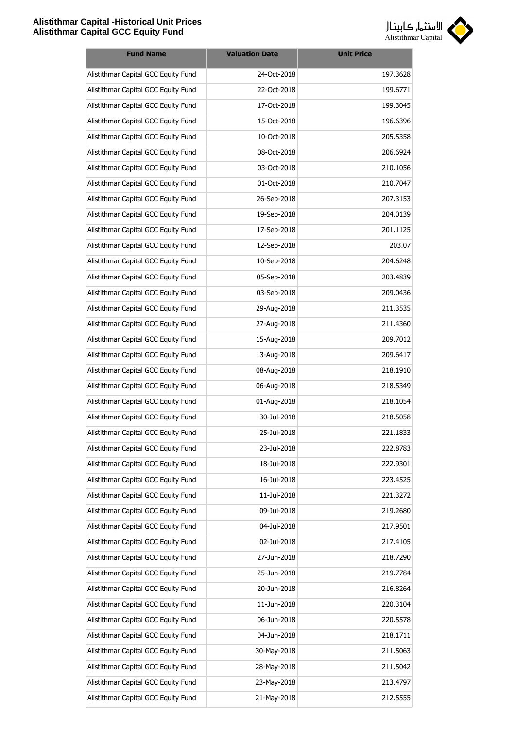| Fund Name | Valuation Date | Unit Price |
|---|---|---|
| Alistithmar Capital GCC Equity Fund | 24-Oct-2018 | 197.3628 |
| Alistithmar Capital GCC Equity Fund | 22-Oct-2018 | 199.6771 |
| Alistithmar Capital GCC Equity Fund | 17-Oct-2018 | 199.3045 |
| Alistithmar Capital GCC Equity Fund | 15-Oct-2018 | 196.6396 |
| Alistithmar Capital GCC Equity Fund | 10-Oct-2018 | 205.5358 |
| Alistithmar Capital GCC Equity Fund | 08-Oct-2018 | 206.6924 |
| Alistithmar Capital GCC Equity Fund | 03-Oct-2018 | 210.1056 |
| Alistithmar Capital GCC Equity Fund | 01-Oct-2018 | 210.7047 |
| Alistithmar Capital GCC Equity Fund | 26-Sep-2018 | 207.3153 |
| Alistithmar Capital GCC Equity Fund | 19-Sep-2018 | 204.0139 |
| Alistithmar Capital GCC Equity Fund | 17-Sep-2018 | 201.1125 |
| Alistithmar Capital GCC Equity Fund | 12-Sep-2018 | 203.07 |
| Alistithmar Capital GCC Equity Fund | 10-Sep-2018 | 204.6248 |
| Alistithmar Capital GCC Equity Fund | 05-Sep-2018 | 203.4839 |
| Alistithmar Capital GCC Equity Fund | 03-Sep-2018 | 209.0436 |
| Alistithmar Capital GCC Equity Fund | 29-Aug-2018 | 211.3535 |
| Alistithmar Capital GCC Equity Fund | 27-Aug-2018 | 211.4360 |
| Alistithmar Capital GCC Equity Fund | 15-Aug-2018 | 209.7012 |
| Alistithmar Capital GCC Equity Fund | 13-Aug-2018 | 209.6417 |
| Alistithmar Capital GCC Equity Fund | 08-Aug-2018 | 218.1910 |
| Alistithmar Capital GCC Equity Fund | 06-Aug-2018 | 218.5349 |
| Alistithmar Capital GCC Equity Fund | 01-Aug-2018 | 218.1054 |
| Alistithmar Capital GCC Equity Fund | 30-Jul-2018 | 218.5058 |
| Alistithmar Capital GCC Equity Fund | 25-Jul-2018 | 221.1833 |
| Alistithmar Capital GCC Equity Fund | 23-Jul-2018 | 222.8783 |
| Alistithmar Capital GCC Equity Fund | 18-Jul-2018 | 222.9301 |
| Alistithmar Capital GCC Equity Fund | 16-Jul-2018 | 223.4525 |
| Alistithmar Capital GCC Equity Fund | 11-Jul-2018 | 221.3272 |
| Alistithmar Capital GCC Equity Fund | 09-Jul-2018 | 219.2680 |
| Alistithmar Capital GCC Equity Fund | 04-Jul-2018 | 217.9501 |
| Alistithmar Capital GCC Equity Fund | 02-Jul-2018 | 217.4105 |
| Alistithmar Capital GCC Equity Fund | 27-Jun-2018 | 218.7290 |
| Alistithmar Capital GCC Equity Fund | 25-Jun-2018 | 219.7784 |
| Alistithmar Capital GCC Equity Fund | 20-Jun-2018 | 216.8264 |
| Alistithmar Capital GCC Equity Fund | 11-Jun-2018 | 220.3104 |
| Alistithmar Capital GCC Equity Fund | 06-Jun-2018 | 220.5578 |
| Alistithmar Capital GCC Equity Fund | 04-Jun-2018 | 218.1711 |
| Alistithmar Capital GCC Equity Fund | 30-May-2018 | 211.5063 |
| Alistithmar Capital GCC Equity Fund | 28-May-2018 | 211.5042 |
| Alistithmar Capital GCC Equity Fund | 23-May-2018 | 213.4797 |
| Alistithmar Capital GCC Equity Fund | 21-May-2018 | 212.5555 |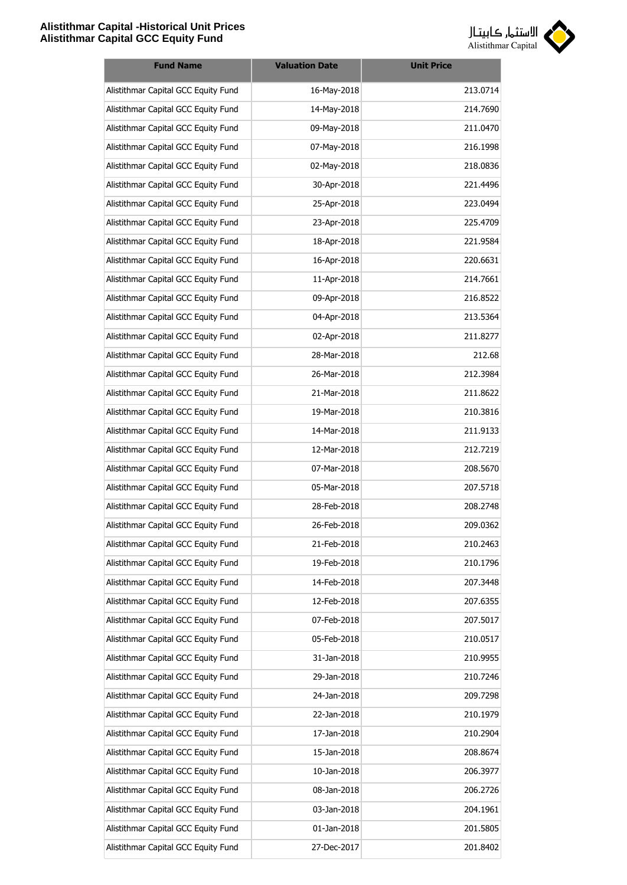| Fund Name | Valuation Date | Unit Price |
| --- | --- | --- |
| Alistithmar Capital GCC Equity Fund | 16-May-2018 | 213.0714 |
| Alistithmar Capital GCC Equity Fund | 14-May-2018 | 214.7690 |
| Alistithmar Capital GCC Equity Fund | 09-May-2018 | 211.0470 |
| Alistithmar Capital GCC Equity Fund | 07-May-2018 | 216.1998 |
| Alistithmar Capital GCC Equity Fund | 02-May-2018 | 218.0836 |
| Alistithmar Capital GCC Equity Fund | 30-Apr-2018 | 221.4496 |
| Alistithmar Capital GCC Equity Fund | 25-Apr-2018 | 223.0494 |
| Alistithmar Capital GCC Equity Fund | 23-Apr-2018 | 225.4709 |
| Alistithmar Capital GCC Equity Fund | 18-Apr-2018 | 221.9584 |
| Alistithmar Capital GCC Equity Fund | 16-Apr-2018 | 220.6631 |
| Alistithmar Capital GCC Equity Fund | 11-Apr-2018 | 214.7661 |
| Alistithmar Capital GCC Equity Fund | 09-Apr-2018 | 216.8522 |
| Alistithmar Capital GCC Equity Fund | 04-Apr-2018 | 213.5364 |
| Alistithmar Capital GCC Equity Fund | 02-Apr-2018 | 211.8277 |
| Alistithmar Capital GCC Equity Fund | 28-Mar-2018 | 212.68 |
| Alistithmar Capital GCC Equity Fund | 26-Mar-2018 | 212.3984 |
| Alistithmar Capital GCC Equity Fund | 21-Mar-2018 | 211.8622 |
| Alistithmar Capital GCC Equity Fund | 19-Mar-2018 | 210.3816 |
| Alistithmar Capital GCC Equity Fund | 14-Mar-2018 | 211.9133 |
| Alistithmar Capital GCC Equity Fund | 12-Mar-2018 | 212.7219 |
| Alistithmar Capital GCC Equity Fund | 07-Mar-2018 | 208.5670 |
| Alistithmar Capital GCC Equity Fund | 05-Mar-2018 | 207.5718 |
| Alistithmar Capital GCC Equity Fund | 28-Feb-2018 | 208.2748 |
| Alistithmar Capital GCC Equity Fund | 26-Feb-2018 | 209.0362 |
| Alistithmar Capital GCC Equity Fund | 21-Feb-2018 | 210.2463 |
| Alistithmar Capital GCC Equity Fund | 19-Feb-2018 | 210.1796 |
| Alistithmar Capital GCC Equity Fund | 14-Feb-2018 | 207.3448 |
| Alistithmar Capital GCC Equity Fund | 12-Feb-2018 | 207.6355 |
| Alistithmar Capital GCC Equity Fund | 07-Feb-2018 | 207.5017 |
| Alistithmar Capital GCC Equity Fund | 05-Feb-2018 | 210.0517 |
| Alistithmar Capital GCC Equity Fund | 31-Jan-2018 | 210.9955 |
| Alistithmar Capital GCC Equity Fund | 29-Jan-2018 | 210.7246 |
| Alistithmar Capital GCC Equity Fund | 24-Jan-2018 | 209.7298 |
| Alistithmar Capital GCC Equity Fund | 22-Jan-2018 | 210.1979 |
| Alistithmar Capital GCC Equity Fund | 17-Jan-2018 | 210.2904 |
| Alistithmar Capital GCC Equity Fund | 15-Jan-2018 | 208.8674 |
| Alistithmar Capital GCC Equity Fund | 10-Jan-2018 | 206.3977 |
| Alistithmar Capital GCC Equity Fund | 08-Jan-2018 | 206.2726 |
| Alistithmar Capital GCC Equity Fund | 03-Jan-2018 | 204.1961 |
| Alistithmar Capital GCC Equity Fund | 01-Jan-2018 | 201.5805 |
| Alistithmar Capital GCC Equity Fund | 27-Dec-2017 | 201.8402 |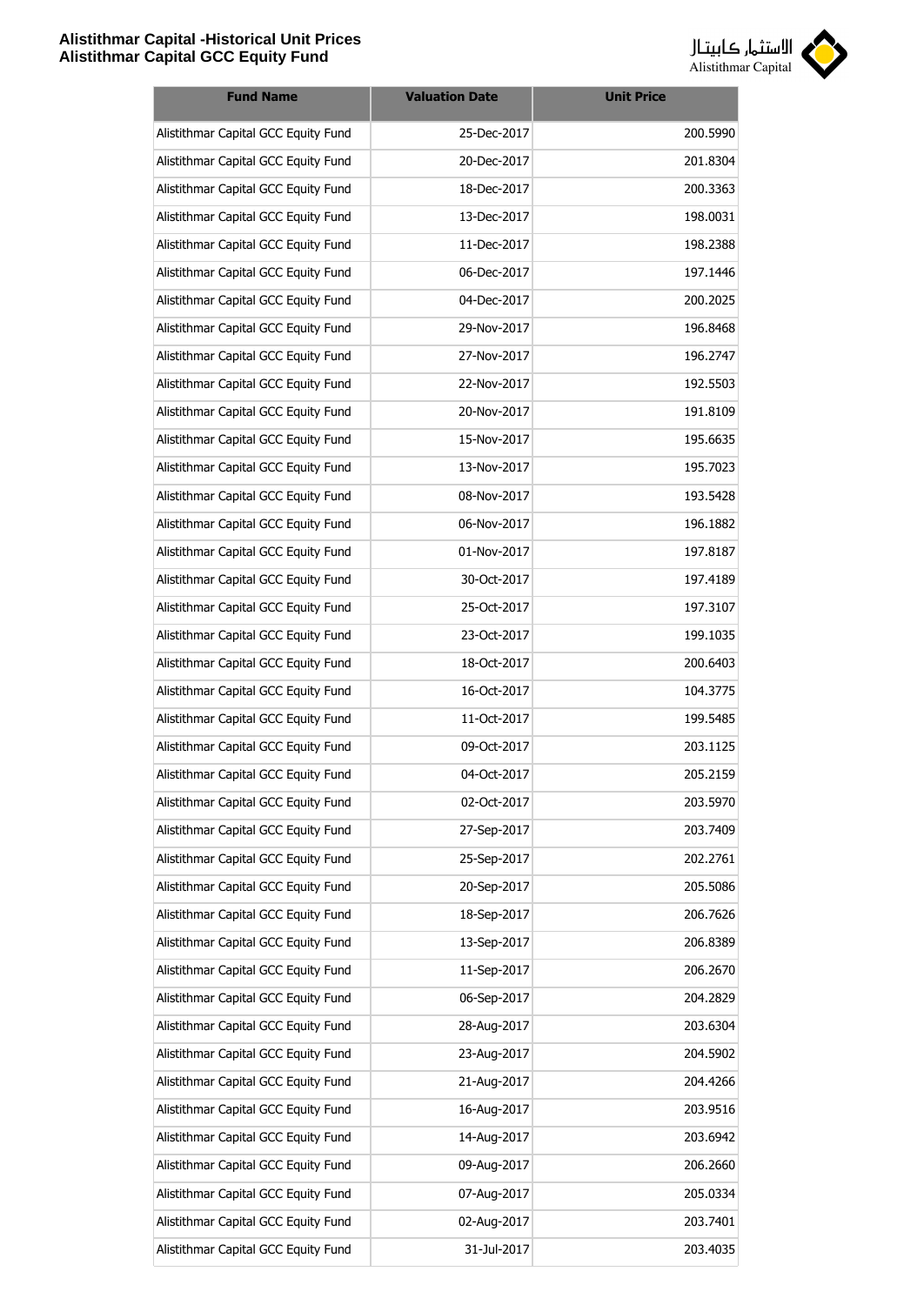| Fund Name | Valuation Date | Unit Price |
|---|---|---|
| Alistithmar Capital GCC Equity Fund | 25-Dec-2017 | 200.5990 |
| Alistithmar Capital GCC Equity Fund | 20-Dec-2017 | 201.8304 |
| Alistithmar Capital GCC Equity Fund | 18-Dec-2017 | 200.3363 |
| Alistithmar Capital GCC Equity Fund | 13-Dec-2017 | 198.0031 |
| Alistithmar Capital GCC Equity Fund | 11-Dec-2017 | 198.2388 |
| Alistithmar Capital GCC Equity Fund | 06-Dec-2017 | 197.1446 |
| Alistithmar Capital GCC Equity Fund | 04-Dec-2017 | 200.2025 |
| Alistithmar Capital GCC Equity Fund | 29-Nov-2017 | 196.8468 |
| Alistithmar Capital GCC Equity Fund | 27-Nov-2017 | 196.2747 |
| Alistithmar Capital GCC Equity Fund | 22-Nov-2017 | 192.5503 |
| Alistithmar Capital GCC Equity Fund | 20-Nov-2017 | 191.8109 |
| Alistithmar Capital GCC Equity Fund | 15-Nov-2017 | 195.6635 |
| Alistithmar Capital GCC Equity Fund | 13-Nov-2017 | 195.7023 |
| Alistithmar Capital GCC Equity Fund | 08-Nov-2017 | 193.5428 |
| Alistithmar Capital GCC Equity Fund | 06-Nov-2017 | 196.1882 |
| Alistithmar Capital GCC Equity Fund | 01-Nov-2017 | 197.8187 |
| Alistithmar Capital GCC Equity Fund | 30-Oct-2017 | 197.4189 |
| Alistithmar Capital GCC Equity Fund | 25-Oct-2017 | 197.3107 |
| Alistithmar Capital GCC Equity Fund | 23-Oct-2017 | 199.1035 |
| Alistithmar Capital GCC Equity Fund | 18-Oct-2017 | 200.6403 |
| Alistithmar Capital GCC Equity Fund | 16-Oct-2017 | 104.3775 |
| Alistithmar Capital GCC Equity Fund | 11-Oct-2017 | 199.5485 |
| Alistithmar Capital GCC Equity Fund | 09-Oct-2017 | 203.1125 |
| Alistithmar Capital GCC Equity Fund | 04-Oct-2017 | 205.2159 |
| Alistithmar Capital GCC Equity Fund | 02-Oct-2017 | 203.5970 |
| Alistithmar Capital GCC Equity Fund | 27-Sep-2017 | 203.7409 |
| Alistithmar Capital GCC Equity Fund | 25-Sep-2017 | 202.2761 |
| Alistithmar Capital GCC Equity Fund | 20-Sep-2017 | 205.5086 |
| Alistithmar Capital GCC Equity Fund | 18-Sep-2017 | 206.7626 |
| Alistithmar Capital GCC Equity Fund | 13-Sep-2017 | 206.8389 |
| Alistithmar Capital GCC Equity Fund | 11-Sep-2017 | 206.2670 |
| Alistithmar Capital GCC Equity Fund | 06-Sep-2017 | 204.2829 |
| Alistithmar Capital GCC Equity Fund | 28-Aug-2017 | 203.6304 |
| Alistithmar Capital GCC Equity Fund | 23-Aug-2017 | 204.5902 |
| Alistithmar Capital GCC Equity Fund | 21-Aug-2017 | 204.4266 |
| Alistithmar Capital GCC Equity Fund | 16-Aug-2017 | 203.9516 |
| Alistithmar Capital GCC Equity Fund | 14-Aug-2017 | 203.6942 |
| Alistithmar Capital GCC Equity Fund | 09-Aug-2017 | 206.2660 |
| Alistithmar Capital GCC Equity Fund | 07-Aug-2017 | 205.0334 |
| Alistithmar Capital GCC Equity Fund | 02-Aug-2017 | 203.7401 |
| Alistithmar Capital GCC Equity Fund | 31-Jul-2017 | 203.4035 |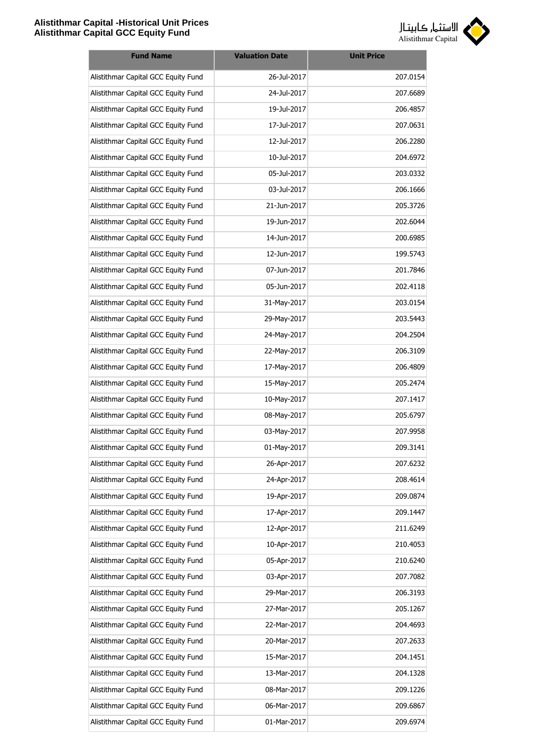| Fund Name | Valuation Date | Unit Price |
|---|---|---|
| Alistithmar Capital GCC Equity Fund | 26-Jul-2017 | 207.0154 |
| Alistithmar Capital GCC Equity Fund | 24-Jul-2017 | 207.6689 |
| Alistithmar Capital GCC Equity Fund | 19-Jul-2017 | 206.4857 |
| Alistithmar Capital GCC Equity Fund | 17-Jul-2017 | 207.0631 |
| Alistithmar Capital GCC Equity Fund | 12-Jul-2017 | 206.2280 |
| Alistithmar Capital GCC Equity Fund | 10-Jul-2017 | 204.6972 |
| Alistithmar Capital GCC Equity Fund | 05-Jul-2017 | 203.0332 |
| Alistithmar Capital GCC Equity Fund | 03-Jul-2017 | 206.1666 |
| Alistithmar Capital GCC Equity Fund | 21-Jun-2017 | 205.3726 |
| Alistithmar Capital GCC Equity Fund | 19-Jun-2017 | 202.6044 |
| Alistithmar Capital GCC Equity Fund | 14-Jun-2017 | 200.6985 |
| Alistithmar Capital GCC Equity Fund | 12-Jun-2017 | 199.5743 |
| Alistithmar Capital GCC Equity Fund | 07-Jun-2017 | 201.7846 |
| Alistithmar Capital GCC Equity Fund | 05-Jun-2017 | 202.4118 |
| Alistithmar Capital GCC Equity Fund | 31-May-2017 | 203.0154 |
| Alistithmar Capital GCC Equity Fund | 29-May-2017 | 203.5443 |
| Alistithmar Capital GCC Equity Fund | 24-May-2017 | 204.2504 |
| Alistithmar Capital GCC Equity Fund | 22-May-2017 | 206.3109 |
| Alistithmar Capital GCC Equity Fund | 17-May-2017 | 206.4809 |
| Alistithmar Capital GCC Equity Fund | 15-May-2017 | 205.2474 |
| Alistithmar Capital GCC Equity Fund | 10-May-2017 | 207.1417 |
| Alistithmar Capital GCC Equity Fund | 08-May-2017 | 205.6797 |
| Alistithmar Capital GCC Equity Fund | 03-May-2017 | 207.9958 |
| Alistithmar Capital GCC Equity Fund | 01-May-2017 | 209.3141 |
| Alistithmar Capital GCC Equity Fund | 26-Apr-2017 | 207.6232 |
| Alistithmar Capital GCC Equity Fund | 24-Apr-2017 | 208.4614 |
| Alistithmar Capital GCC Equity Fund | 19-Apr-2017 | 209.0874 |
| Alistithmar Capital GCC Equity Fund | 17-Apr-2017 | 209.1447 |
| Alistithmar Capital GCC Equity Fund | 12-Apr-2017 | 211.6249 |
| Alistithmar Capital GCC Equity Fund | 10-Apr-2017 | 210.4053 |
| Alistithmar Capital GCC Equity Fund | 05-Apr-2017 | 210.6240 |
| Alistithmar Capital GCC Equity Fund | 03-Apr-2017 | 207.7082 |
| Alistithmar Capital GCC Equity Fund | 29-Mar-2017 | 206.3193 |
| Alistithmar Capital GCC Equity Fund | 27-Mar-2017 | 205.1267 |
| Alistithmar Capital GCC Equity Fund | 22-Mar-2017 | 204.4693 |
| Alistithmar Capital GCC Equity Fund | 20-Mar-2017 | 207.2633 |
| Alistithmar Capital GCC Equity Fund | 15-Mar-2017 | 204.1451 |
| Alistithmar Capital GCC Equity Fund | 13-Mar-2017 | 204.1328 |
| Alistithmar Capital GCC Equity Fund | 08-Mar-2017 | 209.1226 |
| Alistithmar Capital GCC Equity Fund | 06-Mar-2017 | 209.6867 |
| Alistithmar Capital GCC Equity Fund | 01-Mar-2017 | 209.6974 |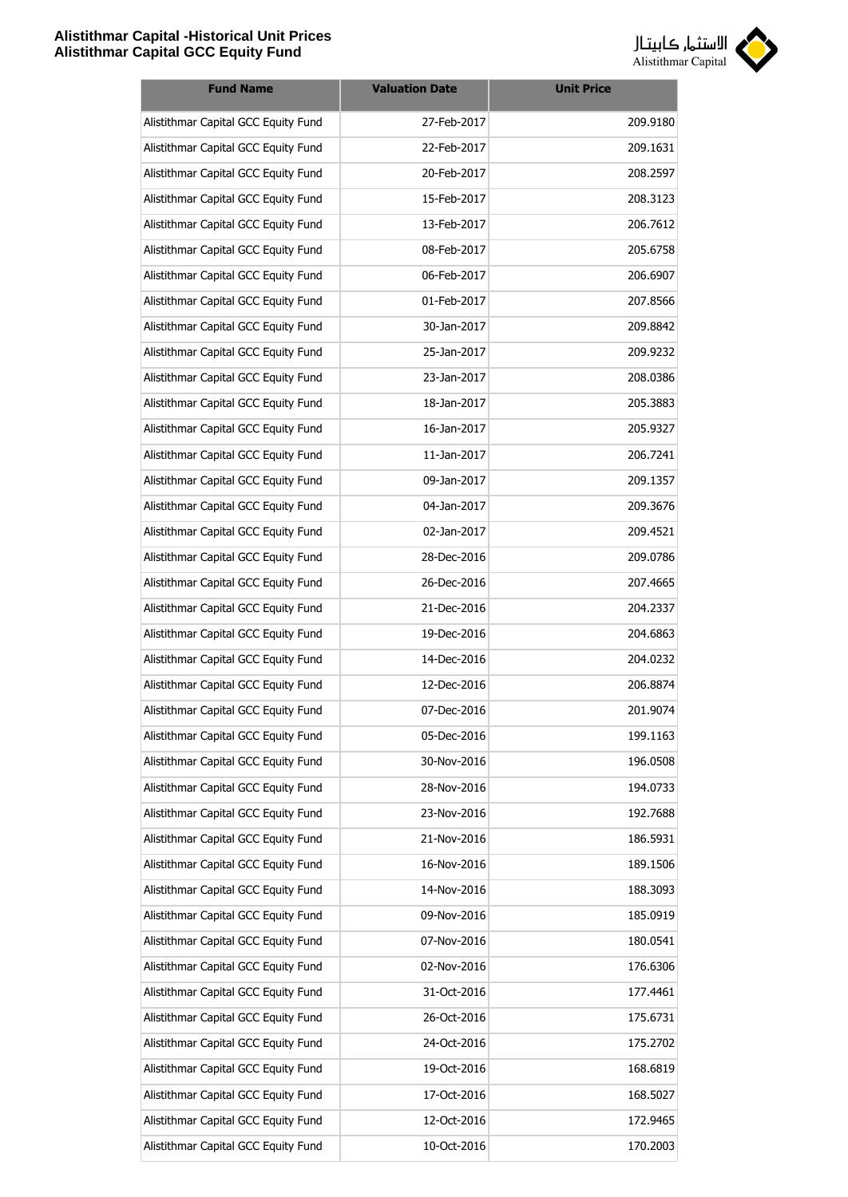| Fund Name | Valuation Date | Unit Price |
|---|---|---|
| Alistithmar Capital GCC Equity Fund | 27-Feb-2017 | 209.9180 |
| Alistithmar Capital GCC Equity Fund | 22-Feb-2017 | 209.1631 |
| Alistithmar Capital GCC Equity Fund | 20-Feb-2017 | 208.2597 |
| Alistithmar Capital GCC Equity Fund | 15-Feb-2017 | 208.3123 |
| Alistithmar Capital GCC Equity Fund | 13-Feb-2017 | 206.7612 |
| Alistithmar Capital GCC Equity Fund | 08-Feb-2017 | 205.6758 |
| Alistithmar Capital GCC Equity Fund | 06-Feb-2017 | 206.6907 |
| Alistithmar Capital GCC Equity Fund | 01-Feb-2017 | 207.8566 |
| Alistithmar Capital GCC Equity Fund | 30-Jan-2017 | 209.8842 |
| Alistithmar Capital GCC Equity Fund | 25-Jan-2017 | 209.9232 |
| Alistithmar Capital GCC Equity Fund | 23-Jan-2017 | 208.0386 |
| Alistithmar Capital GCC Equity Fund | 18-Jan-2017 | 205.3883 |
| Alistithmar Capital GCC Equity Fund | 16-Jan-2017 | 205.9327 |
| Alistithmar Capital GCC Equity Fund | 11-Jan-2017 | 206.7241 |
| Alistithmar Capital GCC Equity Fund | 09-Jan-2017 | 209.1357 |
| Alistithmar Capital GCC Equity Fund | 04-Jan-2017 | 209.3676 |
| Alistithmar Capital GCC Equity Fund | 02-Jan-2017 | 209.4521 |
| Alistithmar Capital GCC Equity Fund | 28-Dec-2016 | 209.0786 |
| Alistithmar Capital GCC Equity Fund | 26-Dec-2016 | 207.4665 |
| Alistithmar Capital GCC Equity Fund | 21-Dec-2016 | 204.2337 |
| Alistithmar Capital GCC Equity Fund | 19-Dec-2016 | 204.6863 |
| Alistithmar Capital GCC Equity Fund | 14-Dec-2016 | 204.0232 |
| Alistithmar Capital GCC Equity Fund | 12-Dec-2016 | 206.8874 |
| Alistithmar Capital GCC Equity Fund | 07-Dec-2016 | 201.9074 |
| Alistithmar Capital GCC Equity Fund | 05-Dec-2016 | 199.1163 |
| Alistithmar Capital GCC Equity Fund | 30-Nov-2016 | 196.0508 |
| Alistithmar Capital GCC Equity Fund | 28-Nov-2016 | 194.0733 |
| Alistithmar Capital GCC Equity Fund | 23-Nov-2016 | 192.7688 |
| Alistithmar Capital GCC Equity Fund | 21-Nov-2016 | 186.5931 |
| Alistithmar Capital GCC Equity Fund | 16-Nov-2016 | 189.1506 |
| Alistithmar Capital GCC Equity Fund | 14-Nov-2016 | 188.3093 |
| Alistithmar Capital GCC Equity Fund | 09-Nov-2016 | 185.0919 |
| Alistithmar Capital GCC Equity Fund | 07-Nov-2016 | 180.0541 |
| Alistithmar Capital GCC Equity Fund | 02-Nov-2016 | 176.6306 |
| Alistithmar Capital GCC Equity Fund | 31-Oct-2016 | 177.4461 |
| Alistithmar Capital GCC Equity Fund | 26-Oct-2016 | 175.6731 |
| Alistithmar Capital GCC Equity Fund | 24-Oct-2016 | 175.2702 |
| Alistithmar Capital GCC Equity Fund | 19-Oct-2016 | 168.6819 |
| Alistithmar Capital GCC Equity Fund | 17-Oct-2016 | 168.5027 |
| Alistithmar Capital GCC Equity Fund | 12-Oct-2016 | 172.9465 |
| Alistithmar Capital GCC Equity Fund | 10-Oct-2016 | 170.2003 |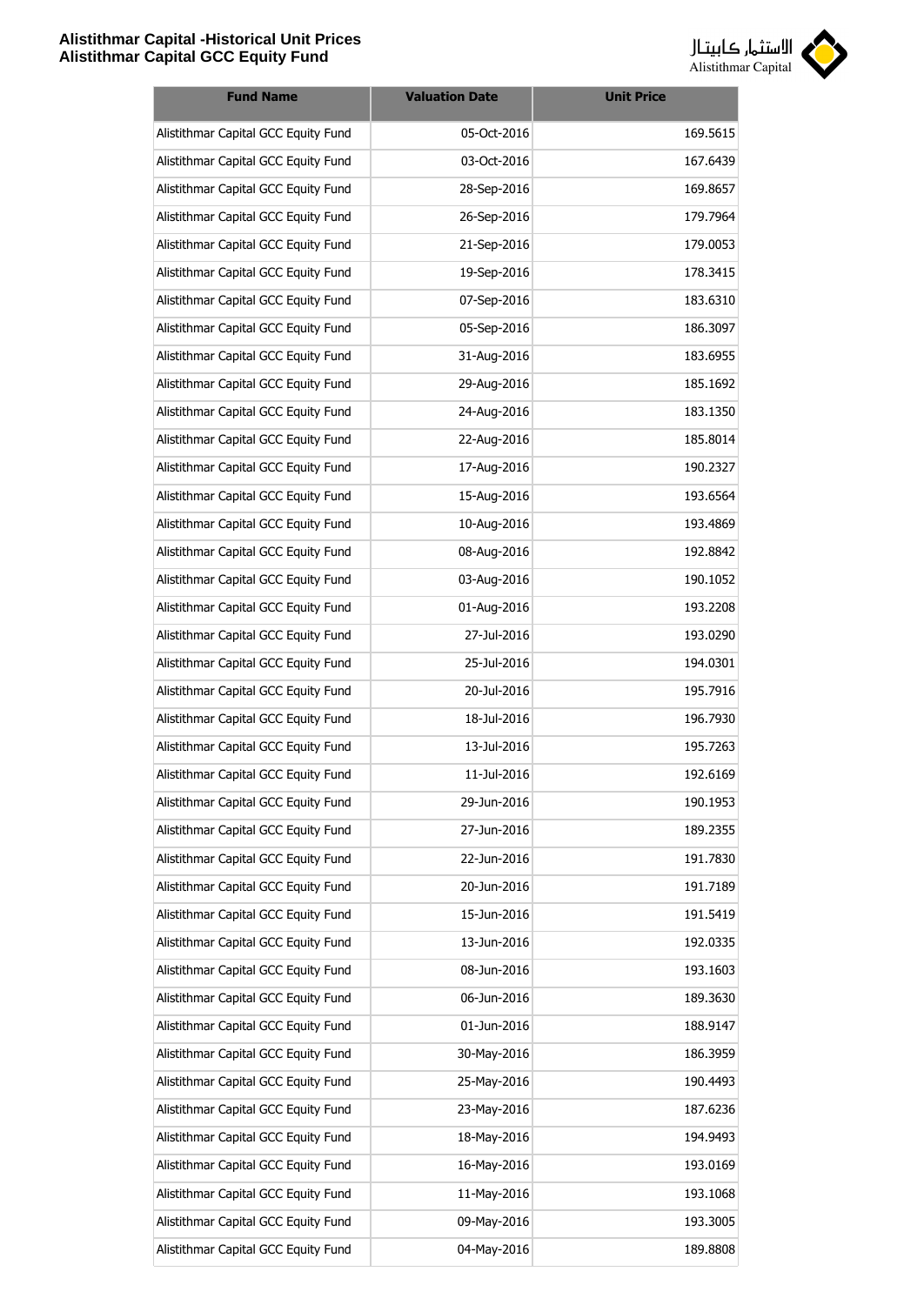| Fund Name | Valuation Date | Unit Price |
|---|---|---|
| Alistithmar Capital GCC Equity Fund | 05-Oct-2016 | 169.5615 |
| Alistithmar Capital GCC Equity Fund | 03-Oct-2016 | 167.6439 |
| Alistithmar Capital GCC Equity Fund | 28-Sep-2016 | 169.8657 |
| Alistithmar Capital GCC Equity Fund | 26-Sep-2016 | 179.7964 |
| Alistithmar Capital GCC Equity Fund | 21-Sep-2016 | 179.0053 |
| Alistithmar Capital GCC Equity Fund | 19-Sep-2016 | 178.3415 |
| Alistithmar Capital GCC Equity Fund | 07-Sep-2016 | 183.6310 |
| Alistithmar Capital GCC Equity Fund | 05-Sep-2016 | 186.3097 |
| Alistithmar Capital GCC Equity Fund | 31-Aug-2016 | 183.6955 |
| Alistithmar Capital GCC Equity Fund | 29-Aug-2016 | 185.1692 |
| Alistithmar Capital GCC Equity Fund | 24-Aug-2016 | 183.1350 |
| Alistithmar Capital GCC Equity Fund | 22-Aug-2016 | 185.8014 |
| Alistithmar Capital GCC Equity Fund | 17-Aug-2016 | 190.2327 |
| Alistithmar Capital GCC Equity Fund | 15-Aug-2016 | 193.6564 |
| Alistithmar Capital GCC Equity Fund | 10-Aug-2016 | 193.4869 |
| Alistithmar Capital GCC Equity Fund | 08-Aug-2016 | 192.8842 |
| Alistithmar Capital GCC Equity Fund | 03-Aug-2016 | 190.1052 |
| Alistithmar Capital GCC Equity Fund | 01-Aug-2016 | 193.2208 |
| Alistithmar Capital GCC Equity Fund | 27-Jul-2016 | 193.0290 |
| Alistithmar Capital GCC Equity Fund | 25-Jul-2016 | 194.0301 |
| Alistithmar Capital GCC Equity Fund | 20-Jul-2016 | 195.7916 |
| Alistithmar Capital GCC Equity Fund | 18-Jul-2016 | 196.7930 |
| Alistithmar Capital GCC Equity Fund | 13-Jul-2016 | 195.7263 |
| Alistithmar Capital GCC Equity Fund | 11-Jul-2016 | 192.6169 |
| Alistithmar Capital GCC Equity Fund | 29-Jun-2016 | 190.1953 |
| Alistithmar Capital GCC Equity Fund | 27-Jun-2016 | 189.2355 |
| Alistithmar Capital GCC Equity Fund | 22-Jun-2016 | 191.7830 |
| Alistithmar Capital GCC Equity Fund | 20-Jun-2016 | 191.7189 |
| Alistithmar Capital GCC Equity Fund | 15-Jun-2016 | 191.5419 |
| Alistithmar Capital GCC Equity Fund | 13-Jun-2016 | 192.0335 |
| Alistithmar Capital GCC Equity Fund | 08-Jun-2016 | 193.1603 |
| Alistithmar Capital GCC Equity Fund | 06-Jun-2016 | 189.3630 |
| Alistithmar Capital GCC Equity Fund | 01-Jun-2016 | 188.9147 |
| Alistithmar Capital GCC Equity Fund | 30-May-2016 | 186.3959 |
| Alistithmar Capital GCC Equity Fund | 25-May-2016 | 190.4493 |
| Alistithmar Capital GCC Equity Fund | 23-May-2016 | 187.6236 |
| Alistithmar Capital GCC Equity Fund | 18-May-2016 | 194.9493 |
| Alistithmar Capital GCC Equity Fund | 16-May-2016 | 193.0169 |
| Alistithmar Capital GCC Equity Fund | 11-May-2016 | 193.1068 |
| Alistithmar Capital GCC Equity Fund | 09-May-2016 | 193.3005 |
| Alistithmar Capital GCC Equity Fund | 04-May-2016 | 189.8808 |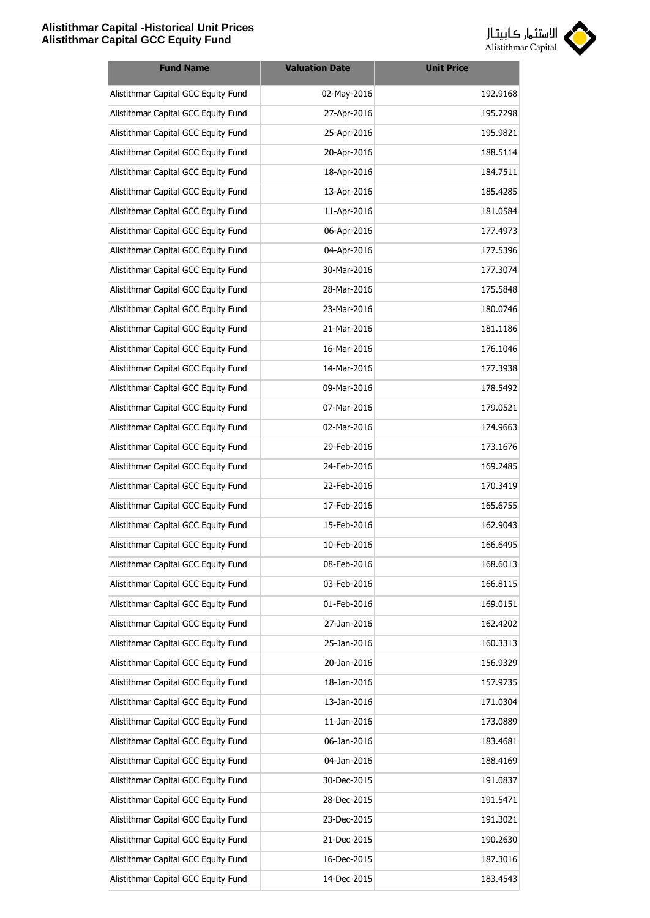| Fund Name | Valuation Date | Unit Price |
|---|---|---|
| Alistithmar Capital GCC Equity Fund | 02-May-2016 | 192.9168 |
| Alistithmar Capital GCC Equity Fund | 27-Apr-2016 | 195.7298 |
| Alistithmar Capital GCC Equity Fund | 25-Apr-2016 | 195.9821 |
| Alistithmar Capital GCC Equity Fund | 20-Apr-2016 | 188.5114 |
| Alistithmar Capital GCC Equity Fund | 18-Apr-2016 | 184.7511 |
| Alistithmar Capital GCC Equity Fund | 13-Apr-2016 | 185.4285 |
| Alistithmar Capital GCC Equity Fund | 11-Apr-2016 | 181.0584 |
| Alistithmar Capital GCC Equity Fund | 06-Apr-2016 | 177.4973 |
| Alistithmar Capital GCC Equity Fund | 04-Apr-2016 | 177.5396 |
| Alistithmar Capital GCC Equity Fund | 30-Mar-2016 | 177.3074 |
| Alistithmar Capital GCC Equity Fund | 28-Mar-2016 | 175.5848 |
| Alistithmar Capital GCC Equity Fund | 23-Mar-2016 | 180.0746 |
| Alistithmar Capital GCC Equity Fund | 21-Mar-2016 | 181.1186 |
| Alistithmar Capital GCC Equity Fund | 16-Mar-2016 | 176.1046 |
| Alistithmar Capital GCC Equity Fund | 14-Mar-2016 | 177.3938 |
| Alistithmar Capital GCC Equity Fund | 09-Mar-2016 | 178.5492 |
| Alistithmar Capital GCC Equity Fund | 07-Mar-2016 | 179.0521 |
| Alistithmar Capital GCC Equity Fund | 02-Mar-2016 | 174.9663 |
| Alistithmar Capital GCC Equity Fund | 29-Feb-2016 | 173.1676 |
| Alistithmar Capital GCC Equity Fund | 24-Feb-2016 | 169.2485 |
| Alistithmar Capital GCC Equity Fund | 22-Feb-2016 | 170.3419 |
| Alistithmar Capital GCC Equity Fund | 17-Feb-2016 | 165.6755 |
| Alistithmar Capital GCC Equity Fund | 15-Feb-2016 | 162.9043 |
| Alistithmar Capital GCC Equity Fund | 10-Feb-2016 | 166.6495 |
| Alistithmar Capital GCC Equity Fund | 08-Feb-2016 | 168.6013 |
| Alistithmar Capital GCC Equity Fund | 03-Feb-2016 | 166.8115 |
| Alistithmar Capital GCC Equity Fund | 01-Feb-2016 | 169.0151 |
| Alistithmar Capital GCC Equity Fund | 27-Jan-2016 | 162.4202 |
| Alistithmar Capital GCC Equity Fund | 25-Jan-2016 | 160.3313 |
| Alistithmar Capital GCC Equity Fund | 20-Jan-2016 | 156.9329 |
| Alistithmar Capital GCC Equity Fund | 18-Jan-2016 | 157.9735 |
| Alistithmar Capital GCC Equity Fund | 13-Jan-2016 | 171.0304 |
| Alistithmar Capital GCC Equity Fund | 11-Jan-2016 | 173.0889 |
| Alistithmar Capital GCC Equity Fund | 06-Jan-2016 | 183.4681 |
| Alistithmar Capital GCC Equity Fund | 04-Jan-2016 | 188.4169 |
| Alistithmar Capital GCC Equity Fund | 30-Dec-2015 | 191.0837 |
| Alistithmar Capital GCC Equity Fund | 28-Dec-2015 | 191.5471 |
| Alistithmar Capital GCC Equity Fund | 23-Dec-2015 | 191.3021 |
| Alistithmar Capital GCC Equity Fund | 21-Dec-2015 | 190.2630 |
| Alistithmar Capital GCC Equity Fund | 16-Dec-2015 | 187.3016 |
| Alistithmar Capital GCC Equity Fund | 14-Dec-2015 | 183.4543 |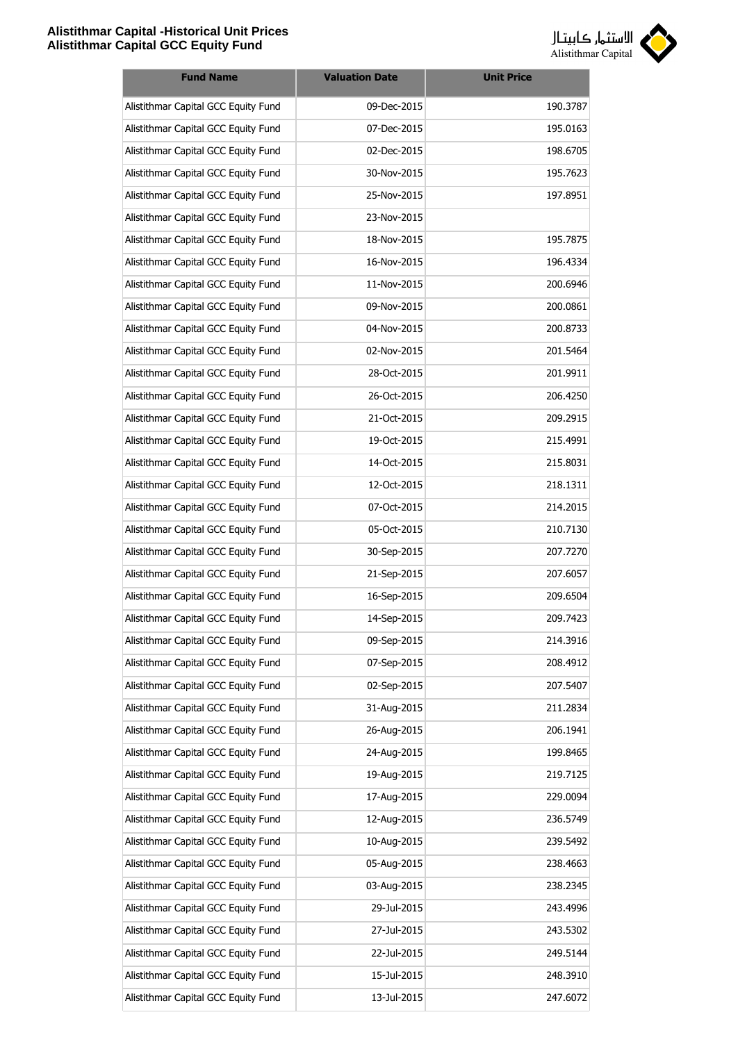| Fund Name | Valuation Date | Unit Price |
|---|---|---|
| Alistithmar Capital GCC Equity Fund | 09-Dec-2015 | 190.3787 |
| Alistithmar Capital GCC Equity Fund | 07-Dec-2015 | 195.0163 |
| Alistithmar Capital GCC Equity Fund | 02-Dec-2015 | 198.6705 |
| Alistithmar Capital GCC Equity Fund | 30-Nov-2015 | 195.7623 |
| Alistithmar Capital GCC Equity Fund | 25-Nov-2015 | 197.8951 |
| Alistithmar Capital GCC Equity Fund | 23-Nov-2015 | |
| Alistithmar Capital GCC Equity Fund | 18-Nov-2015 | 195.7875 |
| Alistithmar Capital GCC Equity Fund | 16-Nov-2015 | 196.4334 |
| Alistithmar Capital GCC Equity Fund | 11-Nov-2015 | 200.6946 |
| Alistithmar Capital GCC Equity Fund | 09-Nov-2015 | 200.0861 |
| Alistithmar Capital GCC Equity Fund | 04-Nov-2015 | 200.8733 |
| Alistithmar Capital GCC Equity Fund | 02-Nov-2015 | 201.5464 |
| Alistithmar Capital GCC Equity Fund | 28-Oct-2015 | 201.9911 |
| Alistithmar Capital GCC Equity Fund | 26-Oct-2015 | 206.4250 |
| Alistithmar Capital GCC Equity Fund | 21-Oct-2015 | 209.2915 |
| Alistithmar Capital GCC Equity Fund | 19-Oct-2015 | 215.4991 |
| Alistithmar Capital GCC Equity Fund | 14-Oct-2015 | 215.8031 |
| Alistithmar Capital GCC Equity Fund | 12-Oct-2015 | 218.1311 |
| Alistithmar Capital GCC Equity Fund | 07-Oct-2015 | 214.2015 |
| Alistithmar Capital GCC Equity Fund | 05-Oct-2015 | 210.7130 |
| Alistithmar Capital GCC Equity Fund | 30-Sep-2015 | 207.7270 |
| Alistithmar Capital GCC Equity Fund | 21-Sep-2015 | 207.6057 |
| Alistithmar Capital GCC Equity Fund | 16-Sep-2015 | 209.6504 |
| Alistithmar Capital GCC Equity Fund | 14-Sep-2015 | 209.7423 |
| Alistithmar Capital GCC Equity Fund | 09-Sep-2015 | 214.3916 |
| Alistithmar Capital GCC Equity Fund | 07-Sep-2015 | 208.4912 |
| Alistithmar Capital GCC Equity Fund | 02-Sep-2015 | 207.5407 |
| Alistithmar Capital GCC Equity Fund | 31-Aug-2015 | 211.2834 |
| Alistithmar Capital GCC Equity Fund | 26-Aug-2015 | 206.1941 |
| Alistithmar Capital GCC Equity Fund | 24-Aug-2015 | 199.8465 |
| Alistithmar Capital GCC Equity Fund | 19-Aug-2015 | 219.7125 |
| Alistithmar Capital GCC Equity Fund | 17-Aug-2015 | 229.0094 |
| Alistithmar Capital GCC Equity Fund | 12-Aug-2015 | 236.5749 |
| Alistithmar Capital GCC Equity Fund | 10-Aug-2015 | 239.5492 |
| Alistithmar Capital GCC Equity Fund | 05-Aug-2015 | 238.4663 |
| Alistithmar Capital GCC Equity Fund | 03-Aug-2015 | 238.2345 |
| Alistithmar Capital GCC Equity Fund | 29-Jul-2015 | 243.4996 |
| Alistithmar Capital GCC Equity Fund | 27-Jul-2015 | 243.5302 |
| Alistithmar Capital GCC Equity Fund | 22-Jul-2015 | 249.5144 |
| Alistithmar Capital GCC Equity Fund | 15-Jul-2015 | 248.3910 |
| Alistithmar Capital GCC Equity Fund | 13-Jul-2015 | 247.6072 |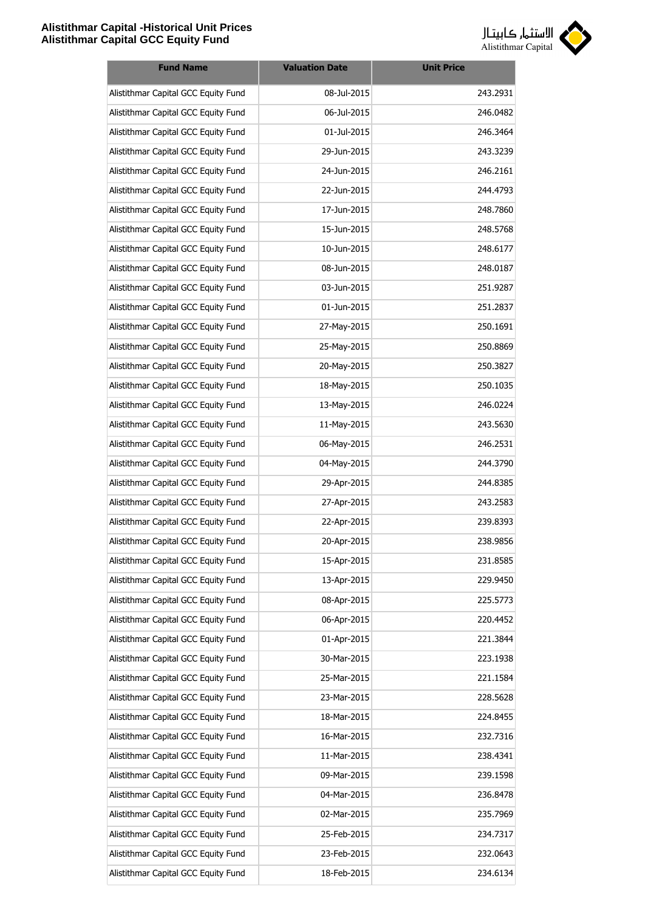| Fund Name | Valuation Date | Unit Price |
|---|---|---|
| Alistithmar Capital GCC Equity Fund | 08-Jul-2015 | 243.2931 |
| Alistithmar Capital GCC Equity Fund | 06-Jul-2015 | 246.0482 |
| Alistithmar Capital GCC Equity Fund | 01-Jul-2015 | 246.3464 |
| Alistithmar Capital GCC Equity Fund | 29-Jun-2015 | 243.3239 |
| Alistithmar Capital GCC Equity Fund | 24-Jun-2015 | 246.2161 |
| Alistithmar Capital GCC Equity Fund | 22-Jun-2015 | 244.4793 |
| Alistithmar Capital GCC Equity Fund | 17-Jun-2015 | 248.7860 |
| Alistithmar Capital GCC Equity Fund | 15-Jun-2015 | 248.5768 |
| Alistithmar Capital GCC Equity Fund | 10-Jun-2015 | 248.6177 |
| Alistithmar Capital GCC Equity Fund | 08-Jun-2015 | 248.0187 |
| Alistithmar Capital GCC Equity Fund | 03-Jun-2015 | 251.9287 |
| Alistithmar Capital GCC Equity Fund | 01-Jun-2015 | 251.2837 |
| Alistithmar Capital GCC Equity Fund | 27-May-2015 | 250.1691 |
| Alistithmar Capital GCC Equity Fund | 25-May-2015 | 250.8869 |
| Alistithmar Capital GCC Equity Fund | 20-May-2015 | 250.3827 |
| Alistithmar Capital GCC Equity Fund | 18-May-2015 | 250.1035 |
| Alistithmar Capital GCC Equity Fund | 13-May-2015 | 246.0224 |
| Alistithmar Capital GCC Equity Fund | 11-May-2015 | 243.5630 |
| Alistithmar Capital GCC Equity Fund | 06-May-2015 | 246.2531 |
| Alistithmar Capital GCC Equity Fund | 04-May-2015 | 244.3790 |
| Alistithmar Capital GCC Equity Fund | 29-Apr-2015 | 244.8385 |
| Alistithmar Capital GCC Equity Fund | 27-Apr-2015 | 243.2583 |
| Alistithmar Capital GCC Equity Fund | 22-Apr-2015 | 239.8393 |
| Alistithmar Capital GCC Equity Fund | 20-Apr-2015 | 238.9856 |
| Alistithmar Capital GCC Equity Fund | 15-Apr-2015 | 231.8585 |
| Alistithmar Capital GCC Equity Fund | 13-Apr-2015 | 229.9450 |
| Alistithmar Capital GCC Equity Fund | 08-Apr-2015 | 225.5773 |
| Alistithmar Capital GCC Equity Fund | 06-Apr-2015 | 220.4452 |
| Alistithmar Capital GCC Equity Fund | 01-Apr-2015 | 221.3844 |
| Alistithmar Capital GCC Equity Fund | 30-Mar-2015 | 223.1938 |
| Alistithmar Capital GCC Equity Fund | 25-Mar-2015 | 221.1584 |
| Alistithmar Capital GCC Equity Fund | 23-Mar-2015 | 228.5628 |
| Alistithmar Capital GCC Equity Fund | 18-Mar-2015 | 224.8455 |
| Alistithmar Capital GCC Equity Fund | 16-Mar-2015 | 232.7316 |
| Alistithmar Capital GCC Equity Fund | 11-Mar-2015 | 238.4341 |
| Alistithmar Capital GCC Equity Fund | 09-Mar-2015 | 239.1598 |
| Alistithmar Capital GCC Equity Fund | 04-Mar-2015 | 236.8478 |
| Alistithmar Capital GCC Equity Fund | 02-Mar-2015 | 235.7969 |
| Alistithmar Capital GCC Equity Fund | 25-Feb-2015 | 234.7317 |
| Alistithmar Capital GCC Equity Fund | 23-Feb-2015 | 232.0643 |
| Alistithmar Capital GCC Equity Fund | 18-Feb-2015 | 234.6134 |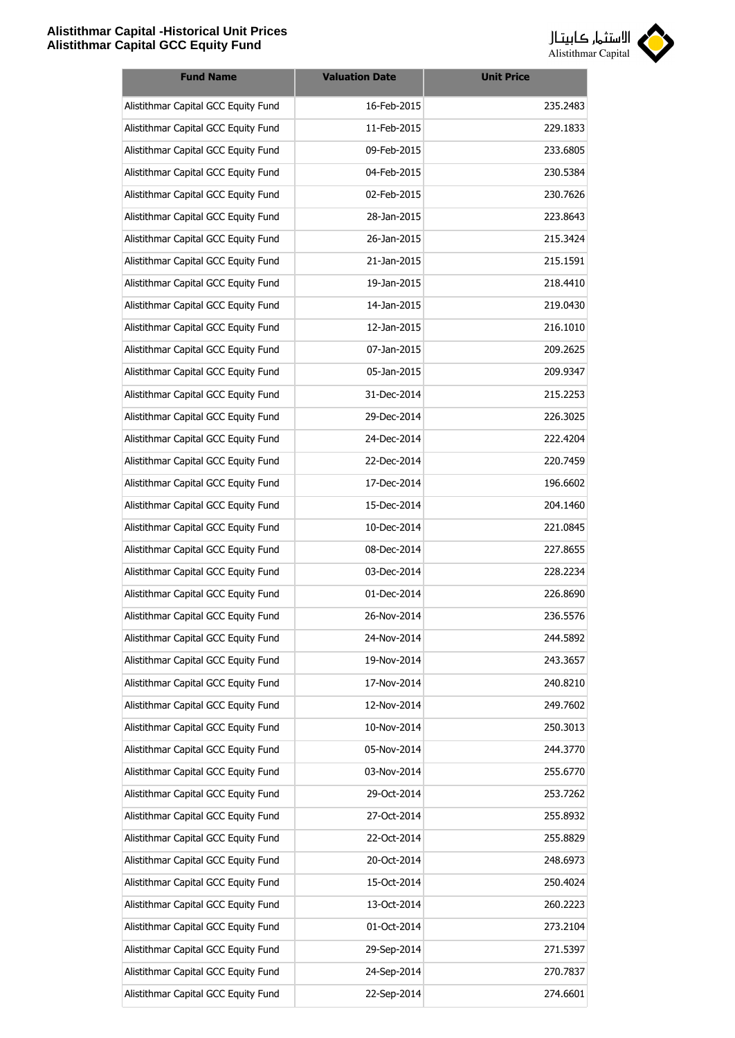| Fund Name | Valuation Date | Unit Price |
| --- | --- | --- |
| Alistithmar Capital GCC Equity Fund | 16-Feb-2015 | 235.2483 |
| Alistithmar Capital GCC Equity Fund | 11-Feb-2015 | 229.1833 |
| Alistithmar Capital GCC Equity Fund | 09-Feb-2015 | 233.6805 |
| Alistithmar Capital GCC Equity Fund | 04-Feb-2015 | 230.5384 |
| Alistithmar Capital GCC Equity Fund | 02-Feb-2015 | 230.7626 |
| Alistithmar Capital GCC Equity Fund | 28-Jan-2015 | 223.8643 |
| Alistithmar Capital GCC Equity Fund | 26-Jan-2015 | 215.3424 |
| Alistithmar Capital GCC Equity Fund | 21-Jan-2015 | 215.1591 |
| Alistithmar Capital GCC Equity Fund | 19-Jan-2015 | 218.4410 |
| Alistithmar Capital GCC Equity Fund | 14-Jan-2015 | 219.0430 |
| Alistithmar Capital GCC Equity Fund | 12-Jan-2015 | 216.1010 |
| Alistithmar Capital GCC Equity Fund | 07-Jan-2015 | 209.2625 |
| Alistithmar Capital GCC Equity Fund | 05-Jan-2015 | 209.9347 |
| Alistithmar Capital GCC Equity Fund | 31-Dec-2014 | 215.2253 |
| Alistithmar Capital GCC Equity Fund | 29-Dec-2014 | 226.3025 |
| Alistithmar Capital GCC Equity Fund | 24-Dec-2014 | 222.4204 |
| Alistithmar Capital GCC Equity Fund | 22-Dec-2014 | 220.7459 |
| Alistithmar Capital GCC Equity Fund | 17-Dec-2014 | 196.6602 |
| Alistithmar Capital GCC Equity Fund | 15-Dec-2014 | 204.1460 |
| Alistithmar Capital GCC Equity Fund | 10-Dec-2014 | 221.0845 |
| Alistithmar Capital GCC Equity Fund | 08-Dec-2014 | 227.8655 |
| Alistithmar Capital GCC Equity Fund | 03-Dec-2014 | 228.2234 |
| Alistithmar Capital GCC Equity Fund | 01-Dec-2014 | 226.8690 |
| Alistithmar Capital GCC Equity Fund | 26-Nov-2014 | 236.5576 |
| Alistithmar Capital GCC Equity Fund | 24-Nov-2014 | 244.5892 |
| Alistithmar Capital GCC Equity Fund | 19-Nov-2014 | 243.3657 |
| Alistithmar Capital GCC Equity Fund | 17-Nov-2014 | 240.8210 |
| Alistithmar Capital GCC Equity Fund | 12-Nov-2014 | 249.7602 |
| Alistithmar Capital GCC Equity Fund | 10-Nov-2014 | 250.3013 |
| Alistithmar Capital GCC Equity Fund | 05-Nov-2014 | 244.3770 |
| Alistithmar Capital GCC Equity Fund | 03-Nov-2014 | 255.6770 |
| Alistithmar Capital GCC Equity Fund | 29-Oct-2014 | 253.7262 |
| Alistithmar Capital GCC Equity Fund | 27-Oct-2014 | 255.8932 |
| Alistithmar Capital GCC Equity Fund | 22-Oct-2014 | 255.8829 |
| Alistithmar Capital GCC Equity Fund | 20-Oct-2014 | 248.6973 |
| Alistithmar Capital GCC Equity Fund | 15-Oct-2014 | 250.4024 |
| Alistithmar Capital GCC Equity Fund | 13-Oct-2014 | 260.2223 |
| Alistithmar Capital GCC Equity Fund | 01-Oct-2014 | 273.2104 |
| Alistithmar Capital GCC Equity Fund | 29-Sep-2014 | 271.5397 |
| Alistithmar Capital GCC Equity Fund | 24-Sep-2014 | 270.7837 |
| Alistithmar Capital GCC Equity Fund | 22-Sep-2014 | 274.6601 |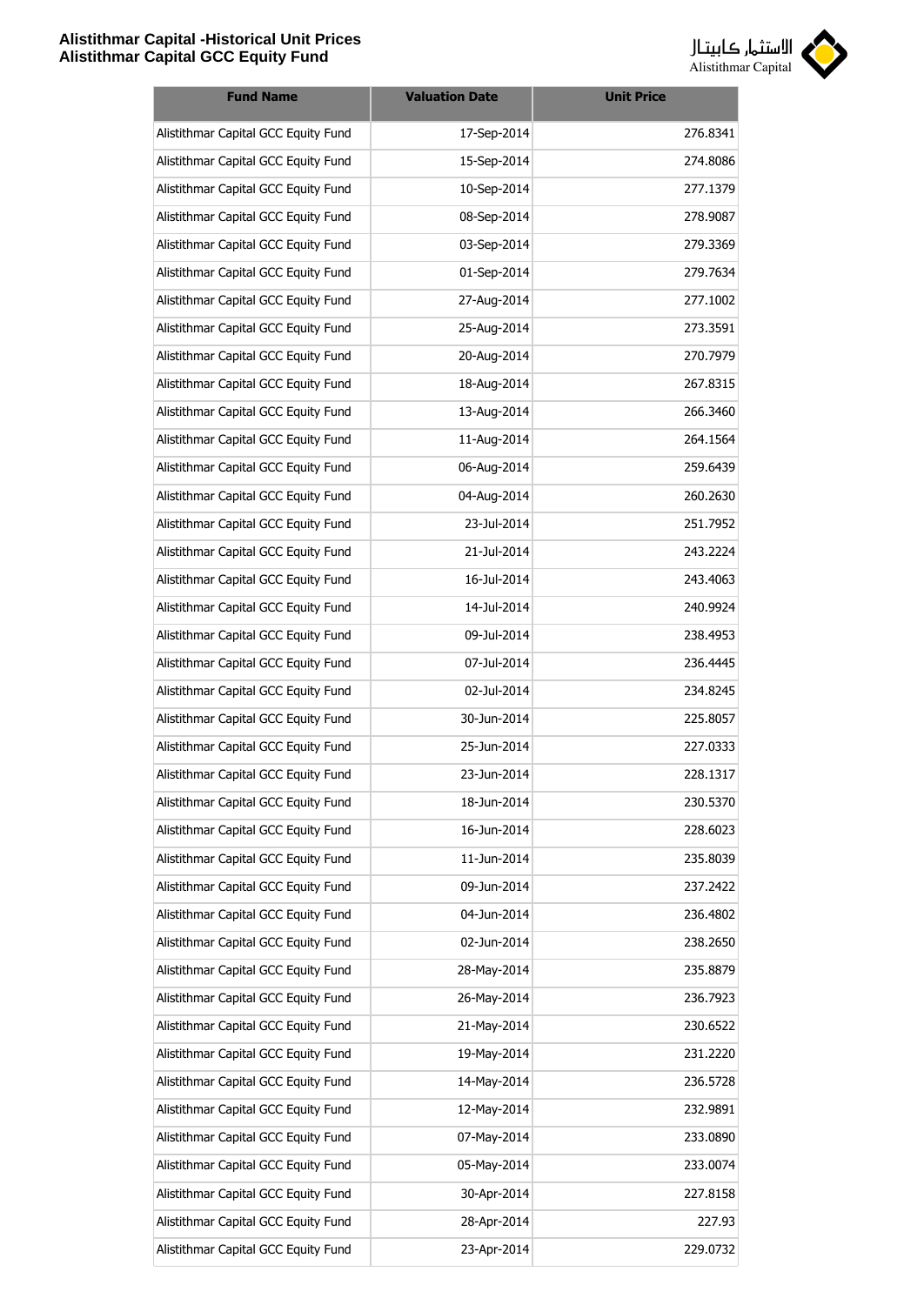# Alistithmar Capital -Historical Unit Prices
## Alistithmar Capital GCC Equity Fund

| Fund Name | Valuation Date | Unit Price |
|---|---|---|
| Alistithmar Capital GCC Equity Fund | 17-Sep-2014 | 276.8341 |
| Alistithmar Capital GCC Equity Fund | 15-Sep-2014 | 274.8086 |
| Alistithmar Capital GCC Equity Fund | 10-Sep-2014 | 277.1379 |
| Alistithmar Capital GCC Equity Fund | 08-Sep-2014 | 278.9087 |
| Alistithmar Capital GCC Equity Fund | 03-Sep-2014 | 279.3369 |
| Alistithmar Capital GCC Equity Fund | 01-Sep-2014 | 279.7634 |
| Alistithmar Capital GCC Equity Fund | 27-Aug-2014 | 277.1002 |
| Alistithmar Capital GCC Equity Fund | 25-Aug-2014 | 273.3591 |
| Alistithmar Capital GCC Equity Fund | 20-Aug-2014 | 270.7979 |
| Alistithmar Capital GCC Equity Fund | 18-Aug-2014 | 267.8315 |
| Alistithmar Capital GCC Equity Fund | 13-Aug-2014 | 266.3460 |
| Alistithmar Capital GCC Equity Fund | 11-Aug-2014 | 264.1564 |
| Alistithmar Capital GCC Equity Fund | 06-Aug-2014 | 259.6439 |
| Alistithmar Capital GCC Equity Fund | 04-Aug-2014 | 260.2630 |
| Alistithmar Capital GCC Equity Fund | 23-Jul-2014 | 251.7952 |
| Alistithmar Capital GCC Equity Fund | 21-Jul-2014 | 243.2224 |
| Alistithmar Capital GCC Equity Fund | 16-Jul-2014 | 243.4063 |
| Alistithmar Capital GCC Equity Fund | 14-Jul-2014 | 240.9924 |
| Alistithmar Capital GCC Equity Fund | 09-Jul-2014 | 238.4953 |
| Alistithmar Capital GCC Equity Fund | 07-Jul-2014 | 236.4445 |
| Alistithmar Capital GCC Equity Fund | 02-Jul-2014 | 234.8245 |
| Alistithmar Capital GCC Equity Fund | 30-Jun-2014 | 225.8057 |
| Alistithmar Capital GCC Equity Fund | 25-Jun-2014 | 227.0333 |
| Alistithmar Capital GCC Equity Fund | 23-Jun-2014 | 228.1317 |
| Alistithmar Capital GCC Equity Fund | 18-Jun-2014 | 230.5370 |
| Alistithmar Capital GCC Equity Fund | 16-Jun-2014 | 228.6023 |
| Alistithmar Capital GCC Equity Fund | 11-Jun-2014 | 235.8039 |
| Alistithmar Capital GCC Equity Fund | 09-Jun-2014 | 237.2422 |
| Alistithmar Capital GCC Equity Fund | 04-Jun-2014 | 236.4802 |
| Alistithmar Capital GCC Equity Fund | 02-Jun-2014 | 238.2650 |
| Alistithmar Capital GCC Equity Fund | 28-May-2014 | 235.8879 |
| Alistithmar Capital GCC Equity Fund | 26-May-2014 | 236.7923 |
| Alistithmar Capital GCC Equity Fund | 21-May-2014 | 230.6522 |
| Alistithmar Capital GCC Equity Fund | 19-May-2014 | 231.2220 |
| Alistithmar Capital GCC Equity Fund | 14-May-2014 | 236.5728 |
| Alistithmar Capital GCC Equity Fund | 12-May-2014 | 232.9891 |
| Alistithmar Capital GCC Equity Fund | 07-May-2014 | 233.0890 |
| Alistithmar Capital GCC Equity Fund | 05-May-2014 | 233.0074 |
| Alistithmar Capital GCC Equity Fund | 30-Apr-2014 | 227.8158 |
| Alistithmar Capital GCC Equity Fund | 28-Apr-2014 | 227.93 |
| Alistithmar Capital GCC Equity Fund | 23-Apr-2014 | 229.0732 |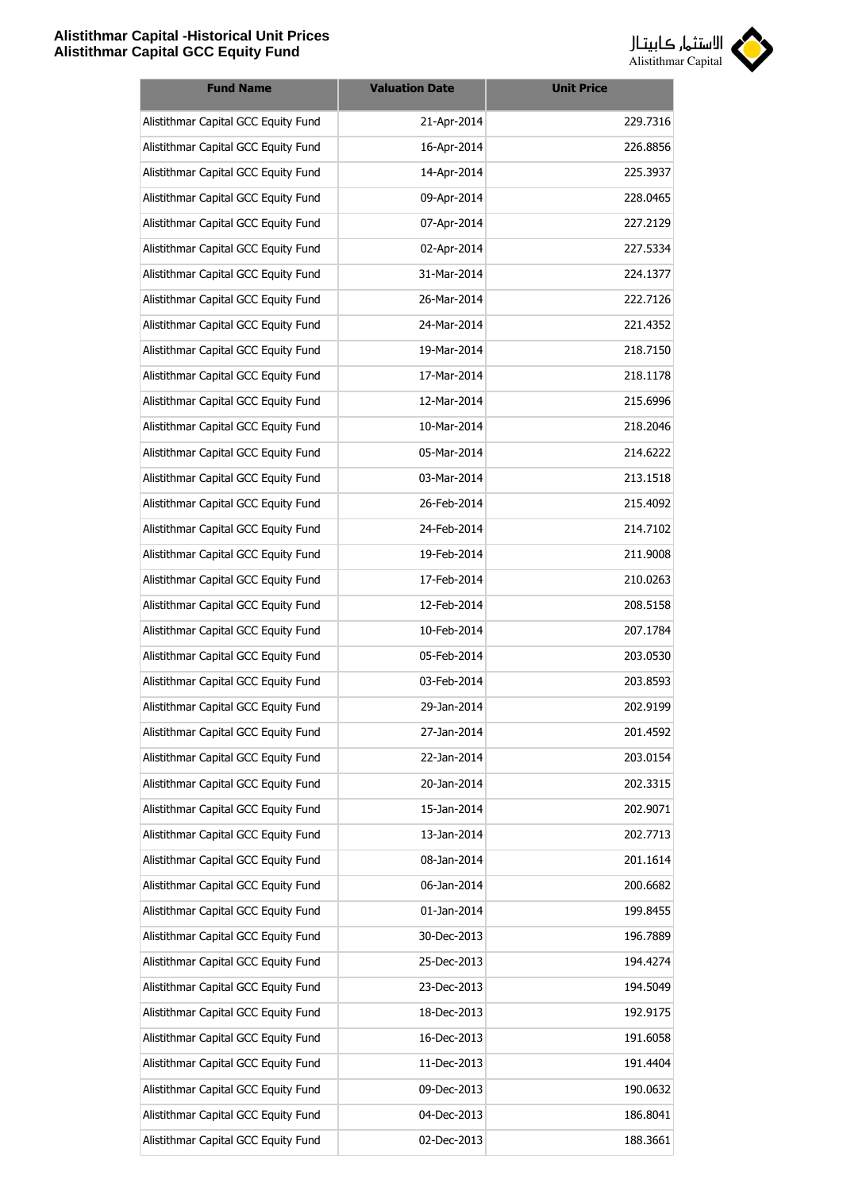| Fund Name | Valuation Date | Unit Price |
|---|---|---|
| Alistithmar Capital GCC Equity Fund | 21-Apr-2014 | 229.7316 |
| Alistithmar Capital GCC Equity Fund | 16-Apr-2014 | 226.8856 |
| Alistithmar Capital GCC Equity Fund | 14-Apr-2014 | 225.3937 |
| Alistithmar Capital GCC Equity Fund | 09-Apr-2014 | 228.0465 |
| Alistithmar Capital GCC Equity Fund | 07-Apr-2014 | 227.2129 |
| Alistithmar Capital GCC Equity Fund | 02-Apr-2014 | 227.5334 |
| Alistithmar Capital GCC Equity Fund | 31-Mar-2014 | 224.1377 |
| Alistithmar Capital GCC Equity Fund | 26-Mar-2014 | 222.7126 |
| Alistithmar Capital GCC Equity Fund | 24-Mar-2014 | 221.4352 |
| Alistithmar Capital GCC Equity Fund | 19-Mar-2014 | 218.7150 |
| Alistithmar Capital GCC Equity Fund | 17-Mar-2014 | 218.1178 |
| Alistithmar Capital GCC Equity Fund | 12-Mar-2014 | 215.6996 |
| Alistithmar Capital GCC Equity Fund | 10-Mar-2014 | 218.2046 |
| Alistithmar Capital GCC Equity Fund | 05-Mar-2014 | 214.6222 |
| Alistithmar Capital GCC Equity Fund | 03-Mar-2014 | 213.1518 |
| Alistithmar Capital GCC Equity Fund | 26-Feb-2014 | 215.4092 |
| Alistithmar Capital GCC Equity Fund | 24-Feb-2014 | 214.7102 |
| Alistithmar Capital GCC Equity Fund | 19-Feb-2014 | 211.9008 |
| Alistithmar Capital GCC Equity Fund | 17-Feb-2014 | 210.0263 |
| Alistithmar Capital GCC Equity Fund | 12-Feb-2014 | 208.5158 |
| Alistithmar Capital GCC Equity Fund | 10-Feb-2014 | 207.1784 |
| Alistithmar Capital GCC Equity Fund | 05-Feb-2014 | 203.0530 |
| Alistithmar Capital GCC Equity Fund | 03-Feb-2014 | 203.8593 |
| Alistithmar Capital GCC Equity Fund | 29-Jan-2014 | 202.9199 |
| Alistithmar Capital GCC Equity Fund | 27-Jan-2014 | 201.4592 |
| Alistithmar Capital GCC Equity Fund | 22-Jan-2014 | 203.0154 |
| Alistithmar Capital GCC Equity Fund | 20-Jan-2014 | 202.3315 |
| Alistithmar Capital GCC Equity Fund | 15-Jan-2014 | 202.9071 |
| Alistithmar Capital GCC Equity Fund | 13-Jan-2014 | 202.7713 |
| Alistithmar Capital GCC Equity Fund | 08-Jan-2014 | 201.1614 |
| Alistithmar Capital GCC Equity Fund | 06-Jan-2014 | 200.6682 |
| Alistithmar Capital GCC Equity Fund | 01-Jan-2014 | 199.8455 |
| Alistithmar Capital GCC Equity Fund | 30-Dec-2013 | 196.7889 |
| Alistithmar Capital GCC Equity Fund | 25-Dec-2013 | 194.4274 |
| Alistithmar Capital GCC Equity Fund | 23-Dec-2013 | 194.5049 |
| Alistithmar Capital GCC Equity Fund | 18-Dec-2013 | 192.9175 |
| Alistithmar Capital GCC Equity Fund | 16-Dec-2013 | 191.6058 |
| Alistithmar Capital GCC Equity Fund | 11-Dec-2013 | 191.4404 |
| Alistithmar Capital GCC Equity Fund | 09-Dec-2013 | 190.0632 |
| Alistithmar Capital GCC Equity Fund | 04-Dec-2013 | 186.8041 |
| Alistithmar Capital GCC Equity Fund | 02-Dec-2013 | 188.3661 |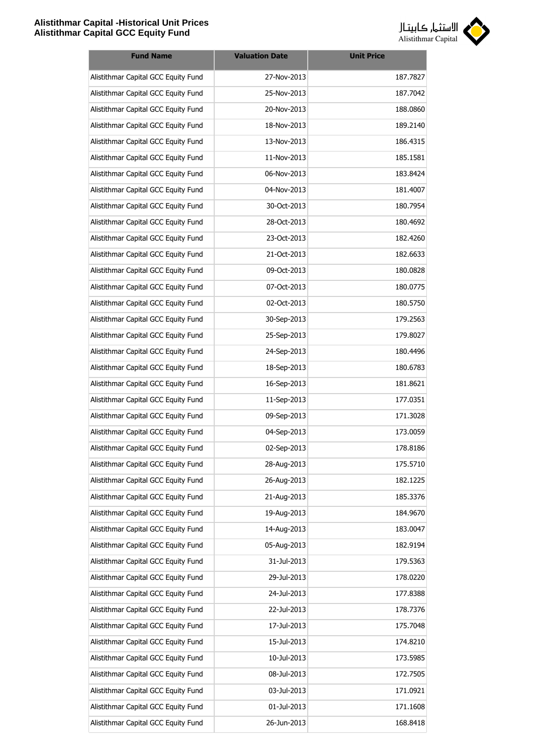| Fund Name | Valuation Date | Unit Price |
|---|---|---|
| Alistithmar Capital GCC Equity Fund | 27-Nov-2013 | 187.7827 |
| Alistithmar Capital GCC Equity Fund | 25-Nov-2013 | 187.7042 |
| Alistithmar Capital GCC Equity Fund | 20-Nov-2013 | 188.0860 |
| Alistithmar Capital GCC Equity Fund | 18-Nov-2013 | 189.2140 |
| Alistithmar Capital GCC Equity Fund | 13-Nov-2013 | 186.4315 |
| Alistithmar Capital GCC Equity Fund | 11-Nov-2013 | 185.1581 |
| Alistithmar Capital GCC Equity Fund | 06-Nov-2013 | 183.8424 |
| Alistithmar Capital GCC Equity Fund | 04-Nov-2013 | 181.4007 |
| Alistithmar Capital GCC Equity Fund | 30-Oct-2013 | 180.7954 |
| Alistithmar Capital GCC Equity Fund | 28-Oct-2013 | 180.4692 |
| Alistithmar Capital GCC Equity Fund | 23-Oct-2013 | 182.4260 |
| Alistithmar Capital GCC Equity Fund | 21-Oct-2013 | 182.6633 |
| Alistithmar Capital GCC Equity Fund | 09-Oct-2013 | 180.0828 |
| Alistithmar Capital GCC Equity Fund | 07-Oct-2013 | 180.0775 |
| Alistithmar Capital GCC Equity Fund | 02-Oct-2013 | 180.5750 |
| Alistithmar Capital GCC Equity Fund | 30-Sep-2013 | 179.2563 |
| Alistithmar Capital GCC Equity Fund | 25-Sep-2013 | 179.8027 |
| Alistithmar Capital GCC Equity Fund | 24-Sep-2013 | 180.4496 |
| Alistithmar Capital GCC Equity Fund | 18-Sep-2013 | 180.6783 |
| Alistithmar Capital GCC Equity Fund | 16-Sep-2013 | 181.8621 |
| Alistithmar Capital GCC Equity Fund | 11-Sep-2013 | 177.0351 |
| Alistithmar Capital GCC Equity Fund | 09-Sep-2013 | 171.3028 |
| Alistithmar Capital GCC Equity Fund | 04-Sep-2013 | 173.0059 |
| Alistithmar Capital GCC Equity Fund | 02-Sep-2013 | 178.8186 |
| Alistithmar Capital GCC Equity Fund | 28-Aug-2013 | 175.5710 |
| Alistithmar Capital GCC Equity Fund | 26-Aug-2013 | 182.1225 |
| Alistithmar Capital GCC Equity Fund | 21-Aug-2013 | 185.3376 |
| Alistithmar Capital GCC Equity Fund | 19-Aug-2013 | 184.9670 |
| Alistithmar Capital GCC Equity Fund | 14-Aug-2013 | 183.0047 |
| Alistithmar Capital GCC Equity Fund | 05-Aug-2013 | 182.9194 |
| Alistithmar Capital GCC Equity Fund | 31-Jul-2013 | 179.5363 |
| Alistithmar Capital GCC Equity Fund | 29-Jul-2013 | 178.0220 |
| Alistithmar Capital GCC Equity Fund | 24-Jul-2013 | 177.8388 |
| Alistithmar Capital GCC Equity Fund | 22-Jul-2013 | 178.7376 |
| Alistithmar Capital GCC Equity Fund | 17-Jul-2013 | 175.7048 |
| Alistithmar Capital GCC Equity Fund | 15-Jul-2013 | 174.8210 |
| Alistithmar Capital GCC Equity Fund | 10-Jul-2013 | 173.5985 |
| Alistithmar Capital GCC Equity Fund | 08-Jul-2013 | 172.7505 |
| Alistithmar Capital GCC Equity Fund | 03-Jul-2013 | 171.0921 |
| Alistithmar Capital GCC Equity Fund | 01-Jul-2013 | 171.1608 |
| Alistithmar Capital GCC Equity Fund | 26-Jun-2013 | 168.8418 |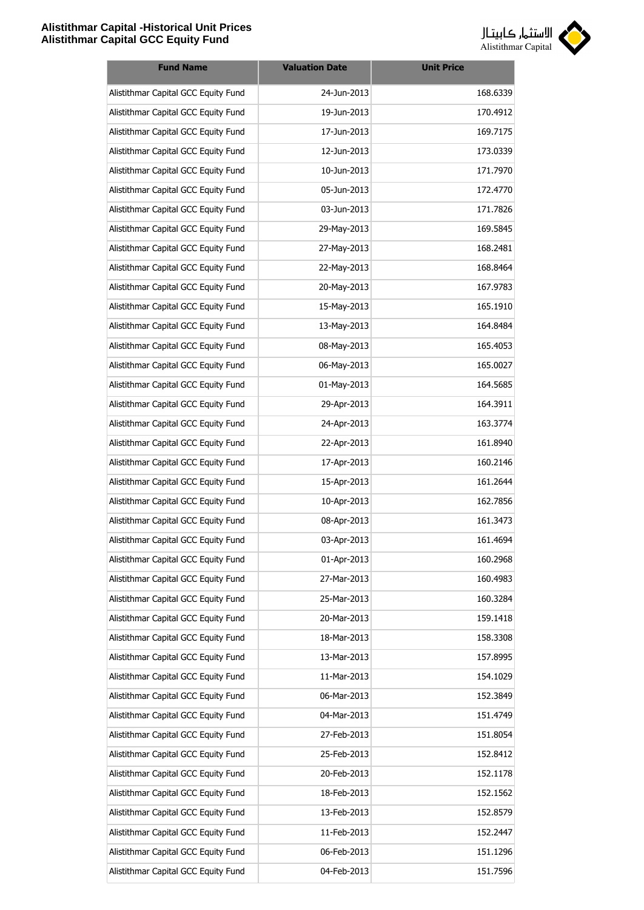| Fund Name | Valuation Date | Unit Price |
|---|---|---|
| Alistithmar Capital GCC Equity Fund | 24-Jun-2013 | 168.6339 |
| Alistithmar Capital GCC Equity Fund | 19-Jun-2013 | 170.4912 |
| Alistithmar Capital GCC Equity Fund | 17-Jun-2013 | 169.7175 |
| Alistithmar Capital GCC Equity Fund | 12-Jun-2013 | 173.0339 |
| Alistithmar Capital GCC Equity Fund | 10-Jun-2013 | 171.7970 |
| Alistithmar Capital GCC Equity Fund | 05-Jun-2013 | 172.4770 |
| Alistithmar Capital GCC Equity Fund | 03-Jun-2013 | 171.7826 |
| Alistithmar Capital GCC Equity Fund | 29-May-2013 | 169.5845 |
| Alistithmar Capital GCC Equity Fund | 27-May-2013 | 168.2481 |
| Alistithmar Capital GCC Equity Fund | 22-May-2013 | 168.8464 |
| Alistithmar Capital GCC Equity Fund | 20-May-2013 | 167.9783 |
| Alistithmar Capital GCC Equity Fund | 15-May-2013 | 165.1910 |
| Alistithmar Capital GCC Equity Fund | 13-May-2013 | 164.8484 |
| Alistithmar Capital GCC Equity Fund | 08-May-2013 | 165.4053 |
| Alistithmar Capital GCC Equity Fund | 06-May-2013 | 165.0027 |
| Alistithmar Capital GCC Equity Fund | 01-May-2013 | 164.5685 |
| Alistithmar Capital GCC Equity Fund | 29-Apr-2013 | 164.3911 |
| Alistithmar Capital GCC Equity Fund | 24-Apr-2013 | 163.3774 |
| Alistithmar Capital GCC Equity Fund | 22-Apr-2013 | 161.8940 |
| Alistithmar Capital GCC Equity Fund | 17-Apr-2013 | 160.2146 |
| Alistithmar Capital GCC Equity Fund | 15-Apr-2013 | 161.2644 |
| Alistithmar Capital GCC Equity Fund | 10-Apr-2013 | 162.7856 |
| Alistithmar Capital GCC Equity Fund | 08-Apr-2013 | 161.3473 |
| Alistithmar Capital GCC Equity Fund | 03-Apr-2013 | 161.4694 |
| Alistithmar Capital GCC Equity Fund | 01-Apr-2013 | 160.2968 |
| Alistithmar Capital GCC Equity Fund | 27-Mar-2013 | 160.4983 |
| Alistithmar Capital GCC Equity Fund | 25-Mar-2013 | 160.3284 |
| Alistithmar Capital GCC Equity Fund | 20-Mar-2013 | 159.1418 |
| Alistithmar Capital GCC Equity Fund | 18-Mar-2013 | 158.3308 |
| Alistithmar Capital GCC Equity Fund | 13-Mar-2013 | 157.8995 |
| Alistithmar Capital GCC Equity Fund | 11-Mar-2013 | 154.1029 |
| Alistithmar Capital GCC Equity Fund | 06-Mar-2013 | 152.3849 |
| Alistithmar Capital GCC Equity Fund | 04-Mar-2013 | 151.4749 |
| Alistithmar Capital GCC Equity Fund | 27-Feb-2013 | 151.8054 |
| Alistithmar Capital GCC Equity Fund | 25-Feb-2013 | 152.8412 |
| Alistithmar Capital GCC Equity Fund | 20-Feb-2013 | 152.1178 |
| Alistithmar Capital GCC Equity Fund | 18-Feb-2013 | 152.1562 |
| Alistithmar Capital GCC Equity Fund | 13-Feb-2013 | 152.8579 |
| Alistithmar Capital GCC Equity Fund | 11-Feb-2013 | 152.2447 |
| Alistithmar Capital GCC Equity Fund | 06-Feb-2013 | 151.1296 |
| Alistithmar Capital GCC Equity Fund | 04-Feb-2013 | 151.7596 |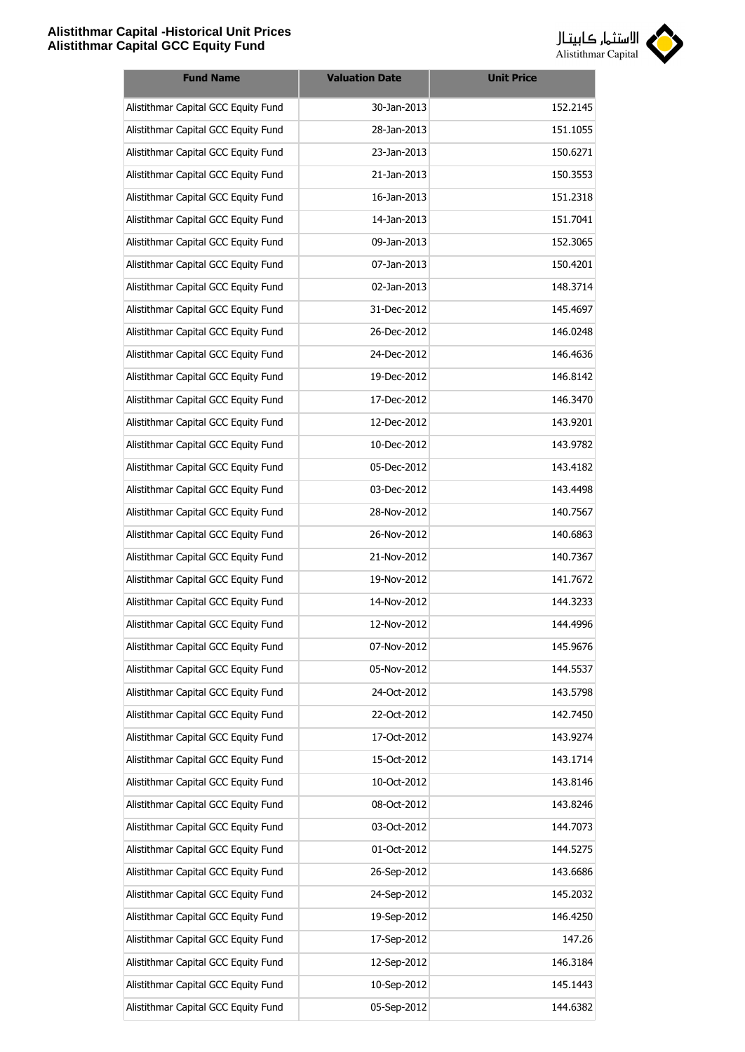| Fund Name | Valuation Date | Unit Price |
|---|---|---|
| Alistithmar Capital GCC Equity Fund | 30-Jan-2013 | 152.2145 |
| Alistithmar Capital GCC Equity Fund | 28-Jan-2013 | 151.1055 |
| Alistithmar Capital GCC Equity Fund | 23-Jan-2013 | 150.6271 |
| Alistithmar Capital GCC Equity Fund | 21-Jan-2013 | 150.3553 |
| Alistithmar Capital GCC Equity Fund | 16-Jan-2013 | 151.2318 |
| Alistithmar Capital GCC Equity Fund | 14-Jan-2013 | 151.7041 |
| Alistithmar Capital GCC Equity Fund | 09-Jan-2013 | 152.3065 |
| Alistithmar Capital GCC Equity Fund | 07-Jan-2013 | 150.4201 |
| Alistithmar Capital GCC Equity Fund | 02-Jan-2013 | 148.3714 |
| Alistithmar Capital GCC Equity Fund | 31-Dec-2012 | 145.4697 |
| Alistithmar Capital GCC Equity Fund | 26-Dec-2012 | 146.0248 |
| Alistithmar Capital GCC Equity Fund | 24-Dec-2012 | 146.4636 |
| Alistithmar Capital GCC Equity Fund | 19-Dec-2012 | 146.8142 |
| Alistithmar Capital GCC Equity Fund | 17-Dec-2012 | 146.3470 |
| Alistithmar Capital GCC Equity Fund | 12-Dec-2012 | 143.9201 |
| Alistithmar Capital GCC Equity Fund | 10-Dec-2012 | 143.9782 |
| Alistithmar Capital GCC Equity Fund | 05-Dec-2012 | 143.4182 |
| Alistithmar Capital GCC Equity Fund | 03-Dec-2012 | 143.4498 |
| Alistithmar Capital GCC Equity Fund | 28-Nov-2012 | 140.7567 |
| Alistithmar Capital GCC Equity Fund | 26-Nov-2012 | 140.6863 |
| Alistithmar Capital GCC Equity Fund | 21-Nov-2012 | 140.7367 |
| Alistithmar Capital GCC Equity Fund | 19-Nov-2012 | 141.7672 |
| Alistithmar Capital GCC Equity Fund | 14-Nov-2012 | 144.3233 |
| Alistithmar Capital GCC Equity Fund | 12-Nov-2012 | 144.4996 |
| Alistithmar Capital GCC Equity Fund | 07-Nov-2012 | 145.9676 |
| Alistithmar Capital GCC Equity Fund | 05-Nov-2012 | 144.5537 |
| Alistithmar Capital GCC Equity Fund | 24-Oct-2012 | 143.5798 |
| Alistithmar Capital GCC Equity Fund | 22-Oct-2012 | 142.7450 |
| Alistithmar Capital GCC Equity Fund | 17-Oct-2012 | 143.9274 |
| Alistithmar Capital GCC Equity Fund | 15-Oct-2012 | 143.1714 |
| Alistithmar Capital GCC Equity Fund | 10-Oct-2012 | 143.8146 |
| Alistithmar Capital GCC Equity Fund | 08-Oct-2012 | 143.8246 |
| Alistithmar Capital GCC Equity Fund | 03-Oct-2012 | 144.7073 |
| Alistithmar Capital GCC Equity Fund | 01-Oct-2012 | 144.5275 |
| Alistithmar Capital GCC Equity Fund | 26-Sep-2012 | 143.6686 |
| Alistithmar Capital GCC Equity Fund | 24-Sep-2012 | 145.2032 |
| Alistithmar Capital GCC Equity Fund | 19-Sep-2012 | 146.4250 |
| Alistithmar Capital GCC Equity Fund | 17-Sep-2012 | 147.26 |
| Alistithmar Capital GCC Equity Fund | 12-Sep-2012 | 146.3184 |
| Alistithmar Capital GCC Equity Fund | 10-Sep-2012 | 145.1443 |
| Alistithmar Capital GCC Equity Fund | 05-Sep-2012 | 144.6382 |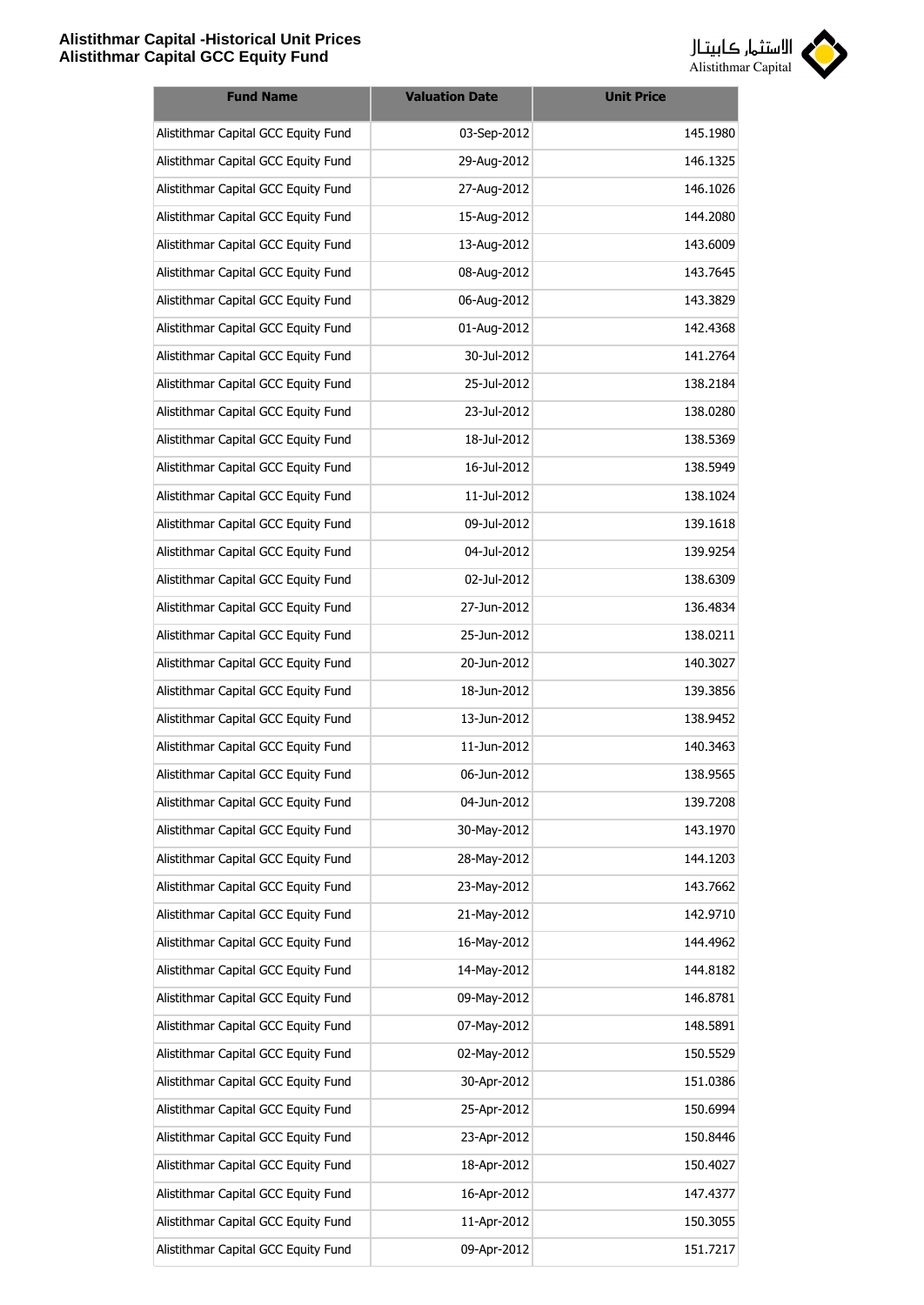| Fund Name | Valuation Date | Unit Price |
|---|---|---|
| Alistithmar Capital GCC Equity Fund | 03-Sep-2012 | 145.1980 |
| Alistithmar Capital GCC Equity Fund | 29-Aug-2012 | 146.1325 |
| Alistithmar Capital GCC Equity Fund | 27-Aug-2012 | 146.1026 |
| Alistithmar Capital GCC Equity Fund | 15-Aug-2012 | 144.2080 |
| Alistithmar Capital GCC Equity Fund | 13-Aug-2012 | 143.6009 |
| Alistithmar Capital GCC Equity Fund | 08-Aug-2012 | 143.7645 |
| Alistithmar Capital GCC Equity Fund | 06-Aug-2012 | 143.3829 |
| Alistithmar Capital GCC Equity Fund | 01-Aug-2012 | 142.4368 |
| Alistithmar Capital GCC Equity Fund | 30-Jul-2012 | 141.2764 |
| Alistithmar Capital GCC Equity Fund | 25-Jul-2012 | 138.2184 |
| Alistithmar Capital GCC Equity Fund | 23-Jul-2012 | 138.0280 |
| Alistithmar Capital GCC Equity Fund | 18-Jul-2012 | 138.5369 |
| Alistithmar Capital GCC Equity Fund | 16-Jul-2012 | 138.5949 |
| Alistithmar Capital GCC Equity Fund | 11-Jul-2012 | 138.1024 |
| Alistithmar Capital GCC Equity Fund | 09-Jul-2012 | 139.1618 |
| Alistithmar Capital GCC Equity Fund | 04-Jul-2012 | 139.9254 |
| Alistithmar Capital GCC Equity Fund | 02-Jul-2012 | 138.6309 |
| Alistithmar Capital GCC Equity Fund | 27-Jun-2012 | 136.4834 |
| Alistithmar Capital GCC Equity Fund | 25-Jun-2012 | 138.0211 |
| Alistithmar Capital GCC Equity Fund | 20-Jun-2012 | 140.3027 |
| Alistithmar Capital GCC Equity Fund | 18-Jun-2012 | 139.3856 |
| Alistithmar Capital GCC Equity Fund | 13-Jun-2012 | 138.9452 |
| Alistithmar Capital GCC Equity Fund | 11-Jun-2012 | 140.3463 |
| Alistithmar Capital GCC Equity Fund | 06-Jun-2012 | 138.9565 |
| Alistithmar Capital GCC Equity Fund | 04-Jun-2012 | 139.7208 |
| Alistithmar Capital GCC Equity Fund | 30-May-2012 | 143.1970 |
| Alistithmar Capital GCC Equity Fund | 28-May-2012 | 144.1203 |
| Alistithmar Capital GCC Equity Fund | 23-May-2012 | 143.7662 |
| Alistithmar Capital GCC Equity Fund | 21-May-2012 | 142.9710 |
| Alistithmar Capital GCC Equity Fund | 16-May-2012 | 144.4962 |
| Alistithmar Capital GCC Equity Fund | 14-May-2012 | 144.8182 |
| Alistithmar Capital GCC Equity Fund | 09-May-2012 | 146.8781 |
| Alistithmar Capital GCC Equity Fund | 07-May-2012 | 148.5891 |
| Alistithmar Capital GCC Equity Fund | 02-May-2012 | 150.5529 |
| Alistithmar Capital GCC Equity Fund | 30-Apr-2012 | 151.0386 |
| Alistithmar Capital GCC Equity Fund | 25-Apr-2012 | 150.6994 |
| Alistithmar Capital GCC Equity Fund | 23-Apr-2012 | 150.8446 |
| Alistithmar Capital GCC Equity Fund | 18-Apr-2012 | 150.4027 |
| Alistithmar Capital GCC Equity Fund | 16-Apr-2012 | 147.4377 |
| Alistithmar Capital GCC Equity Fund | 11-Apr-2012 | 150.3055 |
| Alistithmar Capital GCC Equity Fund | 09-Apr-2012 | 151.7217 |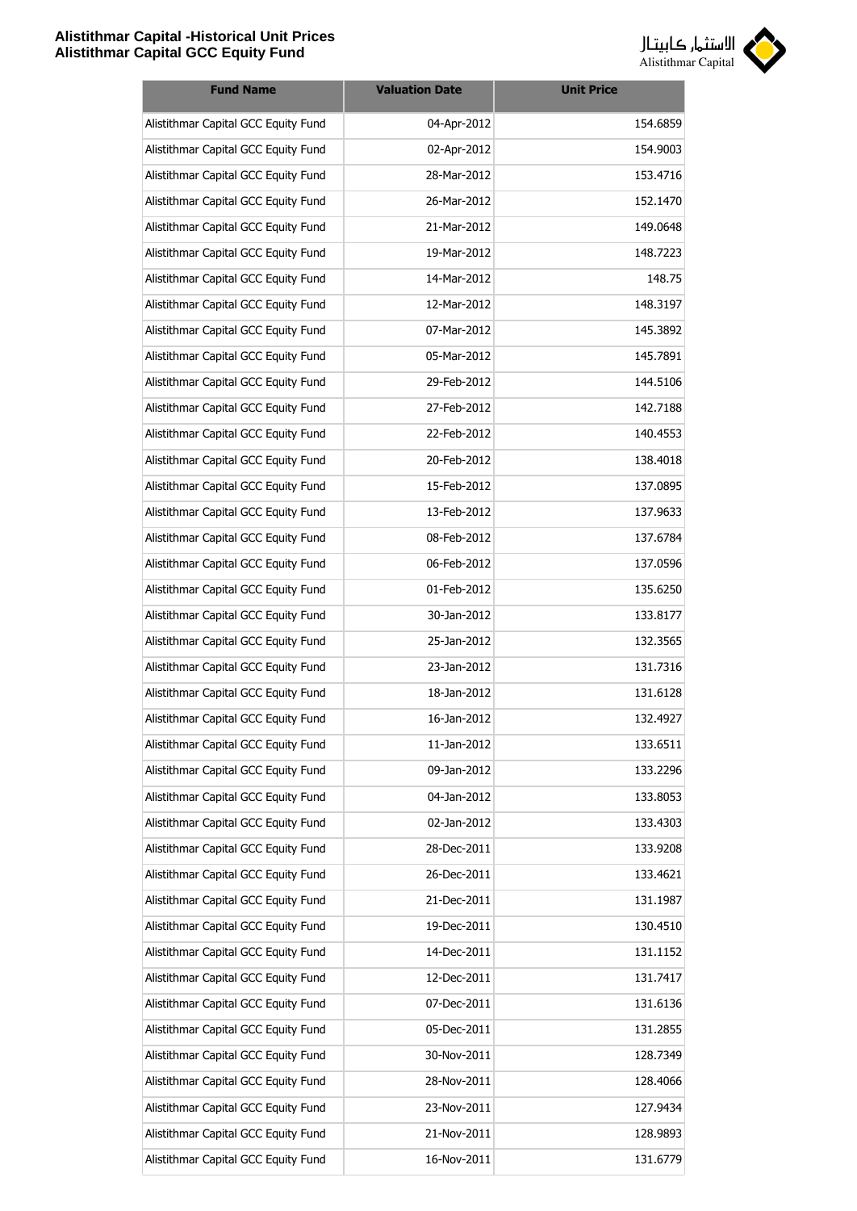| Fund Name | Valuation Date | Unit Price |
|---|---|---|
| Alistithmar Capital GCC Equity Fund | 04-Apr-2012 | 154.6859 |
| Alistithmar Capital GCC Equity Fund | 02-Apr-2012 | 154.9003 |
| Alistithmar Capital GCC Equity Fund | 28-Mar-2012 | 153.4716 |
| Alistithmar Capital GCC Equity Fund | 26-Mar-2012 | 152.1470 |
| Alistithmar Capital GCC Equity Fund | 21-Mar-2012 | 149.0648 |
| Alistithmar Capital GCC Equity Fund | 19-Mar-2012 | 148.7223 |
| Alistithmar Capital GCC Equity Fund | 14-Mar-2012 | 148.75 |
| Alistithmar Capital GCC Equity Fund | 12-Mar-2012 | 148.3197 |
| Alistithmar Capital GCC Equity Fund | 07-Mar-2012 | 145.3892 |
| Alistithmar Capital GCC Equity Fund | 05-Mar-2012 | 145.7891 |
| Alistithmar Capital GCC Equity Fund | 29-Feb-2012 | 144.5106 |
| Alistithmar Capital GCC Equity Fund | 27-Feb-2012 | 142.7188 |
| Alistithmar Capital GCC Equity Fund | 22-Feb-2012 | 140.4553 |
| Alistithmar Capital GCC Equity Fund | 20-Feb-2012 | 138.4018 |
| Alistithmar Capital GCC Equity Fund | 15-Feb-2012 | 137.0895 |
| Alistithmar Capital GCC Equity Fund | 13-Feb-2012 | 137.9633 |
| Alistithmar Capital GCC Equity Fund | 08-Feb-2012 | 137.6784 |
| Alistithmar Capital GCC Equity Fund | 06-Feb-2012 | 137.0596 |
| Alistithmar Capital GCC Equity Fund | 01-Feb-2012 | 135.6250 |
| Alistithmar Capital GCC Equity Fund | 30-Jan-2012 | 133.8177 |
| Alistithmar Capital GCC Equity Fund | 25-Jan-2012 | 132.3565 |
| Alistithmar Capital GCC Equity Fund | 23-Jan-2012 | 131.7316 |
| Alistithmar Capital GCC Equity Fund | 18-Jan-2012 | 131.6128 |
| Alistithmar Capital GCC Equity Fund | 16-Jan-2012 | 132.4927 |
| Alistithmar Capital GCC Equity Fund | 11-Jan-2012 | 133.6511 |
| Alistithmar Capital GCC Equity Fund | 09-Jan-2012 | 133.2296 |
| Alistithmar Capital GCC Equity Fund | 04-Jan-2012 | 133.8053 |
| Alistithmar Capital GCC Equity Fund | 02-Jan-2012 | 133.4303 |
| Alistithmar Capital GCC Equity Fund | 28-Dec-2011 | 133.9208 |
| Alistithmar Capital GCC Equity Fund | 26-Dec-2011 | 133.4621 |
| Alistithmar Capital GCC Equity Fund | 21-Dec-2011 | 131.1987 |
| Alistithmar Capital GCC Equity Fund | 19-Dec-2011 | 130.4510 |
| Alistithmar Capital GCC Equity Fund | 14-Dec-2011 | 131.1152 |
| Alistithmar Capital GCC Equity Fund | 12-Dec-2011 | 131.7417 |
| Alistithmar Capital GCC Equity Fund | 07-Dec-2011 | 131.6136 |
| Alistithmar Capital GCC Equity Fund | 05-Dec-2011 | 131.2855 |
| Alistithmar Capital GCC Equity Fund | 30-Nov-2011 | 128.7349 |
| Alistithmar Capital GCC Equity Fund | 28-Nov-2011 | 128.4066 |
| Alistithmar Capital GCC Equity Fund | 23-Nov-2011 | 127.9434 |
| Alistithmar Capital GCC Equity Fund | 21-Nov-2011 | 128.9893 |
| Alistithmar Capital GCC Equity Fund | 16-Nov-2011 | 131.6779 |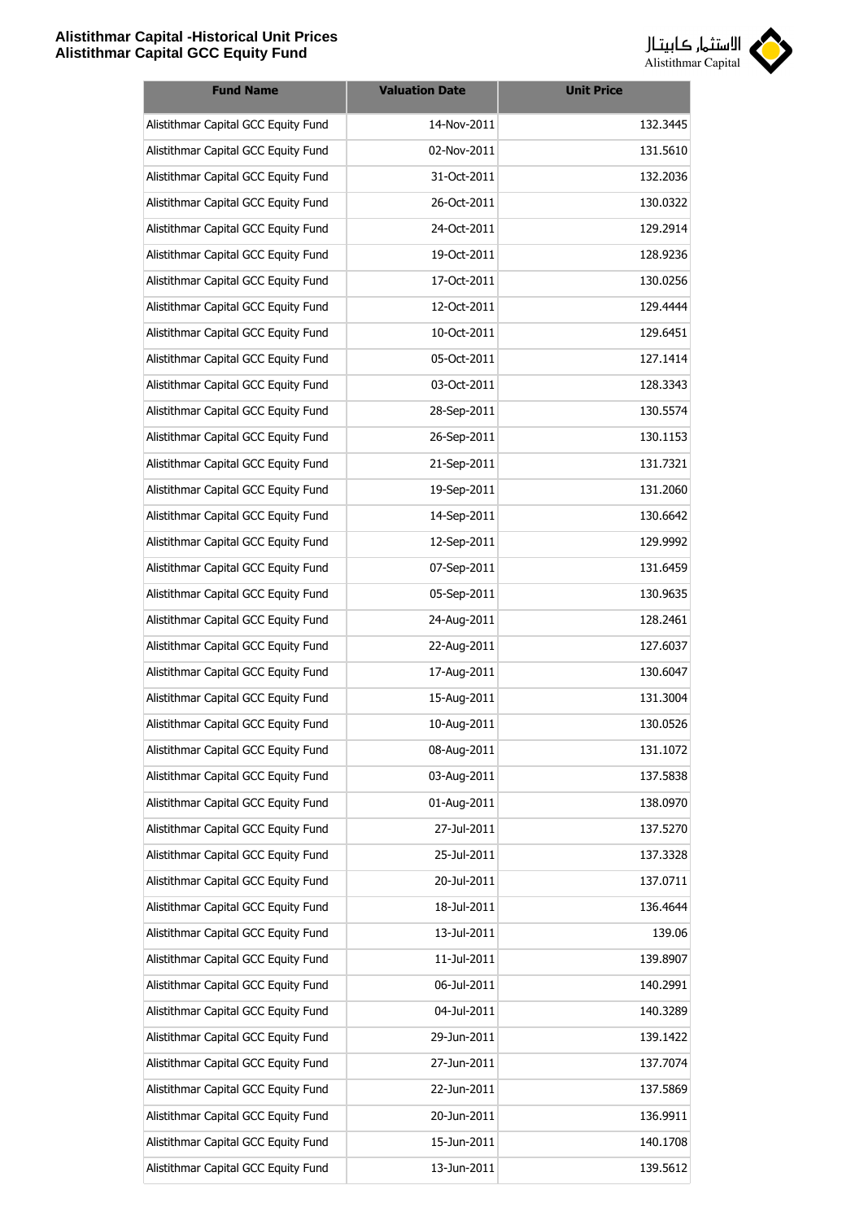# Alistithmar Capital -Historical Unit Prices
## Alistithmar Capital GCC Equity Fund

الاستثمار كابيتال
Alistithmar Capital

| Fund Name | Valuation Date | Unit Price |
|---|---|---|
| Alistithmar Capital GCC Equity Fund | 14-Nov-2011 | 132.3445 |
| Alistithmar Capital GCC Equity Fund | 02-Nov-2011 | 131.5610 |
| Alistithmar Capital GCC Equity Fund | 31-Oct-2011 | 132.2036 |
| Alistithmar Capital GCC Equity Fund | 26-Oct-2011 | 130.0322 |
| Alistithmar Capital GCC Equity Fund | 24-Oct-2011 | 129.2914 |
| Alistithmar Capital GCC Equity Fund | 19-Oct-2011 | 128.9236 |
| Alistithmar Capital GCC Equity Fund | 17-Oct-2011 | 130.0256 |
| Alistithmar Capital GCC Equity Fund | 12-Oct-2011 | 129.4444 |
| Alistithmar Capital GCC Equity Fund | 10-Oct-2011 | 129.6451 |
| Alistithmar Capital GCC Equity Fund | 05-Oct-2011 | 127.1414 |
| Alistithmar Capital GCC Equity Fund | 03-Oct-2011 | 128.3343 |
| Alistithmar Capital GCC Equity Fund | 28-Sep-2011 | 130.5574 |
| Alistithmar Capital GCC Equity Fund | 26-Sep-2011 | 130.1153 |
| Alistithmar Capital GCC Equity Fund | 21-Sep-2011 | 131.7321 |
| Alistithmar Capital GCC Equity Fund | 19-Sep-2011 | 131.2060 |
| Alistithmar Capital GCC Equity Fund | 14-Sep-2011 | 130.6642 |
| Alistithmar Capital GCC Equity Fund | 12-Sep-2011 | 129.9992 |
| Alistithmar Capital GCC Equity Fund | 07-Sep-2011 | 131.6459 |
| Alistithmar Capital GCC Equity Fund | 05-Sep-2011 | 130.9635 |
| Alistithmar Capital GCC Equity Fund | 24-Aug-2011 | 128.2461 |
| Alistithmar Capital GCC Equity Fund | 22-Aug-2011 | 127.6037 |
| Alistithmar Capital GCC Equity Fund | 17-Aug-2011 | 130.6047 |
| Alistithmar Capital GCC Equity Fund | 15-Aug-2011 | 131.3004 |
| Alistithmar Capital GCC Equity Fund | 10-Aug-2011 | 130.0526 |
| Alistithmar Capital GCC Equity Fund | 08-Aug-2011 | 131.1072 |
| Alistithmar Capital GCC Equity Fund | 03-Aug-2011 | 137.5838 |
| Alistithmar Capital GCC Equity Fund | 01-Aug-2011 | 138.0970 |
| Alistithmar Capital GCC Equity Fund | 27-Jul-2011 | 137.5270 |
| Alistithmar Capital GCC Equity Fund | 25-Jul-2011 | 137.3328 |
| Alistithmar Capital GCC Equity Fund | 20-Jul-2011 | 137.0711 |
| Alistithmar Capital GCC Equity Fund | 18-Jul-2011 | 136.4644 |
| Alistithmar Capital GCC Equity Fund | 13-Jul-2011 | 139.06 |
| Alistithmar Capital GCC Equity Fund | 11-Jul-2011 | 139.8907 |
| Alistithmar Capital GCC Equity Fund | 06-Jul-2011 | 140.2991 |
| Alistithmar Capital GCC Equity Fund | 04-Jul-2011 | 140.3289 |
| Alistithmar Capital GCC Equity Fund | 29-Jun-2011 | 139.1422 |
| Alistithmar Capital GCC Equity Fund | 27-Jun-2011 | 137.7074 |
| Alistithmar Capital GCC Equity Fund | 22-Jun-2011 | 137.5869 |
| Alistithmar Capital GCC Equity Fund | 20-Jun-2011 | 136.9911 |
| Alistithmar Capital GCC Equity Fund | 15-Jun-2011 | 140.1708 |
| Alistithmar Capital GCC Equity Fund | 13-Jun-2011 | 139.5612 |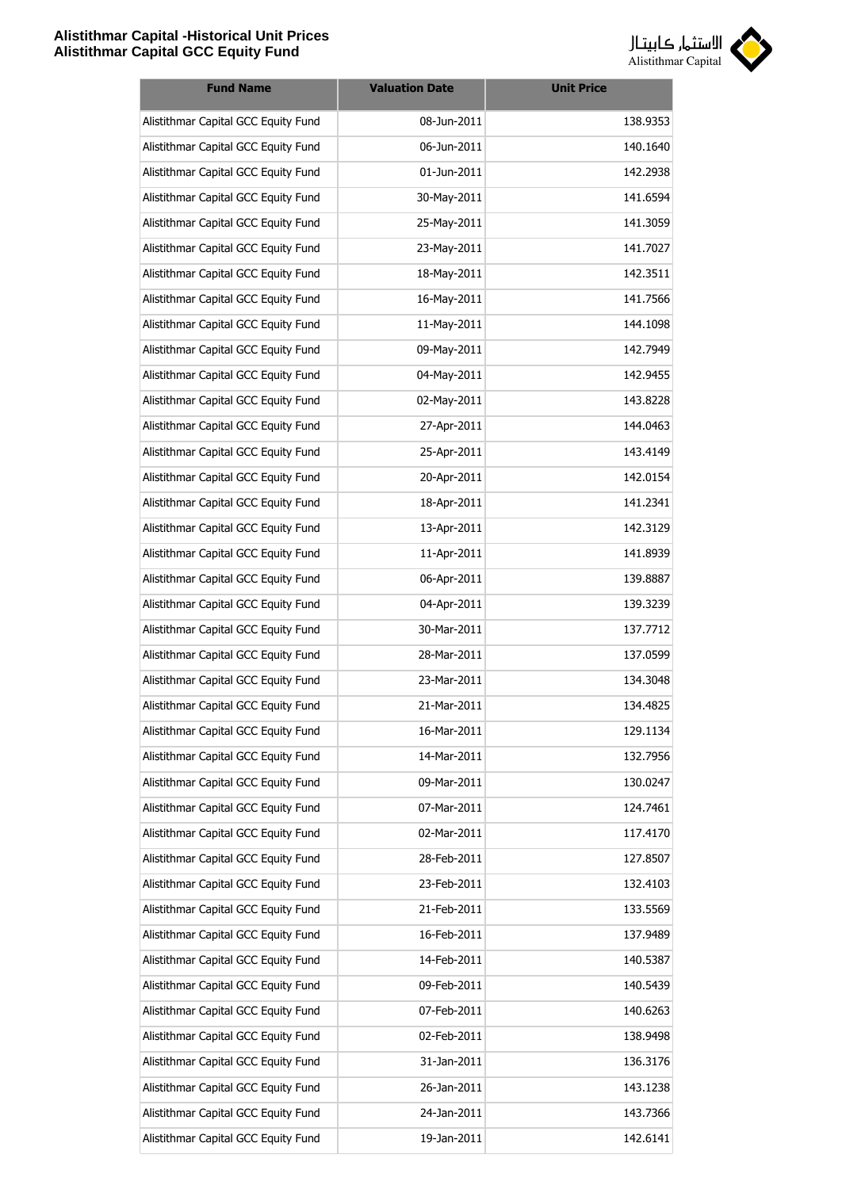| Fund Name | Valuation Date | Unit Price |
|---|---|---|
| Alistithmar Capital GCC Equity Fund | 08-Jun-2011 | 138.9353 |
| Alistithmar Capital GCC Equity Fund | 06-Jun-2011 | 140.1640 |
| Alistithmar Capital GCC Equity Fund | 01-Jun-2011 | 142.2938 |
| Alistithmar Capital GCC Equity Fund | 30-May-2011 | 141.6594 |
| Alistithmar Capital GCC Equity Fund | 25-May-2011 | 141.3059 |
| Alistithmar Capital GCC Equity Fund | 23-May-2011 | 141.7027 |
| Alistithmar Capital GCC Equity Fund | 18-May-2011 | 142.3511 |
| Alistithmar Capital GCC Equity Fund | 16-May-2011 | 141.7566 |
| Alistithmar Capital GCC Equity Fund | 11-May-2011 | 144.1098 |
| Alistithmar Capital GCC Equity Fund | 09-May-2011 | 142.7949 |
| Alistithmar Capital GCC Equity Fund | 04-May-2011 | 142.9455 |
| Alistithmar Capital GCC Equity Fund | 02-May-2011 | 143.8228 |
| Alistithmar Capital GCC Equity Fund | 27-Apr-2011 | 144.0463 |
| Alistithmar Capital GCC Equity Fund | 25-Apr-2011 | 143.4149 |
| Alistithmar Capital GCC Equity Fund | 20-Apr-2011 | 142.0154 |
| Alistithmar Capital GCC Equity Fund | 18-Apr-2011 | 141.2341 |
| Alistithmar Capital GCC Equity Fund | 13-Apr-2011 | 142.3129 |
| Alistithmar Capital GCC Equity Fund | 11-Apr-2011 | 141.8939 |
| Alistithmar Capital GCC Equity Fund | 06-Apr-2011 | 139.8887 |
| Alistithmar Capital GCC Equity Fund | 04-Apr-2011 | 139.3239 |
| Alistithmar Capital GCC Equity Fund | 30-Mar-2011 | 137.7712 |
| Alistithmar Capital GCC Equity Fund | 28-Mar-2011 | 137.0599 |
| Alistithmar Capital GCC Equity Fund | 23-Mar-2011 | 134.3048 |
| Alistithmar Capital GCC Equity Fund | 21-Mar-2011 | 134.4825 |
| Alistithmar Capital GCC Equity Fund | 16-Mar-2011 | 129.1134 |
| Alistithmar Capital GCC Equity Fund | 14-Mar-2011 | 132.7956 |
| Alistithmar Capital GCC Equity Fund | 09-Mar-2011 | 130.0247 |
| Alistithmar Capital GCC Equity Fund | 07-Mar-2011 | 124.7461 |
| Alistithmar Capital GCC Equity Fund | 02-Mar-2011 | 117.4170 |
| Alistithmar Capital GCC Equity Fund | 28-Feb-2011 | 127.8507 |
| Alistithmar Capital GCC Equity Fund | 23-Feb-2011 | 132.4103 |
| Alistithmar Capital GCC Equity Fund | 21-Feb-2011 | 133.5569 |
| Alistithmar Capital GCC Equity Fund | 16-Feb-2011 | 137.9489 |
| Alistithmar Capital GCC Equity Fund | 14-Feb-2011 | 140.5387 |
| Alistithmar Capital GCC Equity Fund | 09-Feb-2011 | 140.5439 |
| Alistithmar Capital GCC Equity Fund | 07-Feb-2011 | 140.6263 |
| Alistithmar Capital GCC Equity Fund | 02-Feb-2011 | 138.9498 |
| Alistithmar Capital GCC Equity Fund | 31-Jan-2011 | 136.3176 |
| Alistithmar Capital GCC Equity Fund | 26-Jan-2011 | 143.1238 |
| Alistithmar Capital GCC Equity Fund | 24-Jan-2011 | 143.7366 |
| Alistithmar Capital GCC Equity Fund | 19-Jan-2011 | 142.6141 |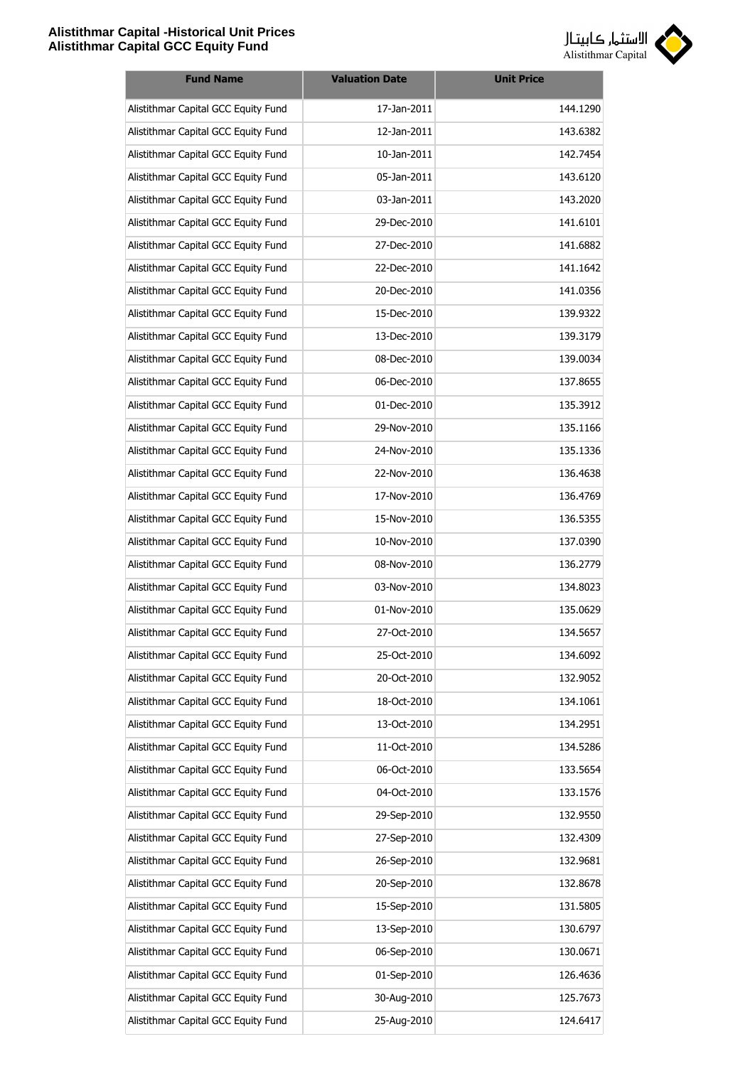| Fund Name | Valuation Date | Unit Price |
|---|---|---|
| Alistithmar Capital GCC Equity Fund | 17-Jan-2011 | 144.1290 |
| Alistithmar Capital GCC Equity Fund | 12-Jan-2011 | 143.6382 |
| Alistithmar Capital GCC Equity Fund | 10-Jan-2011 | 142.7454 |
| Alistithmar Capital GCC Equity Fund | 05-Jan-2011 | 143.6120 |
| Alistithmar Capital GCC Equity Fund | 03-Jan-2011 | 143.2020 |
| Alistithmar Capital GCC Equity Fund | 29-Dec-2010 | 141.6101 |
| Alistithmar Capital GCC Equity Fund | 27-Dec-2010 | 141.6882 |
| Alistithmar Capital GCC Equity Fund | 22-Dec-2010 | 141.1642 |
| Alistithmar Capital GCC Equity Fund | 20-Dec-2010 | 141.0356 |
| Alistithmar Capital GCC Equity Fund | 15-Dec-2010 | 139.9322 |
| Alistithmar Capital GCC Equity Fund | 13-Dec-2010 | 139.3179 |
| Alistithmar Capital GCC Equity Fund | 08-Dec-2010 | 139.0034 |
| Alistithmar Capital GCC Equity Fund | 06-Dec-2010 | 137.8655 |
| Alistithmar Capital GCC Equity Fund | 01-Dec-2010 | 135.3912 |
| Alistithmar Capital GCC Equity Fund | 29-Nov-2010 | 135.1166 |
| Alistithmar Capital GCC Equity Fund | 24-Nov-2010 | 135.1336 |
| Alistithmar Capital GCC Equity Fund | 22-Nov-2010 | 136.4638 |
| Alistithmar Capital GCC Equity Fund | 17-Nov-2010 | 136.4769 |
| Alistithmar Capital GCC Equity Fund | 15-Nov-2010 | 136.5355 |
| Alistithmar Capital GCC Equity Fund | 10-Nov-2010 | 137.0390 |
| Alistithmar Capital GCC Equity Fund | 08-Nov-2010 | 136.2779 |
| Alistithmar Capital GCC Equity Fund | 03-Nov-2010 | 134.8023 |
| Alistithmar Capital GCC Equity Fund | 01-Nov-2010 | 135.0629 |
| Alistithmar Capital GCC Equity Fund | 27-Oct-2010 | 134.5657 |
| Alistithmar Capital GCC Equity Fund | 25-Oct-2010 | 134.6092 |
| Alistithmar Capital GCC Equity Fund | 20-Oct-2010 | 132.9052 |
| Alistithmar Capital GCC Equity Fund | 18-Oct-2010 | 134.1061 |
| Alistithmar Capital GCC Equity Fund | 13-Oct-2010 | 134.2951 |
| Alistithmar Capital GCC Equity Fund | 11-Oct-2010 | 134.5286 |
| Alistithmar Capital GCC Equity Fund | 06-Oct-2010 | 133.5654 |
| Alistithmar Capital GCC Equity Fund | 04-Oct-2010 | 133.1576 |
| Alistithmar Capital GCC Equity Fund | 29-Sep-2010 | 132.9550 |
| Alistithmar Capital GCC Equity Fund | 27-Sep-2010 | 132.4309 |
| Alistithmar Capital GCC Equity Fund | 26-Sep-2010 | 132.9681 |
| Alistithmar Capital GCC Equity Fund | 20-Sep-2010 | 132.8678 |
| Alistithmar Capital GCC Equity Fund | 15-Sep-2010 | 131.5805 |
| Alistithmar Capital GCC Equity Fund | 13-Sep-2010 | 130.6797 |
| Alistithmar Capital GCC Equity Fund | 06-Sep-2010 | 130.0671 |
| Alistithmar Capital GCC Equity Fund | 01-Sep-2010 | 126.4636 |
| Alistithmar Capital GCC Equity Fund | 30-Aug-2010 | 125.7673 |
| Alistithmar Capital GCC Equity Fund | 25-Aug-2010 | 124.6417 |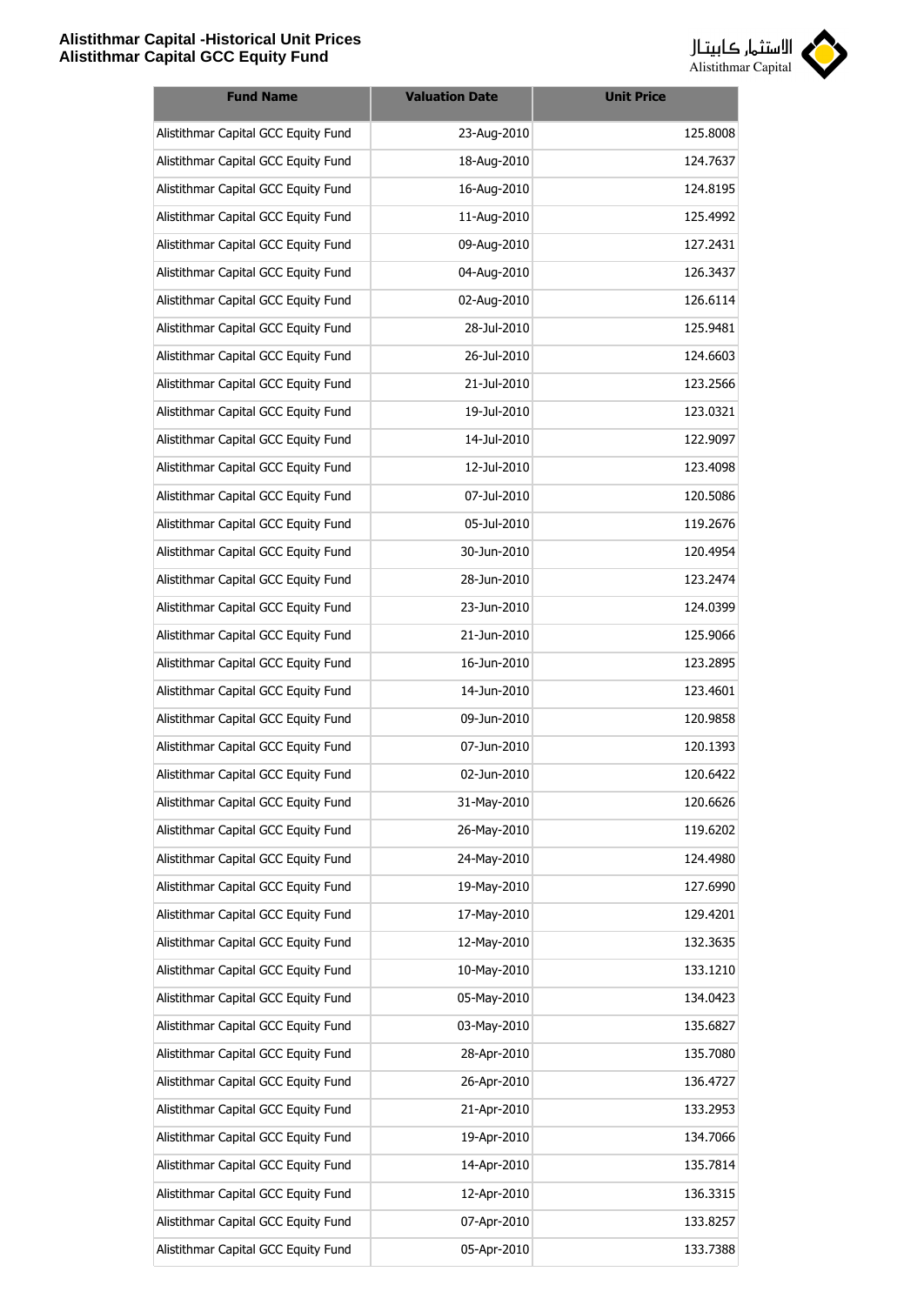| Fund Name | Valuation Date | Unit Price |
|---|---|---|
| Alistithmar Capital GCC Equity Fund | 23-Aug-2010 | 125.8008 |
| Alistithmar Capital GCC Equity Fund | 18-Aug-2010 | 124.7637 |
| Alistithmar Capital GCC Equity Fund | 16-Aug-2010 | 124.8195 |
| Alistithmar Capital GCC Equity Fund | 11-Aug-2010 | 125.4992 |
| Alistithmar Capital GCC Equity Fund | 09-Aug-2010 | 127.2431 |
| Alistithmar Capital GCC Equity Fund | 04-Aug-2010 | 126.3437 |
| Alistithmar Capital GCC Equity Fund | 02-Aug-2010 | 126.6114 |
| Alistithmar Capital GCC Equity Fund | 28-Jul-2010 | 125.9481 |
| Alistithmar Capital GCC Equity Fund | 26-Jul-2010 | 124.6603 |
| Alistithmar Capital GCC Equity Fund | 21-Jul-2010 | 123.2566 |
| Alistithmar Capital GCC Equity Fund | 19-Jul-2010 | 123.0321 |
| Alistithmar Capital GCC Equity Fund | 14-Jul-2010 | 122.9097 |
| Alistithmar Capital GCC Equity Fund | 12-Jul-2010 | 123.4098 |
| Alistithmar Capital GCC Equity Fund | 07-Jul-2010 | 120.5086 |
| Alistithmar Capital GCC Equity Fund | 05-Jul-2010 | 119.2676 |
| Alistithmar Capital GCC Equity Fund | 30-Jun-2010 | 120.4954 |
| Alistithmar Capital GCC Equity Fund | 28-Jun-2010 | 123.2474 |
| Alistithmar Capital GCC Equity Fund | 23-Jun-2010 | 124.0399 |
| Alistithmar Capital GCC Equity Fund | 21-Jun-2010 | 125.9066 |
| Alistithmar Capital GCC Equity Fund | 16-Jun-2010 | 123.2895 |
| Alistithmar Capital GCC Equity Fund | 14-Jun-2010 | 123.4601 |
| Alistithmar Capital GCC Equity Fund | 09-Jun-2010 | 120.9858 |
| Alistithmar Capital GCC Equity Fund | 07-Jun-2010 | 120.1393 |
| Alistithmar Capital GCC Equity Fund | 02-Jun-2010 | 120.6422 |
| Alistithmar Capital GCC Equity Fund | 31-May-2010 | 120.6626 |
| Alistithmar Capital GCC Equity Fund | 26-May-2010 | 119.6202 |
| Alistithmar Capital GCC Equity Fund | 24-May-2010 | 124.4980 |
| Alistithmar Capital GCC Equity Fund | 19-May-2010 | 127.6990 |
| Alistithmar Capital GCC Equity Fund | 17-May-2010 | 129.4201 |
| Alistithmar Capital GCC Equity Fund | 12-May-2010 | 132.3635 |
| Alistithmar Capital GCC Equity Fund | 10-May-2010 | 133.1210 |
| Alistithmar Capital GCC Equity Fund | 05-May-2010 | 134.0423 |
| Alistithmar Capital GCC Equity Fund | 03-May-2010 | 135.6827 |
| Alistithmar Capital GCC Equity Fund | 28-Apr-2010 | 135.7080 |
| Alistithmar Capital GCC Equity Fund | 26-Apr-2010 | 136.4727 |
| Alistithmar Capital GCC Equity Fund | 21-Apr-2010 | 133.2953 |
| Alistithmar Capital GCC Equity Fund | 19-Apr-2010 | 134.7066 |
| Alistithmar Capital GCC Equity Fund | 14-Apr-2010 | 135.7814 |
| Alistithmar Capital GCC Equity Fund | 12-Apr-2010 | 136.3315 |
| Alistithmar Capital GCC Equity Fund | 07-Apr-2010 | 133.8257 |
| Alistithmar Capital GCC Equity Fund | 05-Apr-2010 | 133.7388 |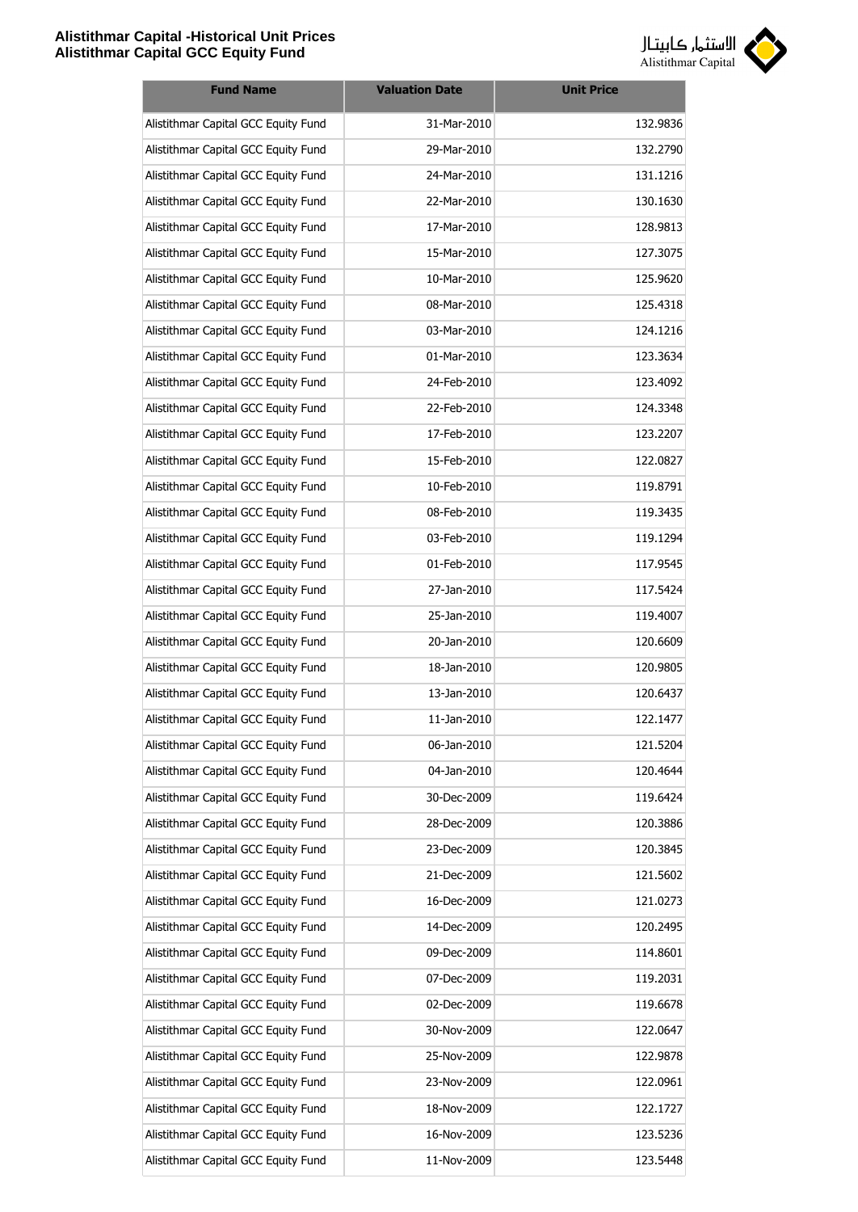| Fund Name | Valuation Date | Unit Price |
| --- | --- | --- |
| Alistithmar Capital GCC Equity Fund | 31-Mar-2010 | 132.9836 |
| Alistithmar Capital GCC Equity Fund | 29-Mar-2010 | 132.2790 |
| Alistithmar Capital GCC Equity Fund | 24-Mar-2010 | 131.1216 |
| Alistithmar Capital GCC Equity Fund | 22-Mar-2010 | 130.1630 |
| Alistithmar Capital GCC Equity Fund | 17-Mar-2010 | 128.9813 |
| Alistithmar Capital GCC Equity Fund | 15-Mar-2010 | 127.3075 |
| Alistithmar Capital GCC Equity Fund | 10-Mar-2010 | 125.9620 |
| Alistithmar Capital GCC Equity Fund | 08-Mar-2010 | 125.4318 |
| Alistithmar Capital GCC Equity Fund | 03-Mar-2010 | 124.1216 |
| Alistithmar Capital GCC Equity Fund | 01-Mar-2010 | 123.3634 |
| Alistithmar Capital GCC Equity Fund | 24-Feb-2010 | 123.4092 |
| Alistithmar Capital GCC Equity Fund | 22-Feb-2010 | 124.3348 |
| Alistithmar Capital GCC Equity Fund | 17-Feb-2010 | 123.2207 |
| Alistithmar Capital GCC Equity Fund | 15-Feb-2010 | 122.0827 |
| Alistithmar Capital GCC Equity Fund | 10-Feb-2010 | 119.8791 |
| Alistithmar Capital GCC Equity Fund | 08-Feb-2010 | 119.3435 |
| Alistithmar Capital GCC Equity Fund | 03-Feb-2010 | 119.1294 |
| Alistithmar Capital GCC Equity Fund | 01-Feb-2010 | 117.9545 |
| Alistithmar Capital GCC Equity Fund | 27-Jan-2010 | 117.5424 |
| Alistithmar Capital GCC Equity Fund | 25-Jan-2010 | 119.4007 |
| Alistithmar Capital GCC Equity Fund | 20-Jan-2010 | 120.6609 |
| Alistithmar Capital GCC Equity Fund | 18-Jan-2010 | 120.9805 |
| Alistithmar Capital GCC Equity Fund | 13-Jan-2010 | 120.6437 |
| Alistithmar Capital GCC Equity Fund | 11-Jan-2010 | 122.1477 |
| Alistithmar Capital GCC Equity Fund | 06-Jan-2010 | 121.5204 |
| Alistithmar Capital GCC Equity Fund | 04-Jan-2010 | 120.4644 |
| Alistithmar Capital GCC Equity Fund | 30-Dec-2009 | 119.6424 |
| Alistithmar Capital GCC Equity Fund | 28-Dec-2009 | 120.3886 |
| Alistithmar Capital GCC Equity Fund | 23-Dec-2009 | 120.3845 |
| Alistithmar Capital GCC Equity Fund | 21-Dec-2009 | 121.5602 |
| Alistithmar Capital GCC Equity Fund | 16-Dec-2009 | 121.0273 |
| Alistithmar Capital GCC Equity Fund | 14-Dec-2009 | 120.2495 |
| Alistithmar Capital GCC Equity Fund | 09-Dec-2009 | 114.8601 |
| Alistithmar Capital GCC Equity Fund | 07-Dec-2009 | 119.2031 |
| Alistithmar Capital GCC Equity Fund | 02-Dec-2009 | 119.6678 |
| Alistithmar Capital GCC Equity Fund | 30-Nov-2009 | 122.0647 |
| Alistithmar Capital GCC Equity Fund | 25-Nov-2009 | 122.9878 |
| Alistithmar Capital GCC Equity Fund | 23-Nov-2009 | 122.0961 |
| Alistithmar Capital GCC Equity Fund | 18-Nov-2009 | 122.1727 |
| Alistithmar Capital GCC Equity Fund | 16-Nov-2009 | 123.5236 |
| Alistithmar Capital GCC Equity Fund | 11-Nov-2009 | 123.5448 |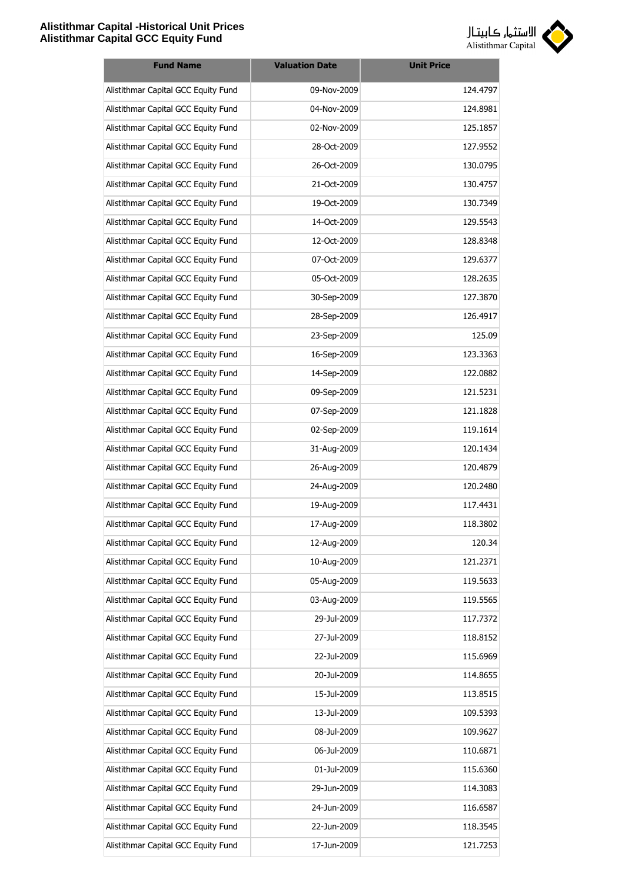| Fund Name | Valuation Date | Unit Price |
|---|---|---|
| Alistithmar Capital GCC Equity Fund | 09-Nov-2009 | 124.4797 |
| Alistithmar Capital GCC Equity Fund | 04-Nov-2009 | 124.8981 |
| Alistithmar Capital GCC Equity Fund | 02-Nov-2009 | 125.1857 |
| Alistithmar Capital GCC Equity Fund | 28-Oct-2009 | 127.9552 |
| Alistithmar Capital GCC Equity Fund | 26-Oct-2009 | 130.0795 |
| Alistithmar Capital GCC Equity Fund | 21-Oct-2009 | 130.4757 |
| Alistithmar Capital GCC Equity Fund | 19-Oct-2009 | 130.7349 |
| Alistithmar Capital GCC Equity Fund | 14-Oct-2009 | 129.5543 |
| Alistithmar Capital GCC Equity Fund | 12-Oct-2009 | 128.8348 |
| Alistithmar Capital GCC Equity Fund | 07-Oct-2009 | 129.6377 |
| Alistithmar Capital GCC Equity Fund | 05-Oct-2009 | 128.2635 |
| Alistithmar Capital GCC Equity Fund | 30-Sep-2009 | 127.3870 |
| Alistithmar Capital GCC Equity Fund | 28-Sep-2009 | 126.4917 |
| Alistithmar Capital GCC Equity Fund | 23-Sep-2009 | 125.09 |
| Alistithmar Capital GCC Equity Fund | 16-Sep-2009 | 123.3363 |
| Alistithmar Capital GCC Equity Fund | 14-Sep-2009 | 122.0882 |
| Alistithmar Capital GCC Equity Fund | 09-Sep-2009 | 121.5231 |
| Alistithmar Capital GCC Equity Fund | 07-Sep-2009 | 121.1828 |
| Alistithmar Capital GCC Equity Fund | 02-Sep-2009 | 119.1614 |
| Alistithmar Capital GCC Equity Fund | 31-Aug-2009 | 120.1434 |
| Alistithmar Capital GCC Equity Fund | 26-Aug-2009 | 120.4879 |
| Alistithmar Capital GCC Equity Fund | 24-Aug-2009 | 120.2480 |
| Alistithmar Capital GCC Equity Fund | 19-Aug-2009 | 117.4431 |
| Alistithmar Capital GCC Equity Fund | 17-Aug-2009 | 118.3802 |
| Alistithmar Capital GCC Equity Fund | 12-Aug-2009 | 120.34 |
| Alistithmar Capital GCC Equity Fund | 10-Aug-2009 | 121.2371 |
| Alistithmar Capital GCC Equity Fund | 05-Aug-2009 | 119.5633 |
| Alistithmar Capital GCC Equity Fund | 03-Aug-2009 | 119.5565 |
| Alistithmar Capital GCC Equity Fund | 29-Jul-2009 | 117.7372 |
| Alistithmar Capital GCC Equity Fund | 27-Jul-2009 | 118.8152 |
| Alistithmar Capital GCC Equity Fund | 22-Jul-2009 | 115.6969 |
| Alistithmar Capital GCC Equity Fund | 20-Jul-2009 | 114.8655 |
| Alistithmar Capital GCC Equity Fund | 15-Jul-2009 | 113.8515 |
| Alistithmar Capital GCC Equity Fund | 13-Jul-2009 | 109.5393 |
| Alistithmar Capital GCC Equity Fund | 08-Jul-2009 | 109.9627 |
| Alistithmar Capital GCC Equity Fund | 06-Jul-2009 | 110.6871 |
| Alistithmar Capital GCC Equity Fund | 01-Jul-2009 | 115.6360 |
| Alistithmar Capital GCC Equity Fund | 29-Jun-2009 | 114.3083 |
| Alistithmar Capital GCC Equity Fund | 24-Jun-2009 | 116.6587 |
| Alistithmar Capital GCC Equity Fund | 22-Jun-2009 | 118.3545 |
| Alistithmar Capital GCC Equity Fund | 17-Jun-2009 | 121.7253 |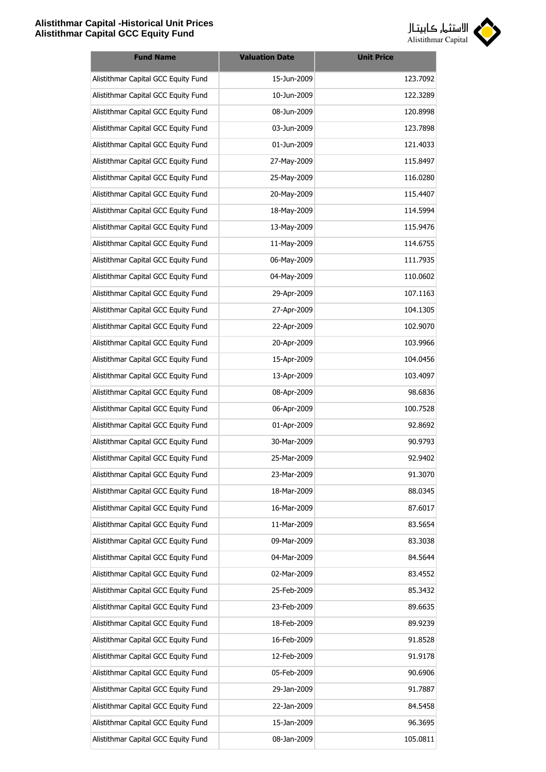| Fund Name | Valuation Date | Unit Price |
|---|---|---|
| Alistithmar Capital GCC Equity Fund | 15-Jun-2009 | 123.7092 |
| Alistithmar Capital GCC Equity Fund | 10-Jun-2009 | 122.3289 |
| Alistithmar Capital GCC Equity Fund | 08-Jun-2009 | 120.8998 |
| Alistithmar Capital GCC Equity Fund | 03-Jun-2009 | 123.7898 |
| Alistithmar Capital GCC Equity Fund | 01-Jun-2009 | 121.4033 |
| Alistithmar Capital GCC Equity Fund | 27-May-2009 | 115.8497 |
| Alistithmar Capital GCC Equity Fund | 25-May-2009 | 116.0280 |
| Alistithmar Capital GCC Equity Fund | 20-May-2009 | 115.4407 |
| Alistithmar Capital GCC Equity Fund | 18-May-2009 | 114.5994 |
| Alistithmar Capital GCC Equity Fund | 13-May-2009 | 115.9476 |
| Alistithmar Capital GCC Equity Fund | 11-May-2009 | 114.6755 |
| Alistithmar Capital GCC Equity Fund | 06-May-2009 | 111.7935 |
| Alistithmar Capital GCC Equity Fund | 04-May-2009 | 110.0602 |
| Alistithmar Capital GCC Equity Fund | 29-Apr-2009 | 107.1163 |
| Alistithmar Capital GCC Equity Fund | 27-Apr-2009 | 104.1305 |
| Alistithmar Capital GCC Equity Fund | 22-Apr-2009 | 102.9070 |
| Alistithmar Capital GCC Equity Fund | 20-Apr-2009 | 103.9966 |
| Alistithmar Capital GCC Equity Fund | 15-Apr-2009 | 104.0456 |
| Alistithmar Capital GCC Equity Fund | 13-Apr-2009 | 103.4097 |
| Alistithmar Capital GCC Equity Fund | 08-Apr-2009 | 98.6836 |
| Alistithmar Capital GCC Equity Fund | 06-Apr-2009 | 100.7528 |
| Alistithmar Capital GCC Equity Fund | 01-Apr-2009 | 92.8692 |
| Alistithmar Capital GCC Equity Fund | 30-Mar-2009 | 90.9793 |
| Alistithmar Capital GCC Equity Fund | 25-Mar-2009 | 92.9402 |
| Alistithmar Capital GCC Equity Fund | 23-Mar-2009 | 91.3070 |
| Alistithmar Capital GCC Equity Fund | 18-Mar-2009 | 88.0345 |
| Alistithmar Capital GCC Equity Fund | 16-Mar-2009 | 87.6017 |
| Alistithmar Capital GCC Equity Fund | 11-Mar-2009 | 83.5654 |
| Alistithmar Capital GCC Equity Fund | 09-Mar-2009 | 83.3038 |
| Alistithmar Capital GCC Equity Fund | 04-Mar-2009 | 84.5644 |
| Alistithmar Capital GCC Equity Fund | 02-Mar-2009 | 83.4552 |
| Alistithmar Capital GCC Equity Fund | 25-Feb-2009 | 85.3432 |
| Alistithmar Capital GCC Equity Fund | 23-Feb-2009 | 89.6635 |
| Alistithmar Capital GCC Equity Fund | 18-Feb-2009 | 89.9239 |
| Alistithmar Capital GCC Equity Fund | 16-Feb-2009 | 91.8528 |
| Alistithmar Capital GCC Equity Fund | 12-Feb-2009 | 91.9178 |
| Alistithmar Capital GCC Equity Fund | 05-Feb-2009 | 90.6906 |
| Alistithmar Capital GCC Equity Fund | 29-Jan-2009 | 91.7887 |
| Alistithmar Capital GCC Equity Fund | 22-Jan-2009 | 84.5458 |
| Alistithmar Capital GCC Equity Fund | 15-Jan-2009 | 96.3695 |
| Alistithmar Capital GCC Equity Fund | 08-Jan-2009 | 105.0811 |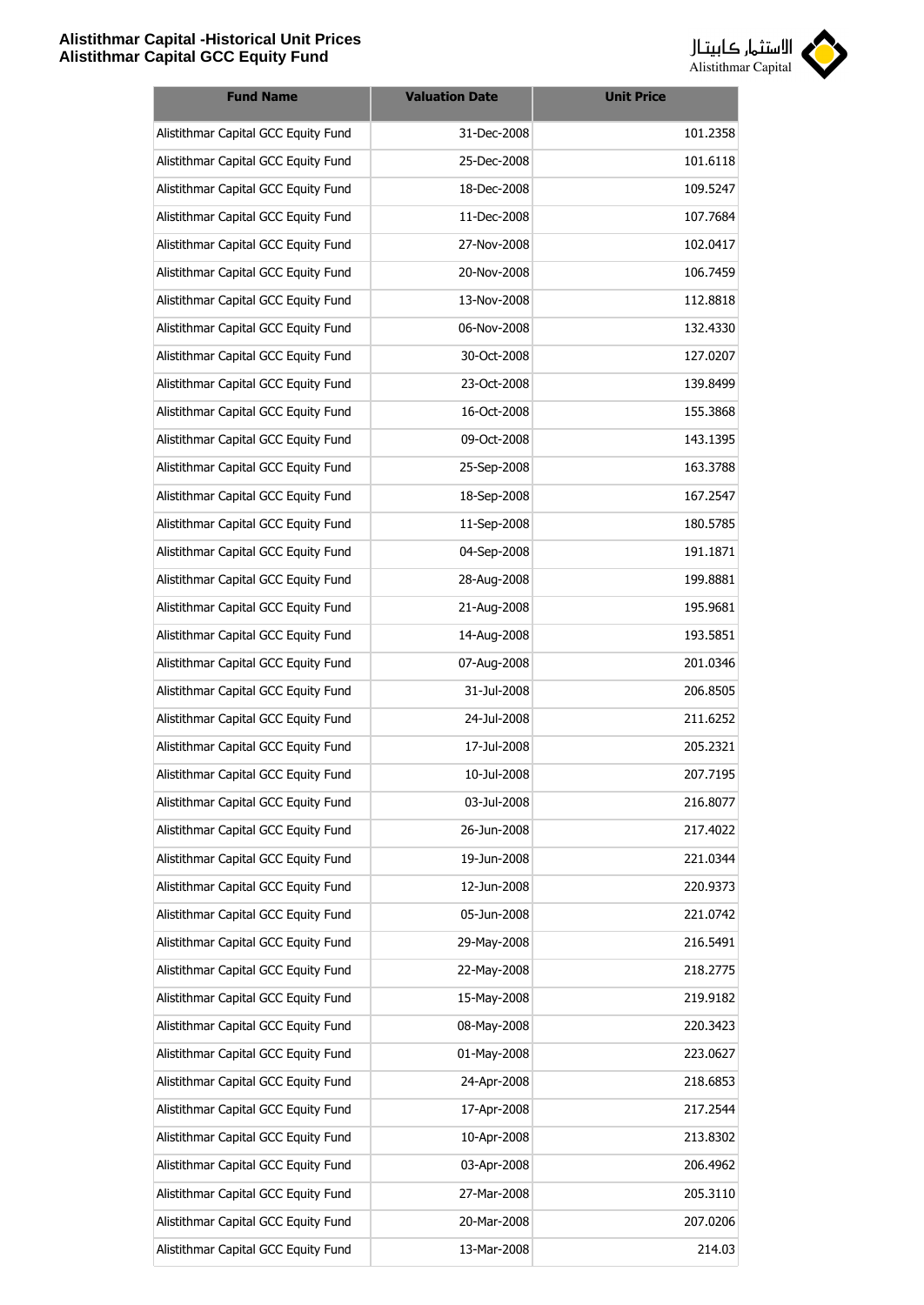| Fund Name | Valuation Date | Unit Price |
|---|---|---|
| Alistithmar Capital GCC Equity Fund | 31-Dec-2008 | 101.2358 |
| Alistithmar Capital GCC Equity Fund | 25-Dec-2008 | 101.6118 |
| Alistithmar Capital GCC Equity Fund | 18-Dec-2008 | 109.5247 |
| Alistithmar Capital GCC Equity Fund | 11-Dec-2008 | 107.7684 |
| Alistithmar Capital GCC Equity Fund | 27-Nov-2008 | 102.0417 |
| Alistithmar Capital GCC Equity Fund | 20-Nov-2008 | 106.7459 |
| Alistithmar Capital GCC Equity Fund | 13-Nov-2008 | 112.8818 |
| Alistithmar Capital GCC Equity Fund | 06-Nov-2008 | 132.4330 |
| Alistithmar Capital GCC Equity Fund | 30-Oct-2008 | 127.0207 |
| Alistithmar Capital GCC Equity Fund | 23-Oct-2008 | 139.8499 |
| Alistithmar Capital GCC Equity Fund | 16-Oct-2008 | 155.3868 |
| Alistithmar Capital GCC Equity Fund | 09-Oct-2008 | 143.1395 |
| Alistithmar Capital GCC Equity Fund | 25-Sep-2008 | 163.3788 |
| Alistithmar Capital GCC Equity Fund | 18-Sep-2008 | 167.2547 |
| Alistithmar Capital GCC Equity Fund | 11-Sep-2008 | 180.5785 |
| Alistithmar Capital GCC Equity Fund | 04-Sep-2008 | 191.1871 |
| Alistithmar Capital GCC Equity Fund | 28-Aug-2008 | 199.8881 |
| Alistithmar Capital GCC Equity Fund | 21-Aug-2008 | 195.9681 |
| Alistithmar Capital GCC Equity Fund | 14-Aug-2008 | 193.5851 |
| Alistithmar Capital GCC Equity Fund | 07-Aug-2008 | 201.0346 |
| Alistithmar Capital GCC Equity Fund | 31-Jul-2008 | 206.8505 |
| Alistithmar Capital GCC Equity Fund | 24-Jul-2008 | 211.6252 |
| Alistithmar Capital GCC Equity Fund | 17-Jul-2008 | 205.2321 |
| Alistithmar Capital GCC Equity Fund | 10-Jul-2008 | 207.7195 |
| Alistithmar Capital GCC Equity Fund | 03-Jul-2008 | 216.8077 |
| Alistithmar Capital GCC Equity Fund | 26-Jun-2008 | 217.4022 |
| Alistithmar Capital GCC Equity Fund | 19-Jun-2008 | 221.0344 |
| Alistithmar Capital GCC Equity Fund | 12-Jun-2008 | 220.9373 |
| Alistithmar Capital GCC Equity Fund | 05-Jun-2008 | 221.0742 |
| Alistithmar Capital GCC Equity Fund | 29-May-2008 | 216.5491 |
| Alistithmar Capital GCC Equity Fund | 22-May-2008 | 218.2775 |
| Alistithmar Capital GCC Equity Fund | 15-May-2008 | 219.9182 |
| Alistithmar Capital GCC Equity Fund | 08-May-2008 | 220.3423 |
| Alistithmar Capital GCC Equity Fund | 01-May-2008 | 223.0627 |
| Alistithmar Capital GCC Equity Fund | 24-Apr-2008 | 218.6853 |
| Alistithmar Capital GCC Equity Fund | 17-Apr-2008 | 217.2544 |
| Alistithmar Capital GCC Equity Fund | 10-Apr-2008 | 213.8302 |
| Alistithmar Capital GCC Equity Fund | 03-Apr-2008 | 206.4962 |
| Alistithmar Capital GCC Equity Fund | 27-Mar-2008 | 205.3110 |
| Alistithmar Capital GCC Equity Fund | 20-Mar-2008 | 207.0206 |
| Alistithmar Capital GCC Equity Fund | 13-Mar-2008 | 214.03 |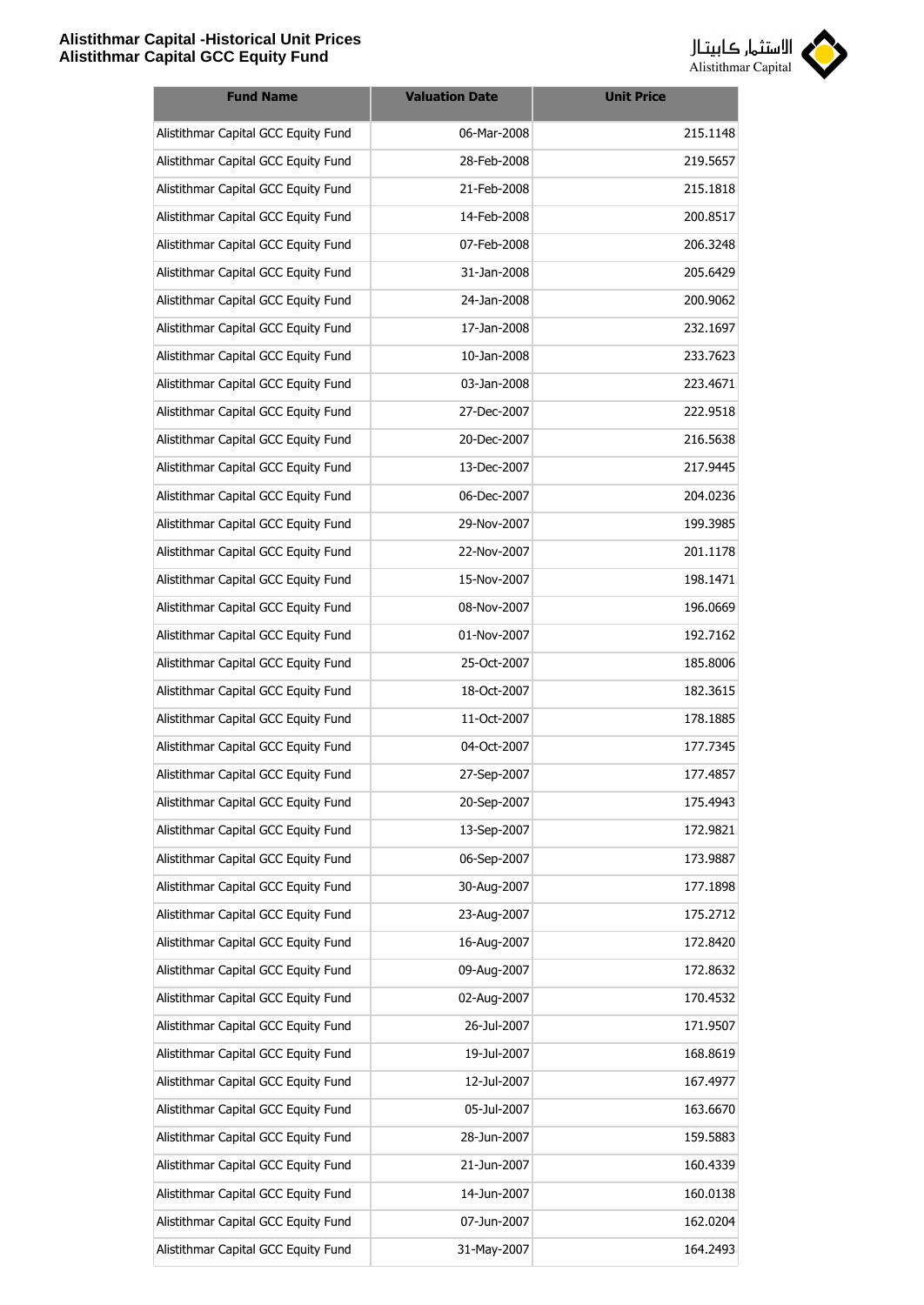# Alistithmar Capital -Historical Unit Prices
## Alistithmar Capital GCC Equity Fund

الاستثمار كابيتال
Alistithmar Capital

| Fund Name | Valuation Date | Unit Price |
|---|---|---|
| Alistithmar Capital GCC Equity Fund | 06-Mar-2008 | 215.1148 |
| Alistithmar Capital GCC Equity Fund | 28-Feb-2008 | 219.5657 |
| Alistithmar Capital GCC Equity Fund | 21-Feb-2008 | 215.1818 |
| Alistithmar Capital GCC Equity Fund | 14-Feb-2008 | 200.8517 |
| Alistithmar Capital GCC Equity Fund | 07-Feb-2008 | 206.3248 |
| Alistithmar Capital GCC Equity Fund | 31-Jan-2008 | 205.6429 |
| Alistithmar Capital GCC Equity Fund | 24-Jan-2008 | 200.9062 |
| Alistithmar Capital GCC Equity Fund | 17-Jan-2008 | 232.1697 |
| Alistithmar Capital GCC Equity Fund | 10-Jan-2008 | 233.7623 |
| Alistithmar Capital GCC Equity Fund | 03-Jan-2008 | 223.4671 |
| Alistithmar Capital GCC Equity Fund | 27-Dec-2007 | 222.9518 |
| Alistithmar Capital GCC Equity Fund | 20-Dec-2007 | 216.5638 |
| Alistithmar Capital GCC Equity Fund | 13-Dec-2007 | 217.9445 |
| Alistithmar Capital GCC Equity Fund | 06-Dec-2007 | 204.0236 |
| Alistithmar Capital GCC Equity Fund | 29-Nov-2007 | 199.3985 |
| Alistithmar Capital GCC Equity Fund | 22-Nov-2007 | 201.1178 |
| Alistithmar Capital GCC Equity Fund | 15-Nov-2007 | 198.1471 |
| Alistithmar Capital GCC Equity Fund | 08-Nov-2007 | 196.0669 |
| Alistithmar Capital GCC Equity Fund | 01-Nov-2007 | 192.7162 |
| Alistithmar Capital GCC Equity Fund | 25-Oct-2007 | 185.8006 |
| Alistithmar Capital GCC Equity Fund | 18-Oct-2007 | 182.3615 |
| Alistithmar Capital GCC Equity Fund | 11-Oct-2007 | 178.1885 |
| Alistithmar Capital GCC Equity Fund | 04-Oct-2007 | 177.7345 |
| Alistithmar Capital GCC Equity Fund | 27-Sep-2007 | 177.4857 |
| Alistithmar Capital GCC Equity Fund | 20-Sep-2007 | 175.4943 |
| Alistithmar Capital GCC Equity Fund | 13-Sep-2007 | 172.9821 |
| Alistithmar Capital GCC Equity Fund | 06-Sep-2007 | 173.9887 |
| Alistithmar Capital GCC Equity Fund | 30-Aug-2007 | 177.1898 |
| Alistithmar Capital GCC Equity Fund | 23-Aug-2007 | 175.2712 |
| Alistithmar Capital GCC Equity Fund | 16-Aug-2007 | 172.8420 |
| Alistithmar Capital GCC Equity Fund | 09-Aug-2007 | 172.8632 |
| Alistithmar Capital GCC Equity Fund | 02-Aug-2007 | 170.4532 |
| Alistithmar Capital GCC Equity Fund | 26-Jul-2007 | 171.9507 |
| Alistithmar Capital GCC Equity Fund | 19-Jul-2007 | 168.8619 |
| Alistithmar Capital GCC Equity Fund | 12-Jul-2007 | 167.4977 |
| Alistithmar Capital GCC Equity Fund | 05-Jul-2007 | 163.6670 |
| Alistithmar Capital GCC Equity Fund | 28-Jun-2007 | 159.5883 |
| Alistithmar Capital GCC Equity Fund | 21-Jun-2007 | 160.4339 |
| Alistithmar Capital GCC Equity Fund | 14-Jun-2007 | 160.0138 |
| Alistithmar Capital GCC Equity Fund | 07-Jun-2007 | 162.0204 |
| Alistithmar Capital GCC Equity Fund | 31-May-2007 | 164.2493 |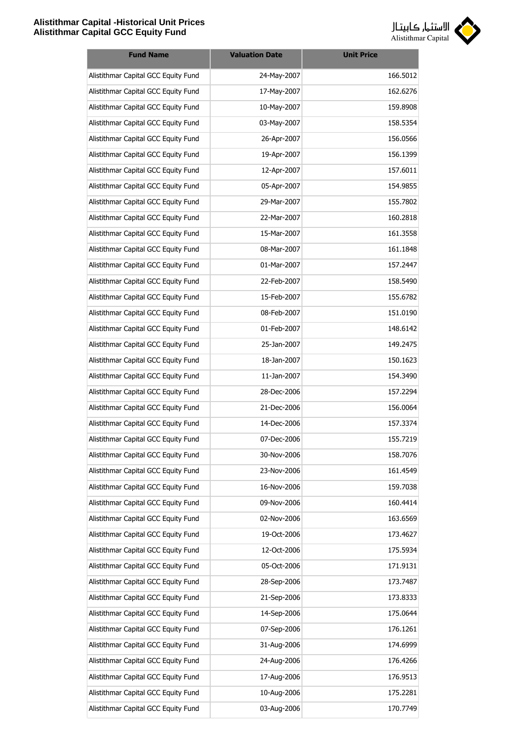| Fund Name | Valuation Date | Unit Price |
|---|---|---|
| Alistithmar Capital GCC Equity Fund | 24-May-2007 | 166.5012 |
| Alistithmar Capital GCC Equity Fund | 17-May-2007 | 162.6276 |
| Alistithmar Capital GCC Equity Fund | 10-May-2007 | 159.8908 |
| Alistithmar Capital GCC Equity Fund | 03-May-2007 | 158.5354 |
| Alistithmar Capital GCC Equity Fund | 26-Apr-2007 | 156.0566 |
| Alistithmar Capital GCC Equity Fund | 19-Apr-2007 | 156.1399 |
| Alistithmar Capital GCC Equity Fund | 12-Apr-2007 | 157.6011 |
| Alistithmar Capital GCC Equity Fund | 05-Apr-2007 | 154.9855 |
| Alistithmar Capital GCC Equity Fund | 29-Mar-2007 | 155.7802 |
| Alistithmar Capital GCC Equity Fund | 22-Mar-2007 | 160.2818 |
| Alistithmar Capital GCC Equity Fund | 15-Mar-2007 | 161.3558 |
| Alistithmar Capital GCC Equity Fund | 08-Mar-2007 | 161.1848 |
| Alistithmar Capital GCC Equity Fund | 01-Mar-2007 | 157.2447 |
| Alistithmar Capital GCC Equity Fund | 22-Feb-2007 | 158.5490 |
| Alistithmar Capital GCC Equity Fund | 15-Feb-2007 | 155.6782 |
| Alistithmar Capital GCC Equity Fund | 08-Feb-2007 | 151.0190 |
| Alistithmar Capital GCC Equity Fund | 01-Feb-2007 | 148.6142 |
| Alistithmar Capital GCC Equity Fund | 25-Jan-2007 | 149.2475 |
| Alistithmar Capital GCC Equity Fund | 18-Jan-2007 | 150.1623 |
| Alistithmar Capital GCC Equity Fund | 11-Jan-2007 | 154.3490 |
| Alistithmar Capital GCC Equity Fund | 28-Dec-2006 | 157.2294 |
| Alistithmar Capital GCC Equity Fund | 21-Dec-2006 | 156.0064 |
| Alistithmar Capital GCC Equity Fund | 14-Dec-2006 | 157.3374 |
| Alistithmar Capital GCC Equity Fund | 07-Dec-2006 | 155.7219 |
| Alistithmar Capital GCC Equity Fund | 30-Nov-2006 | 158.7076 |
| Alistithmar Capital GCC Equity Fund | 23-Nov-2006 | 161.4549 |
| Alistithmar Capital GCC Equity Fund | 16-Nov-2006 | 159.7038 |
| Alistithmar Capital GCC Equity Fund | 09-Nov-2006 | 160.4414 |
| Alistithmar Capital GCC Equity Fund | 02-Nov-2006 | 163.6569 |
| Alistithmar Capital GCC Equity Fund | 19-Oct-2006 | 173.4627 |
| Alistithmar Capital GCC Equity Fund | 12-Oct-2006 | 175.5934 |
| Alistithmar Capital GCC Equity Fund | 05-Oct-2006 | 171.9131 |
| Alistithmar Capital GCC Equity Fund | 28-Sep-2006 | 173.7487 |
| Alistithmar Capital GCC Equity Fund | 21-Sep-2006 | 173.8333 |
| Alistithmar Capital GCC Equity Fund | 14-Sep-2006 | 175.0644 |
| Alistithmar Capital GCC Equity Fund | 07-Sep-2006 | 176.1261 |
| Alistithmar Capital GCC Equity Fund | 31-Aug-2006 | 174.6999 |
| Alistithmar Capital GCC Equity Fund | 24-Aug-2006 | 176.4266 |
| Alistithmar Capital GCC Equity Fund | 17-Aug-2006 | 176.9513 |
| Alistithmar Capital GCC Equity Fund | 10-Aug-2006 | 175.2281 |
| Alistithmar Capital GCC Equity Fund | 03-Aug-2006 | 170.7749 |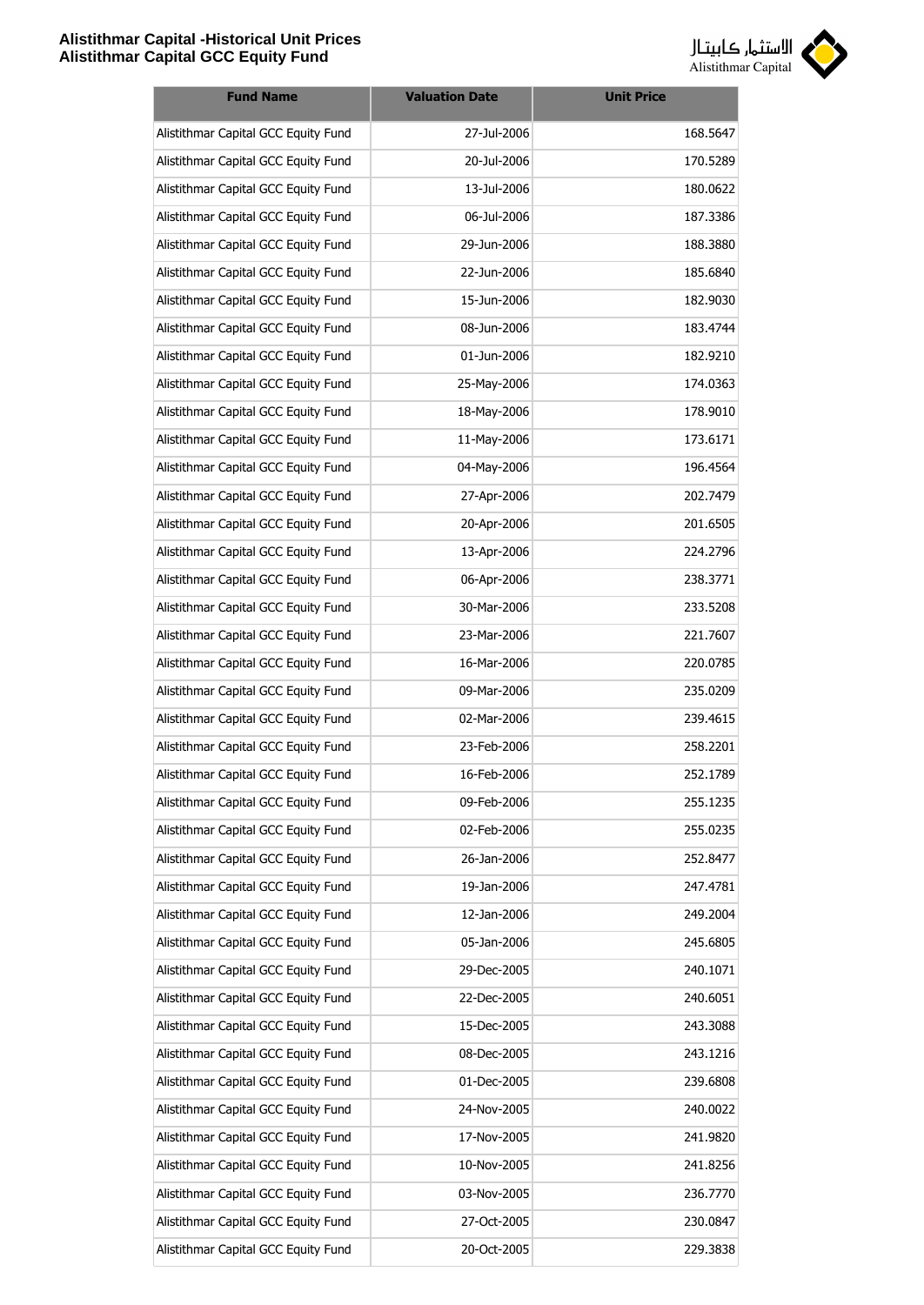| Fund Name | Valuation Date | Unit Price |
|---|---|---|
| Alistithmar Capital GCC Equity Fund | 27-Jul-2006 | 168.5647 |
| Alistithmar Capital GCC Equity Fund | 20-Jul-2006 | 170.5289 |
| Alistithmar Capital GCC Equity Fund | 13-Jul-2006 | 180.0622 |
| Alistithmar Capital GCC Equity Fund | 06-Jul-2006 | 187.3386 |
| Alistithmar Capital GCC Equity Fund | 29-Jun-2006 | 188.3880 |
| Alistithmar Capital GCC Equity Fund | 22-Jun-2006 | 185.6840 |
| Alistithmar Capital GCC Equity Fund | 15-Jun-2006 | 182.9030 |
| Alistithmar Capital GCC Equity Fund | 08-Jun-2006 | 183.4744 |
| Alistithmar Capital GCC Equity Fund | 01-Jun-2006 | 182.9210 |
| Alistithmar Capital GCC Equity Fund | 25-May-2006 | 174.0363 |
| Alistithmar Capital GCC Equity Fund | 18-May-2006 | 178.9010 |
| Alistithmar Capital GCC Equity Fund | 11-May-2006 | 173.6171 |
| Alistithmar Capital GCC Equity Fund | 04-May-2006 | 196.4564 |
| Alistithmar Capital GCC Equity Fund | 27-Apr-2006 | 202.7479 |
| Alistithmar Capital GCC Equity Fund | 20-Apr-2006 | 201.6505 |
| Alistithmar Capital GCC Equity Fund | 13-Apr-2006 | 224.2796 |
| Alistithmar Capital GCC Equity Fund | 06-Apr-2006 | 238.3771 |
| Alistithmar Capital GCC Equity Fund | 30-Mar-2006 | 233.5208 |
| Alistithmar Capital GCC Equity Fund | 23-Mar-2006 | 221.7607 |
| Alistithmar Capital GCC Equity Fund | 16-Mar-2006 | 220.0785 |
| Alistithmar Capital GCC Equity Fund | 09-Mar-2006 | 235.0209 |
| Alistithmar Capital GCC Equity Fund | 02-Mar-2006 | 239.4615 |
| Alistithmar Capital GCC Equity Fund | 23-Feb-2006 | 258.2201 |
| Alistithmar Capital GCC Equity Fund | 16-Feb-2006 | 252.1789 |
| Alistithmar Capital GCC Equity Fund | 09-Feb-2006 | 255.1235 |
| Alistithmar Capital GCC Equity Fund | 02-Feb-2006 | 255.0235 |
| Alistithmar Capital GCC Equity Fund | 26-Jan-2006 | 252.8477 |
| Alistithmar Capital GCC Equity Fund | 19-Jan-2006 | 247.4781 |
| Alistithmar Capital GCC Equity Fund | 12-Jan-2006 | 249.2004 |
| Alistithmar Capital GCC Equity Fund | 05-Jan-2006 | 245.6805 |
| Alistithmar Capital GCC Equity Fund | 29-Dec-2005 | 240.1071 |
| Alistithmar Capital GCC Equity Fund | 22-Dec-2005 | 240.6051 |
| Alistithmar Capital GCC Equity Fund | 15-Dec-2005 | 243.3088 |
| Alistithmar Capital GCC Equity Fund | 08-Dec-2005 | 243.1216 |
| Alistithmar Capital GCC Equity Fund | 01-Dec-2005 | 239.6808 |
| Alistithmar Capital GCC Equity Fund | 24-Nov-2005 | 240.0022 |
| Alistithmar Capital GCC Equity Fund | 17-Nov-2005 | 241.9820 |
| Alistithmar Capital GCC Equity Fund | 10-Nov-2005 | 241.8256 |
| Alistithmar Capital GCC Equity Fund | 03-Nov-2005 | 236.7770 |
| Alistithmar Capital GCC Equity Fund | 27-Oct-2005 | 230.0847 |
| Alistithmar Capital GCC Equity Fund | 20-Oct-2005 | 229.3838 |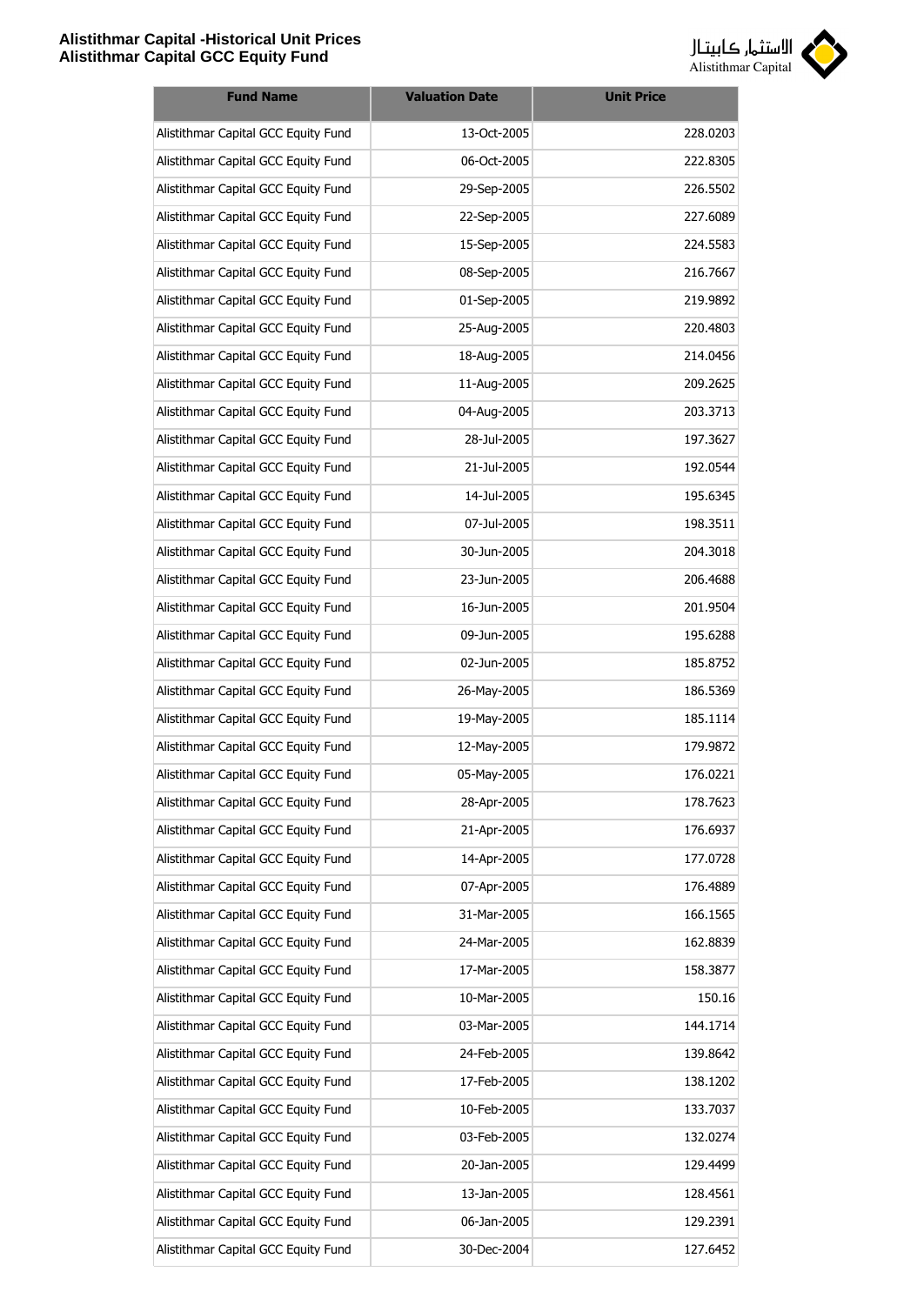| Fund Name | Valuation Date | Unit Price |
|---|---|---|
| Alistithmar Capital GCC Equity Fund | 13-Oct-2005 | 228.0203 |
| Alistithmar Capital GCC Equity Fund | 06-Oct-2005 | 222.8305 |
| Alistithmar Capital GCC Equity Fund | 29-Sep-2005 | 226.5502 |
| Alistithmar Capital GCC Equity Fund | 22-Sep-2005 | 227.6089 |
| Alistithmar Capital GCC Equity Fund | 15-Sep-2005 | 224.5583 |
| Alistithmar Capital GCC Equity Fund | 08-Sep-2005 | 216.7667 |
| Alistithmar Capital GCC Equity Fund | 01-Sep-2005 | 219.9892 |
| Alistithmar Capital GCC Equity Fund | 25-Aug-2005 | 220.4803 |
| Alistithmar Capital GCC Equity Fund | 18-Aug-2005 | 214.0456 |
| Alistithmar Capital GCC Equity Fund | 11-Aug-2005 | 209.2625 |
| Alistithmar Capital GCC Equity Fund | 04-Aug-2005 | 203.3713 |
| Alistithmar Capital GCC Equity Fund | 28-Jul-2005 | 197.3627 |
| Alistithmar Capital GCC Equity Fund | 21-Jul-2005 | 192.0544 |
| Alistithmar Capital GCC Equity Fund | 14-Jul-2005 | 195.6345 |
| Alistithmar Capital GCC Equity Fund | 07-Jul-2005 | 198.3511 |
| Alistithmar Capital GCC Equity Fund | 30-Jun-2005 | 204.3018 |
| Alistithmar Capital GCC Equity Fund | 23-Jun-2005 | 206.4688 |
| Alistithmar Capital GCC Equity Fund | 16-Jun-2005 | 201.9504 |
| Alistithmar Capital GCC Equity Fund | 09-Jun-2005 | 195.6288 |
| Alistithmar Capital GCC Equity Fund | 02-Jun-2005 | 185.8752 |
| Alistithmar Capital GCC Equity Fund | 26-May-2005 | 186.5369 |
| Alistithmar Capital GCC Equity Fund | 19-May-2005 | 185.1114 |
| Alistithmar Capital GCC Equity Fund | 12-May-2005 | 179.9872 |
| Alistithmar Capital GCC Equity Fund | 05-May-2005 | 176.0221 |
| Alistithmar Capital GCC Equity Fund | 28-Apr-2005 | 178.7623 |
| Alistithmar Capital GCC Equity Fund | 21-Apr-2005 | 176.6937 |
| Alistithmar Capital GCC Equity Fund | 14-Apr-2005 | 177.0728 |
| Alistithmar Capital GCC Equity Fund | 07-Apr-2005 | 176.4889 |
| Alistithmar Capital GCC Equity Fund | 31-Mar-2005 | 166.1565 |
| Alistithmar Capital GCC Equity Fund | 24-Mar-2005 | 162.8839 |
| Alistithmar Capital GCC Equity Fund | 17-Mar-2005 | 158.3877 |
| Alistithmar Capital GCC Equity Fund | 10-Mar-2005 | 150.16 |
| Alistithmar Capital GCC Equity Fund | 03-Mar-2005 | 144.1714 |
| Alistithmar Capital GCC Equity Fund | 24-Feb-2005 | 139.8642 |
| Alistithmar Capital GCC Equity Fund | 17-Feb-2005 | 138.1202 |
| Alistithmar Capital GCC Equity Fund | 10-Feb-2005 | 133.7037 |
| Alistithmar Capital GCC Equity Fund | 03-Feb-2005 | 132.0274 |
| Alistithmar Capital GCC Equity Fund | 20-Jan-2005 | 129.4499 |
| Alistithmar Capital GCC Equity Fund | 13-Jan-2005 | 128.4561 |
| Alistithmar Capital GCC Equity Fund | 06-Jan-2005 | 129.2391 |
| Alistithmar Capital GCC Equity Fund | 30-Dec-2004 | 127.6452 |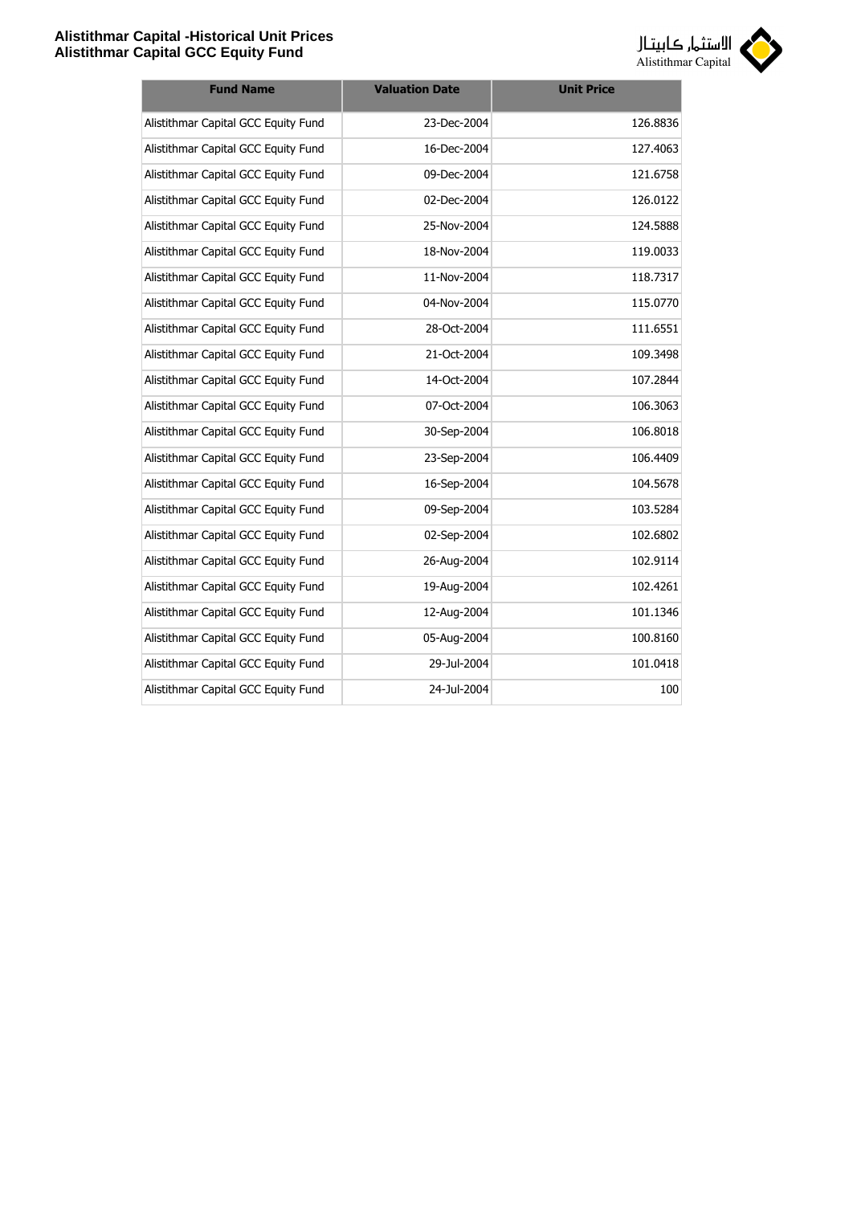**Alistithmar Capital -Historical Unit Prices**
**Alistithmar Capital GCC Equity Fund**

| Fund Name | Valuation Date | Unit Price |
|---|---|---|
| Alistithmar Capital GCC Equity Fund | 23-Dec-2004 | 126.8836 |
| Alistithmar Capital GCC Equity Fund | 16-Dec-2004 | 127.4063 |
| Alistithmar Capital GCC Equity Fund | 09-Dec-2004 | 121.6758 |
| Alistithmar Capital GCC Equity Fund | 02-Dec-2004 | 126.0122 |
| Alistithmar Capital GCC Equity Fund | 25-Nov-2004 | 124.5888 |
| Alistithmar Capital GCC Equity Fund | 18-Nov-2004 | 119.0033 |
| Alistithmar Capital GCC Equity Fund | 11-Nov-2004 | 118.7317 |
| Alistithmar Capital GCC Equity Fund | 04-Nov-2004 | 115.0770 |
| Alistithmar Capital GCC Equity Fund | 28-Oct-2004 | 111.6551 |
| Alistithmar Capital GCC Equity Fund | 21-Oct-2004 | 109.3498 |
| Alistithmar Capital GCC Equity Fund | 14-Oct-2004 | 107.2844 |
| Alistithmar Capital GCC Equity Fund | 07-Oct-2004 | 106.3063 |
| Alistithmar Capital GCC Equity Fund | 30-Sep-2004 | 106.8018 |
| Alistithmar Capital GCC Equity Fund | 23-Sep-2004 | 106.4409 |
| Alistithmar Capital GCC Equity Fund | 16-Sep-2004 | 104.5678 |
| Alistithmar Capital GCC Equity Fund | 09-Sep-2004 | 103.5284 |
| Alistithmar Capital GCC Equity Fund | 02-Sep-2004 | 102.6802 |
| Alistithmar Capital GCC Equity Fund | 26-Aug-2004 | 102.9114 |
| Alistithmar Capital GCC Equity Fund | 19-Aug-2004 | 102.4261 |
| Alistithmar Capital GCC Equity Fund | 12-Aug-2004 | 101.1346 |
| Alistithmar Capital GCC Equity Fund | 05-Aug-2004 | 100.8160 |
| Alistithmar Capital GCC Equity Fund | 29-Jul-2004 | 101.0418 |
| Alistithmar Capital GCC Equity Fund | 24-Jul-2004 | 100 |